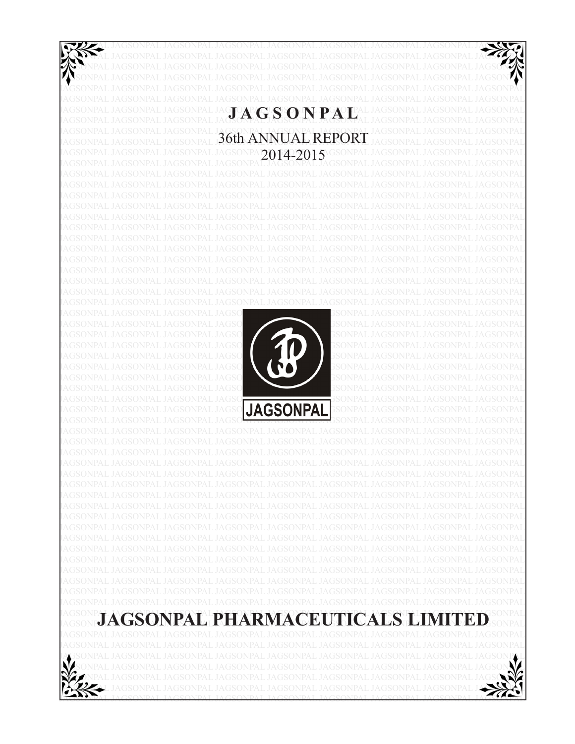# J A G S O N P A L

## 36th ANNUAL REPORT
## 2014-2015

JAGSONPAL

# JAGSONPAL PHARMACEUTICALS LIMITED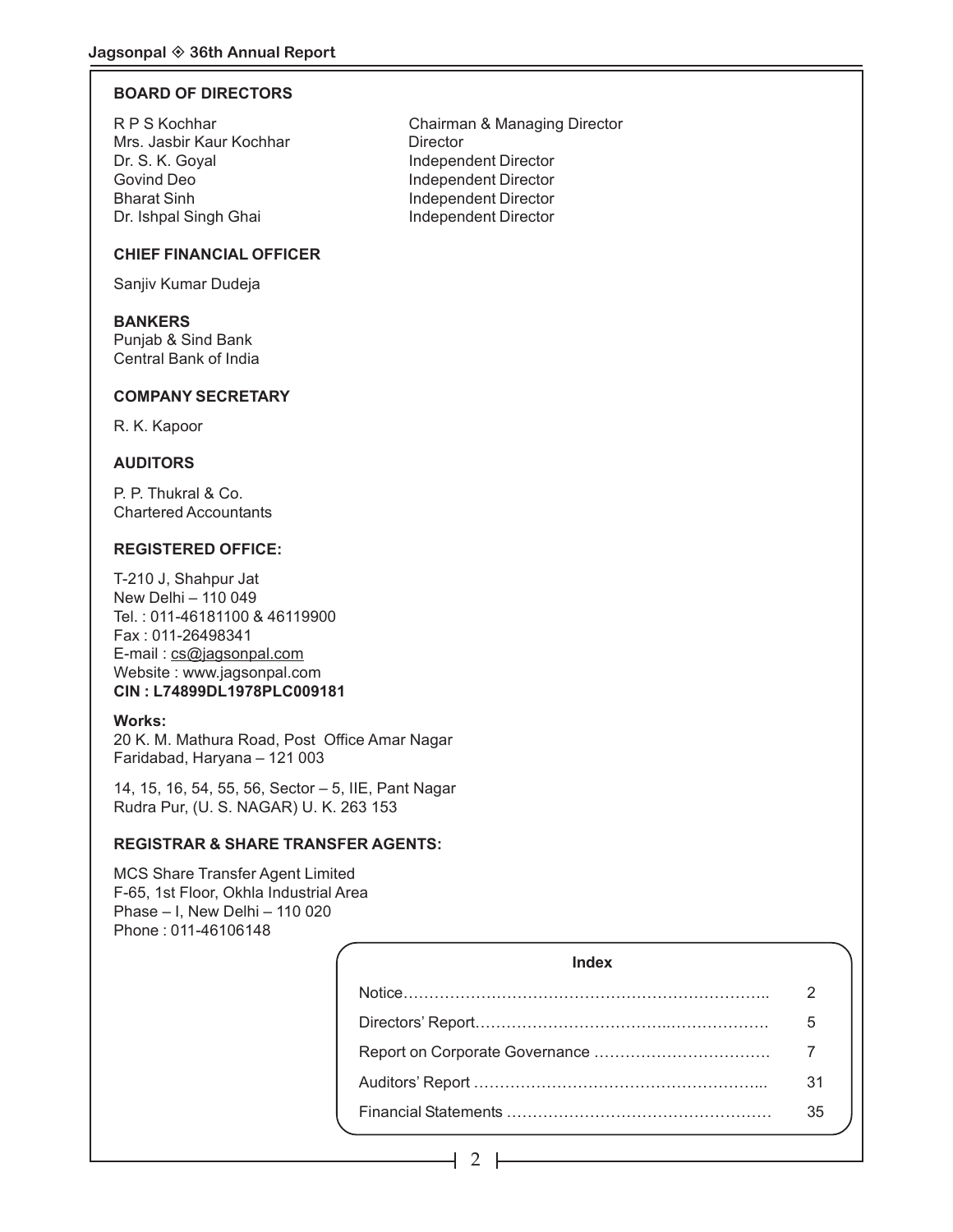## BOARD OF DIRECTORS

| | |
|---|---|
| R P S Kochhar | Chairman & Managing Director |
| Mrs. Jasbir Kaur Kochhar | Director |
| Dr. S. K. Goyal | Independent Director |
| Govind Deo | Independent Director |
| Bharat Sinh | Independent Director |
| Dr. Ishpal Singh Ghai | Independent Director |

## CHIEF FINANCIAL OFFICER

Sanjiv Kumar Dudeja

## BANKERS

Punjab & Sind Bank
Central Bank of India

## COMPANY SECRETARY

R. K. Kapoor

## AUDITORS

P. P. Thukral & Co.
Chartered Accountants

## REGISTERED OFFICE:

T-210 J, Shahpur Jat
New Delhi – 110 049
Tel. : 011-46181100 & 46119900
Fax : 011-26498341
E-mail : cs@jagsonpal.com
Website : www.jagsonpal.com
**CIN : L74899DL1978PLC009181**

**Works:**
20 K. M. Mathura Road, Post Office Amar Nagar
Faridabad, Haryana – 121 003

14, 15, 16, 54, 55, 56, Sector – 5, IIE, Pant Nagar
Rudra Pur, (U. S. NAGAR) U. K. 263 153

## REGISTRAR & SHARE TRANSFER AGENTS:

MCS Share Transfer Agent Limited
F-65, 1st Floor, Okhla Industrial Area
Phase – I, New Delhi – 110 020
Phone : 011-46106148

| Index | |
|---|---|
| Notice | 2 |
| Directors' Report | 5 |
| Report on Corporate Governance | 7 |
| Auditors' Report | 31 |
| Financial Statements | 35 |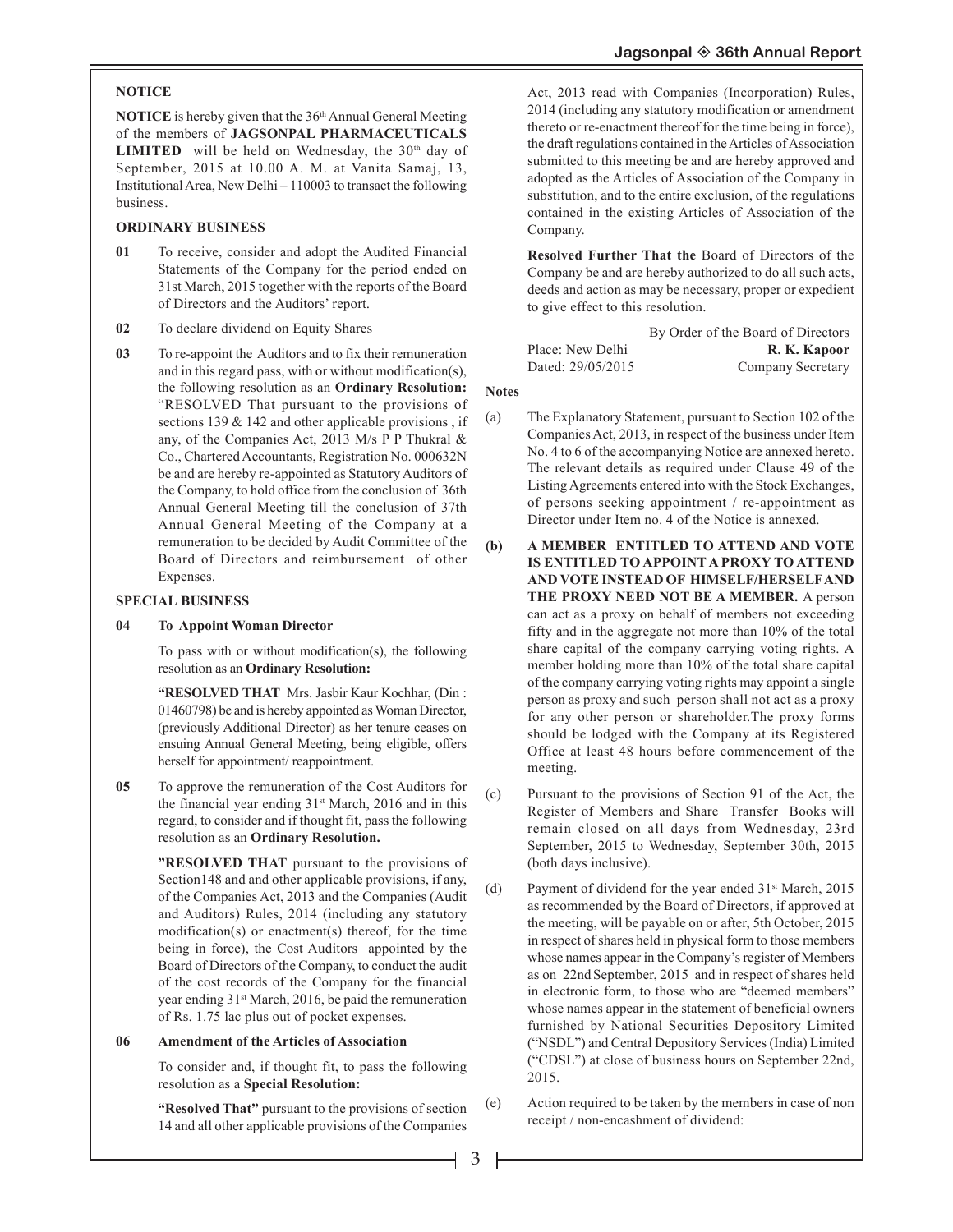## NOTICE

**NOTICE** is hereby given that the 36th Annual General Meeting of the members of **JAGSONPAL PHARMACEUTICALS LIMITED** will be held on Wednesday, the 30th day of September, 2015 at 10.00 A. M. at Vanita Samaj, 13, Institutional Area, New Delhi – 110003 to transact the following business.

### ORDINARY BUSINESS

**01** To receive, consider and adopt the Audited Financial Statements of the Company for the period ended on 31st March, 2015 together with the reports of the Board of Directors and the Auditors' report.

**02** To declare dividend on Equity Shares

**03** To re-appoint the Auditors and to fix their remuneration and in this regard pass, with or without modification(s), the following resolution as an **Ordinary Resolution:** "RESOLVED That pursuant to the provisions of sections 139 & 142 and other applicable provisions , if any, of the Companies Act, 2013 M/s P P Thukral & Co., Chartered Accountants, Registration No. 000632N be and are hereby re-appointed as Statutory Auditors of the Company, to hold office from the conclusion of 36th Annual General Meeting till the conclusion of 37th Annual General Meeting of the Company at a remuneration to be decided by Audit Committee of the Board of Directors and reimbursement of other Expenses.

### SPECIAL BUSINESS

**04 To Appoint Woman Director**

To pass with or without modification(s), the following resolution as an **Ordinary Resolution:**

**"RESOLVED THAT** Mrs. Jasbir Kaur Kochhar, (Din : 01460798) be and is hereby appointed as Woman Director, (previously Additional Director) as her tenure ceases on ensuing Annual General Meeting, being eligible, offers herself for appointment/ reappointment.

**05** To approve the remuneration of the Cost Auditors for the financial year ending 31st March, 2016 and in this regard, to consider and if thought fit, pass the following resolution as an **Ordinary Resolution.**

**"RESOLVED THAT** pursuant to the provisions of Section148 and and other applicable provisions, if any, of the Companies Act, 2013 and the Companies (Audit and Auditors) Rules, 2014 (including any statutory modification(s) or enactment(s) thereof, for the time being in force), the Cost Auditors appointed by the Board of Directors of the Company, to conduct the audit of the cost records of the Company for the financial year ending 31st March, 2016, be paid the remuneration of Rs. 1.75 lac plus out of pocket expenses.

**06 Amendment of the Articles of Association**

To consider and, if thought fit, to pass the following resolution as a **Special Resolution:**

**"Resolved That"** pursuant to the provisions of section 14 and all other applicable provisions of the Companies Act, 2013 read with Companies (Incorporation) Rules, 2014 (including any statutory modification or amendment thereto or re-enactment thereof for the time being in force), the draft regulations contained in the Articles of Association submitted to this meeting be and are hereby approved and adopted as the Articles of Association of the Company in substitution, and to the entire exclusion, of the regulations contained in the existing Articles of Association of the Company.

**Resolved Further That the** Board of Directors of the Company be and are hereby authorized to do all such acts, deeds and action as may be necessary, proper or expedient to give effect to this resolution.

By Order of the Board of Directors

Place: New Delhi **R. K. Kapoor**

Dated: 29/05/2015 Company Secretary

### Notes

(a) The Explanatory Statement, pursuant to Section 102 of the Companies Act, 2013, in respect of the business under Item No. 4 to 6 of the accompanying Notice are annexed hereto. The relevant details as required under Clause 49 of the Listing Agreements entered into with the Stock Exchanges, of persons seeking appointment / re-appointment as Director under Item no. 4 of the Notice is annexed.

**(b) A MEMBER ENTITLED TO ATTEND AND VOTE IS ENTITLED TO APPOINT A PROXY TO ATTEND AND VOTE INSTEAD OF HIMSELF/HERSELF AND THE PROXY NEED NOT BE A MEMBER.** A person can act as a proxy on behalf of members not exceeding fifty and in the aggregate not more than 10% of the total share capital of the company carrying voting rights. A member holding more than 10% of the total share capital of the company carrying voting rights may appoint a single person as proxy and such person shall not act as a proxy for any other person or shareholder.The proxy forms should be lodged with the Company at its Registered Office at least 48 hours before commencement of the meeting.

(c) Pursuant to the provisions of Section 91 of the Act, the Register of Members and Share Transfer Books will remain closed on all days from Wednesday, 23rd September, 2015 to Wednesday, September 30th, 2015 (both days inclusive).

(d) Payment of dividend for the year ended 31st March, 2015 as recommended by the Board of Directors, if approved at the meeting, will be payable on or after, 5th October, 2015 in respect of shares held in physical form to those members whose names appear in the Company's register of Members as on 22nd September, 2015 and in respect of shares held in electronic form, to those who are "deemed members" whose names appear in the statement of beneficial owners furnished by National Securities Depository Limited ("NSDL") and Central Depository Services (India) Limited ("CDSL") at close of business hours on September 22nd, 2015.

(e) Action required to be taken by the members in case of non receipt / non-encashment of dividend: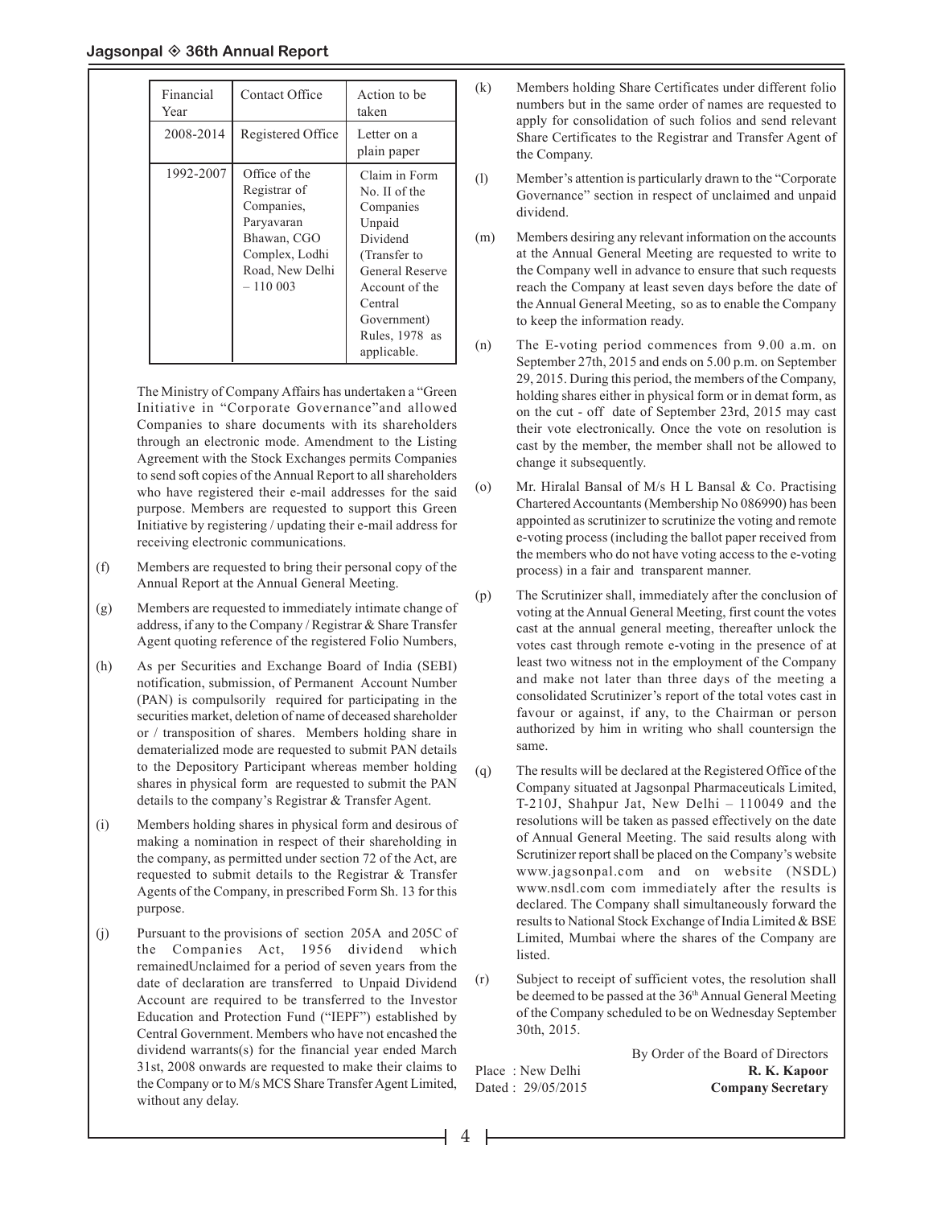| Financial Year | Contact Office | Action to be taken |
|---|---|---|
| 2008-2014 | Registered Office | Letter on a plain paper |
| 1992-2007 | Office of the Registrar of Companies, Paryavaran Bhawan, CGO Complex, Lodhi Road, New Delhi – 110 003 | Claim in Form No. II of the Companies Unpaid Dividend (Transfer to General Reserve Account of the Central Government) Rules, 1978 as applicable. |

The Ministry of Company Affairs has undertaken a "Green Initiative in "Corporate Governance"and allowed Companies to share documents with its shareholders through an electronic mode. Amendment to the Listing Agreement with the Stock Exchanges permits Companies to send soft copies of the Annual Report to all shareholders who have registered their e-mail addresses for the said purpose. Members are requested to support this Green Initiative by registering / updating their e-mail address for receiving electronic communications.

(f) Members are requested to bring their personal copy of the Annual Report at the Annual General Meeting.

(g) Members are requested to immediately intimate change of address, if any to the Company / Registrar & Share Transfer Agent quoting reference of the registered Folio Numbers,

(h) As per Securities and Exchange Board of India (SEBI) notification, submission, of Permanent Account Number (PAN) is compulsorily required for participating in the securities market, deletion of name of deceased shareholder or / transposition of shares. Members holding share in dematerialized mode are requested to submit PAN details to the Depository Participant whereas member holding shares in physical form are requested to submit the PAN details to the company's Registrar & Transfer Agent.

(i) Members holding shares in physical form and desirous of making a nomination in respect of their shareholding in the company, as permitted under section 72 of the Act, are requested to submit details to the Registrar & Transfer Agents of the Company, in prescribed Form Sh. 13 for this purpose.

(j) Pursuant to the provisions of section 205A and 205C of the Companies Act, 1956 dividend which remainedUnclaimed for a period of seven years from the date of declaration are transferred to Unpaid Dividend Account are required to be transferred to the Investor Education and Protection Fund ("IEPF") established by Central Government. Members who have not encashed the dividend warrants(s) for the financial year ended March 31st, 2008 onwards are requested to make their claims to the Company or to M/s MCS Share Transfer Agent Limited, without any delay.

(k) Members holding Share Certificates under different folio numbers but in the same order of names are requested to apply for consolidation of such folios and send relevant Share Certificates to the Registrar and Transfer Agent of the Company.

(l) Member's attention is particularly drawn to the "Corporate Governance" section in respect of unclaimed and unpaid dividend.

(m) Members desiring any relevant information on the accounts at the Annual General Meeting are requested to write to the Company well in advance to ensure that such requests reach the Company at least seven days before the date of the Annual General Meeting, so as to enable the Company to keep the information ready.

(n) The E-voting period commences from 9.00 a.m. on September 27th, 2015 and ends on 5.00 p.m. on September 29, 2015. During this period, the members of the Company, holding shares either in physical form or in demat form, as on the cut - off date of September 23rd, 2015 may cast their vote electronically. Once the vote on resolution is cast by the member, the member shall not be allowed to change it subsequently.

(o) Mr. Hiralal Bansal of M/s H L Bansal & Co. Practising Chartered Accountants (Membership No 086990) has been appointed as scrutinizer to scrutinize the voting and remote e-voting process (including the ballot paper received from the members who do not have voting access to the e-voting process) in a fair and transparent manner.

(p) The Scrutinizer shall, immediately after the conclusion of voting at the Annual General Meeting, first count the votes cast at the annual general meeting, thereafter unlock the votes cast through remote e-voting in the presence of at least two witness not in the employment of the Company and make not later than three days of the meeting a consolidated Scrutinizer's report of the total votes cast in favour or against, if any, to the Chairman or person authorized by him in writing who shall countersign the same.

(q) The results will be declared at the Registered Office of the Company situated at Jagsonpal Pharmaceuticals Limited, T-210J, Shahpur Jat, New Delhi – 110049 and the resolutions will be taken as passed effectively on the date of Annual General Meeting. The said results along with Scrutinizer report shall be placed on the Company's website www.jagsonpal.com and on website (NSDL) www.nsdl.com com immediately after the results is declared. The Company shall simultaneously forward the results to National Stock Exchange of India Limited & BSE Limited, Mumbai where the shares of the Company are listed.

(r) Subject to receipt of sufficient votes, the resolution shall be deemed to be passed at the 36th Annual General Meeting of the Company scheduled to be on Wednesday September 30th, 2015.

By Order of the Board of Directors

Place : New Delhi
Dated : 29/05/2015

**R. K. Kapoor**
**Company Secretary**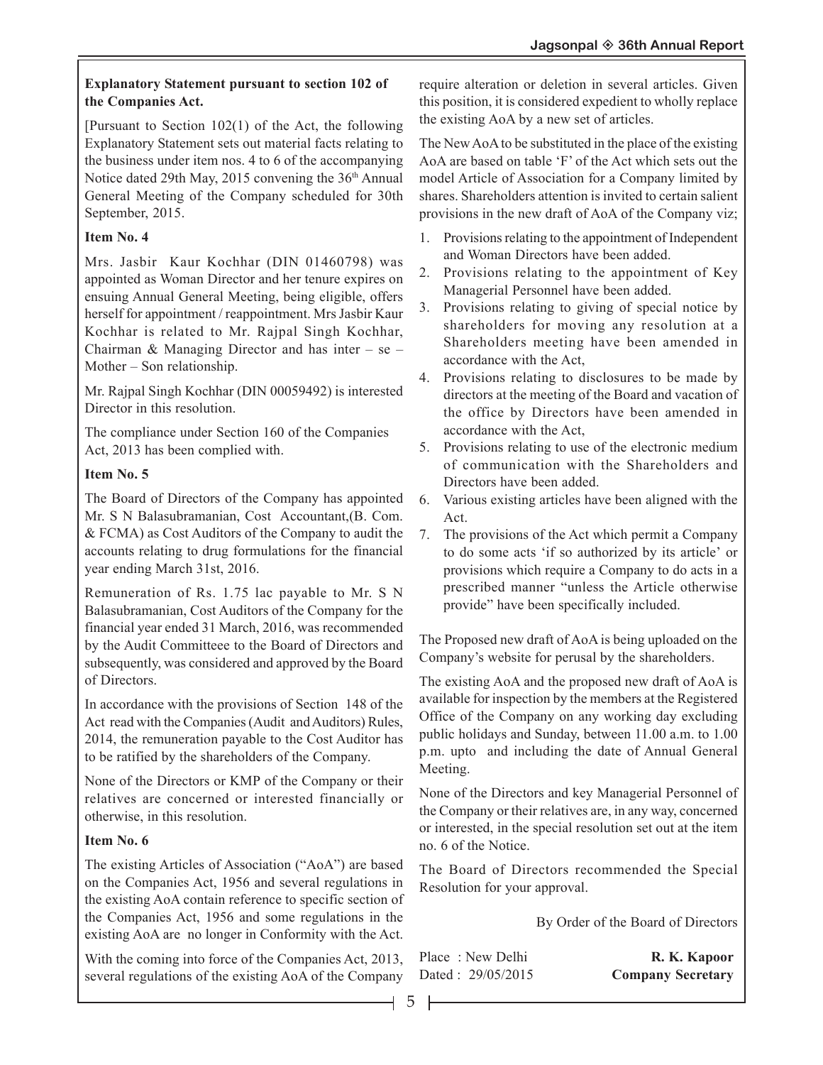**Explanatory Statement pursuant to section 102 of the Companies Act.**

[Pursuant to Section 102(1) of the Act, the following Explanatory Statement sets out material facts relating to the business under item nos. 4 to 6 of the accompanying Notice dated 29th May, 2015 convening the 36th Annual General Meeting of the Company scheduled for 30th September, 2015.

**Item No. 4**

Mrs. Jasbir Kaur Kochhar (DIN 01460798) was appointed as Woman Director and her tenure expires on ensuing Annual General Meeting, being eligible, offers herself for appointment / reappointment. Mrs Jasbir Kaur Kochhar is related to Mr. Rajpal Singh Kochhar, Chairman & Managing Director and has inter – se – Mother – Son relationship.

Mr. Rajpal Singh Kochhar (DIN 00059492) is interested Director in this resolution.

The compliance under Section 160 of the Companies Act, 2013 has been complied with.

**Item No. 5**

The Board of Directors of the Company has appointed Mr. S N Balasubramanian, Cost Accountant,(B. Com. & FCMA) as Cost Auditors of the Company to audit the accounts relating to drug formulations for the financial year ending March 31st, 2016.

Remuneration of Rs. 1.75 lac payable to Mr. S N Balasubramanian, Cost Auditors of the Company for the financial year ended 31 March, 2016, was recommended by the Audit Committeee to the Board of Directors and subsequently, was considered and approved by the Board of Directors.

In accordance with the provisions of Section 148 of the Act read with the Companies (Audit and Auditors) Rules, 2014, the remuneration payable to the Cost Auditor has to be ratified by the shareholders of the Company.

None of the Directors or KMP of the Company or their relatives are concerned or interested financially or otherwise, in this resolution.

**Item No. 6**

The existing Articles of Association ("AoA") are based on the Companies Act, 1956 and several regulations in the existing AoA contain reference to specific section of the Companies Act, 1956 and some regulations in the existing AoA are no longer in Conformity with the Act.

With the coming into force of the Companies Act, 2013, several regulations of the existing AoA of the Company require alteration or deletion in several articles. Given this position, it is considered expedient to wholly replace the existing AoA by a new set of articles.

The New AoA to be substituted in the place of the existing AoA are based on table 'F' of the Act which sets out the model Article of Association for a Company limited by shares. Shareholders attention is invited to certain salient provisions in the new draft of AoA of the Company viz;

1. Provisions relating to the appointment of Independent and Woman Directors have been added.
2. Provisions relating to the appointment of Key Managerial Personnel have been added.
3. Provisions relating to giving of special notice by shareholders for moving any resolution at a Shareholders meeting have been amended in accordance with the Act,
4. Provisions relating to disclosures to be made by directors at the meeting of the Board and vacation of the office by Directors have been amended in accordance with the Act,
5. Provisions relating to use of the electronic medium of communication with the Shareholders and Directors have been added.
6. Various existing articles have been aligned with the Act.
7. The provisions of the Act which permit a Company to do some acts 'if so authorized by its article' or provisions which require a Company to do acts in a prescribed manner "unless the Article otherwise provide" have been specifically included.

The Proposed new draft of AoA is being uploaded on the Company's website for perusal by the shareholders.

The existing AoA and the proposed new draft of AoA is available for inspection by the members at the Registered Office of the Company on any working day excluding public holidays and Sunday, between 11.00 a.m. to 1.00 p.m. upto and including the date of Annual General Meeting.

None of the Directors and key Managerial Personnel of the Company or their relatives are, in any way, concerned or interested, in the special resolution set out at the item no. 6 of the Notice.

The Board of Directors recommended the Special Resolution for your approval.

By Order of the Board of Directors

Place : New Delhi
Dated : 29/05/2015

**R. K. Kapoor**
**Company Secretary**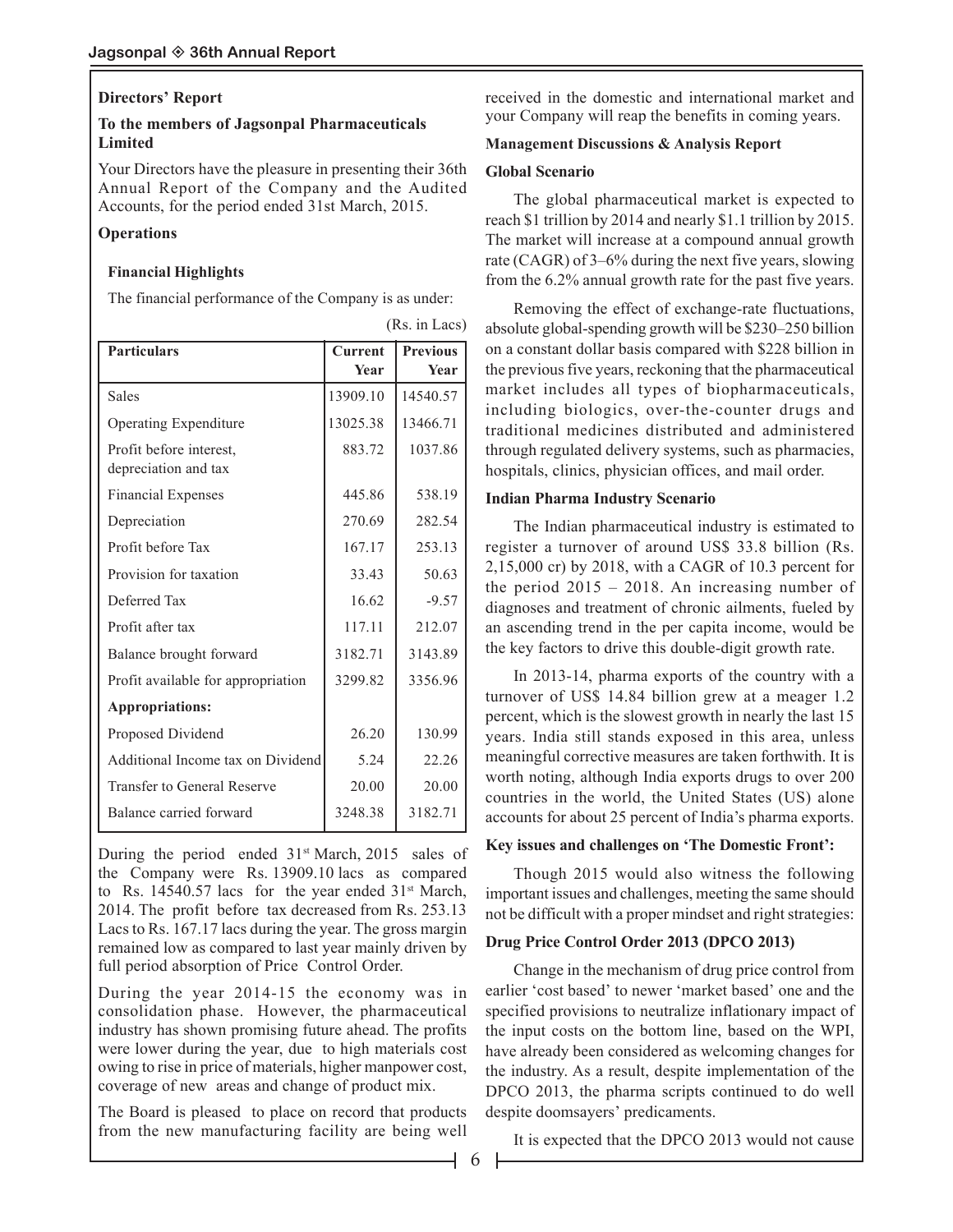## Directors' Report

**To the members of Jagsonpal Pharmaceuticals Limited**

Your Directors have the pleasure in presenting their 36th Annual Report of the Company and the Audited Accounts, for the period ended 31st March, 2015.

### Operations

#### Financial Highlights

The financial performance of the Company is as under:

(Rs. in Lacs)

| Particulars | Current Year | Previous Year |
|---|---|---|
| Sales | 13909.10 | 14540.57 |
| Operating Expenditure | 13025.38 | 13466.71 |
| Profit before interest, depreciation and tax | 883.72 | 1037.86 |
| Financial Expenses | 445.86 | 538.19 |
| Depreciation | 270.69 | 282.54 |
| Profit before Tax | 167.17 | 253.13 |
| Provision for taxation | 33.43 | 50.63 |
| Deferred Tax | 16.62 | -9.57 |
| Profit after tax | 117.11 | 212.07 |
| Balance brought forward | 3182.71 | 3143.89 |
| Profit available for appropriation | 3299.82 | 3356.96 |
| **Appropriations:** | | |
| Proposed Dividend | 26.20 | 130.99 |
| Additional Income tax on Dividend | 5.24 | 22.26 |
| Transfer to General Reserve | 20.00 | 20.00 |
| Balance carried forward | 3248.38 | 3182.71 |

During the period ended 31st March, 2015 sales of the Company were Rs. 13909.10 lacs as compared to Rs. 14540.57 lacs for the year ended 31st March, 2014. The profit before tax decreased from Rs. 253.13 Lacs to Rs. 167.17 lacs during the year. The gross margin remained low as compared to last year mainly driven by full period absorption of Price Control Order.

During the year 2014-15 the economy was in consolidation phase. However, the pharmaceutical industry has shown promising future ahead. The profits were lower during the year, due to high materials cost owing to rise in price of materials, higher manpower cost, coverage of new areas and change of product mix.

The Board is pleased to place on record that products from the new manufacturing facility are being well received in the domestic and international market and your Company will reap the benefits in coming years.

### Management Discussions & Analysis Report

#### Global Scenario

The global pharmaceutical market is expected to reach $1 trillion by 2014 and nearly $1.1 trillion by 2015. The market will increase at a compound annual growth rate (CAGR) of 3–6% during the next five years, slowing from the 6.2% annual growth rate for the past five years.

Removing the effect of exchange-rate fluctuations, absolute global-spending growth will be $230–250 billion on a constant dollar basis compared with $228 billion in the previous five years, reckoning that the pharmaceutical market includes all types of biopharmaceuticals, including biologics, over-the-counter drugs and traditional medicines distributed and administered through regulated delivery systems, such as pharmacies, hospitals, clinics, physician offices, and mail order.

#### Indian Pharma Industry Scenario

The Indian pharmaceutical industry is estimated to register a turnover of around US$ 33.8 billion (Rs. 2,15,000 cr) by 2018, with a CAGR of 10.3 percent for the period 2015 – 2018. An increasing number of diagnoses and treatment of chronic ailments, fueled by an ascending trend in the per capita income, would be the key factors to drive this double-digit growth rate.

In 2013-14, pharma exports of the country with a turnover of US$ 14.84 billion grew at a meager 1.2 percent, which is the slowest growth in nearly the last 15 years. India still stands exposed in this area, unless meaningful corrective measures are taken forthwith. It is worth noting, although India exports drugs to over 200 countries in the world, the United States (US) alone accounts for about 25 percent of India's pharma exports.

#### Key issues and challenges on 'The Domestic Front':

Though 2015 would also witness the following important issues and challenges, meeting the same should not be difficult with a proper mindset and right strategies:

#### Drug Price Control Order 2013 (DPCO 2013)

Change in the mechanism of drug price control from earlier 'cost based' to newer 'market based' one and the specified provisions to neutralize inflationary impact of the input costs on the bottom line, based on the WPI, have already been considered as welcoming changes for the industry. As a result, despite implementation of the DPCO 2013, the pharma scripts continued to do well despite doomsayers' predicaments.

It is expected that the DPCO 2013 would not cause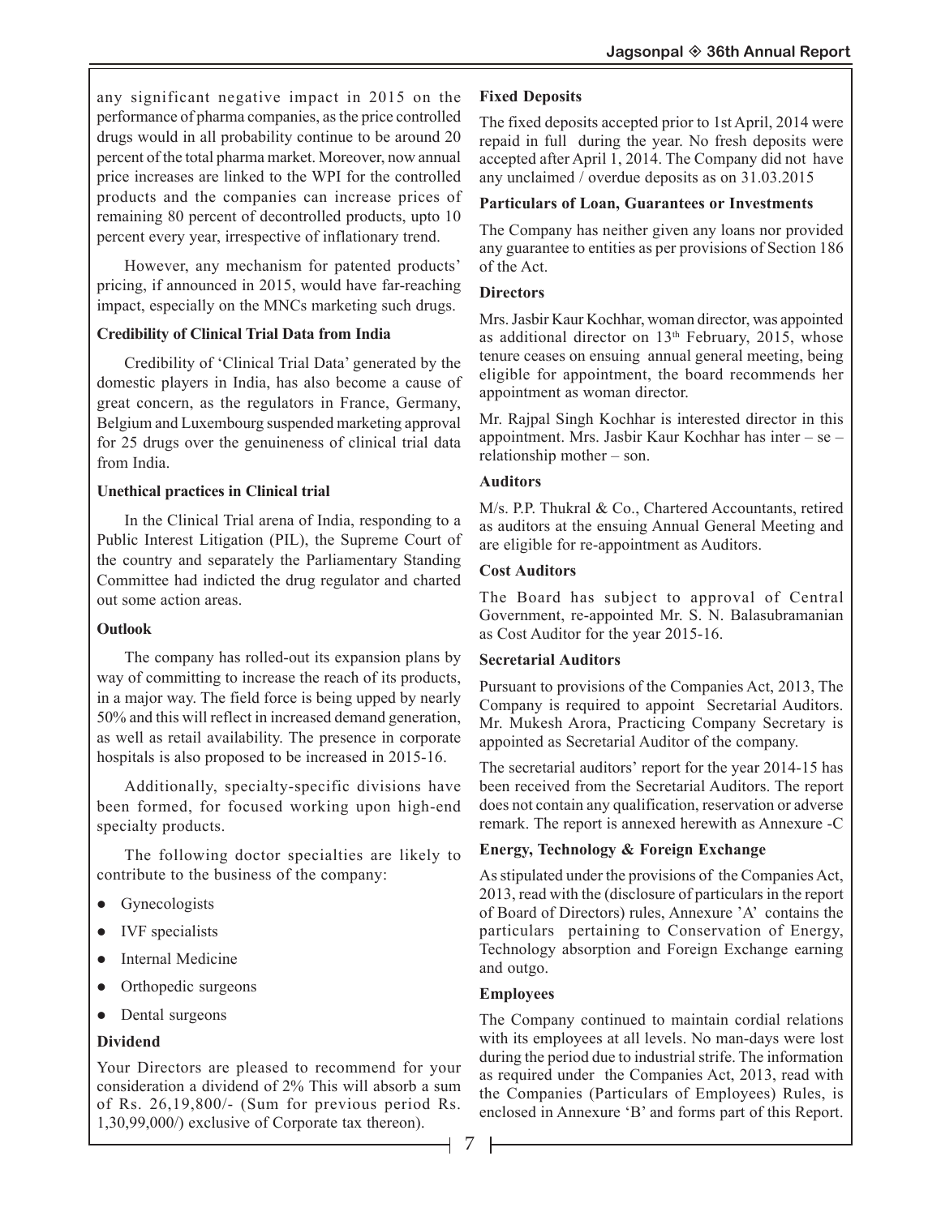any significant negative impact in 2015 on the performance of pharma companies, as the price controlled drugs would in all probability continue to be around 20 percent of the total pharma market. Moreover, now annual price increases are linked to the WPI for the controlled products and the companies can increase prices of remaining 80 percent of decontrolled products, upto 10 percent every year, irrespective of inflationary trend.

However, any mechanism for patented products' pricing, if announced in 2015, would have far-reaching impact, especially on the MNCs marketing such drugs.

**Credibility of Clinical Trial Data from India**

Credibility of 'Clinical Trial Data' generated by the domestic players in India, has also become a cause of great concern, as the regulators in France, Germany, Belgium and Luxembourg suspended marketing approval for 25 drugs over the genuineness of clinical trial data from India.

**Unethical practices in Clinical trial**

In the Clinical Trial arena of India, responding to a Public Interest Litigation (PIL), the Supreme Court of the country and separately the Parliamentary Standing Committee had indicted the drug regulator and charted out some action areas.

**Outlook**

The company has rolled-out its expansion plans by way of committing to increase the reach of its products, in a major way. The field force is being upped by nearly 50% and this will reflect in increased demand generation, as well as retail availability. The presence in corporate hospitals is also proposed to be increased in 2015-16.

Additionally, specialty-specific divisions have been formed, for focused working upon high-end specialty products.

The following doctor specialties are likely to contribute to the business of the company:

- Gynecologists
- IVF specialists
- Internal Medicine
- Orthopedic surgeons
- Dental surgeons

**Dividend**

Your Directors are pleased to recommend for your consideration a dividend of 2% This will absorb a sum of Rs. 26,19,800/- (Sum for previous period Rs. 1,30,99,000/) exclusive of Corporate tax thereon).

**Fixed Deposits**

The fixed deposits accepted prior to 1st April, 2014 were repaid in full during the year. No fresh deposits were accepted after April 1, 2014. The Company did not have any unclaimed / overdue deposits as on 31.03.2015

**Particulars of Loan, Guarantees or Investments**

The Company has neither given any loans nor provided any guarantee to entities as per provisions of Section 186 of the Act.

**Directors**

Mrs. Jasbir Kaur Kochhar, woman director, was appointed as additional director on 13th February, 2015, whose tenure ceases on ensuing annual general meeting, being eligible for appointment, the board recommends her appointment as woman director.

Mr. Rajpal Singh Kochhar is interested director in this appointment. Mrs. Jasbir Kaur Kochhar has inter – se – relationship mother – son.

**Auditors**

M/s. P.P. Thukral & Co., Chartered Accountants, retired as auditors at the ensuing Annual General Meeting and are eligible for re-appointment as Auditors.

**Cost Auditors**

The Board has subject to approval of Central Government, re-appointed Mr. S. N. Balasubramanian as Cost Auditor for the year 2015-16.

**Secretarial Auditors**

Pursuant to provisions of the Companies Act, 2013, The Company is required to appoint Secretarial Auditors. Mr. Mukesh Arora, Practicing Company Secretary is appointed as Secretarial Auditor of the company.

The secretarial auditors' report for the year 2014-15 has been received from the Secretarial Auditors. The report does not contain any qualification, reservation or adverse remark. The report is annexed herewith as Annexure -C

**Energy, Technology & Foreign Exchange**

As stipulated under the provisions of the Companies Act, 2013, read with the (disclosure of particulars in the report of Board of Directors) rules, Annexure 'A' contains the particulars pertaining to Conservation of Energy, Technology absorption and Foreign Exchange earning and outgo.

**Employees**

The Company continued to maintain cordial relations with its employees at all levels. No man-days were lost during the period due to industrial strife. The information as required under the Companies Act, 2013, read with the Companies (Particulars of Employees) Rules, is enclosed in Annexure 'B' and forms part of this Report.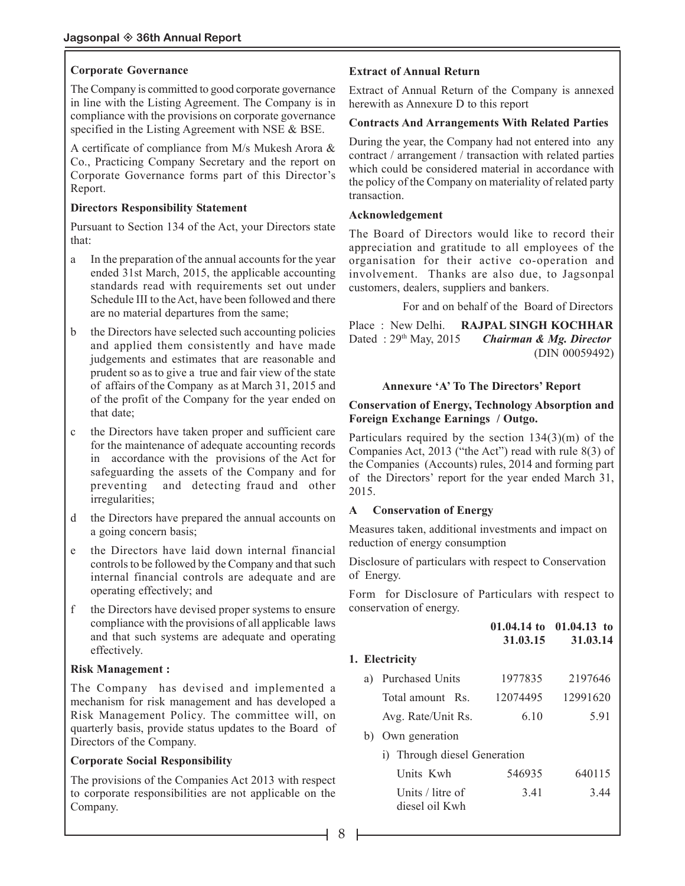### Corporate Governance

The Company is committed to good corporate governance in line with the Listing Agreement. The Company is in compliance with the provisions on corporate governance specified in the Listing Agreement with NSE & BSE.

A certificate of compliance from M/s Mukesh Arora & Co., Practicing Company Secretary and the report on Corporate Governance forms part of this Director's Report.

### Directors Responsibility Statement

Pursuant to Section 134 of the Act, your Directors state that:

a In the preparation of the annual accounts for the year ended 31st March, 2015, the applicable accounting standards read with requirements set out under Schedule III to the Act, have been followed and there are no material departures from the same;

b the Directors have selected such accounting policies and applied them consistently and have made judgements and estimates that are reasonable and prudent so as to give a true and fair view of the state of affairs of the Company as at March 31, 2015 and of the profit of the Company for the year ended on that date;

c the Directors have taken proper and sufficient care for the maintenance of adequate accounting records in accordance with the provisions of the Act for safeguarding the assets of the Company and for preventing and detecting fraud and other irregularities;

d the Directors have prepared the annual accounts on a going concern basis;

e the Directors have laid down internal financial controls to be followed by the Company and that such internal financial controls are adequate and are operating effectively; and

f the Directors have devised proper systems to ensure compliance with the provisions of all applicable laws and that such systems are adequate and operating effectively.

### Risk Management :

The Company has devised and implemented a mechanism for risk management and has developed a Risk Management Policy. The committee will, on quarterly basis, provide status updates to the Board of Directors of the Company.

### Corporate Social Responsibility

The provisions of the Companies Act 2013 with respect to corporate responsibilities are not applicable on the Company.

### Extract of Annual Return

Extract of Annual Return of the Company is annexed herewith as Annexure D to this report

### Contracts And Arrangements With Related Parties

During the year, the Company had not entered into any contract / arrangement / transaction with related parties which could be considered material in accordance with the policy of the Company on materiality of related party transaction.

### Acknowledgement

The Board of Directors would like to record their appreciation and gratitude to all employees of the organisation for their active co-operation and involvement. Thanks are also due, to Jagsonpal customers, dealers, suppliers and bankers.

For and on behalf of the Board of Directors

Place : New Delhi.
Dated : 29th May, 2015

**RAJPAL SINGH KOCHHAR**
***Chairman & Mg. Director***
(DIN 00059492)

### Annexure 'A' To The Directors' Report

**Conservation of Energy, Technology Absorption and Foreign Exchange Earnings / Outgo.**

Particulars required by the section 134(3)(m) of the Companies Act, 2013 ("the Act") read with rule 8(3) of the Companies (Accounts) rules, 2014 and forming part of the Directors' report for the year ended March 31, 2015.

**A Conservation of Energy**

Measures taken, additional investments and impact on reduction of energy consumption

Disclosure of particulars with respect to Conservation of Energy.

Form for Disclosure of Particulars with respect to conservation of energy.

| | 01.04.14 to 31.03.15 | 01.04.13 to 31.03.14 |
|---|---|---|
| **1. Electricity** | | |
| a) Purchased Units | 1977835 | 2197646 |
| Total amount Rs. | 12074495 | 12991620 |
| Avg. Rate/Unit Rs. | 6.10 | 5.91 |
| b) Own generation | | |
| i) Through diesel Generation | | |
| Units Kwh | 546935 | 640115 |
| Units / litre of diesel oil Kwh | 3.41 | 3.44 |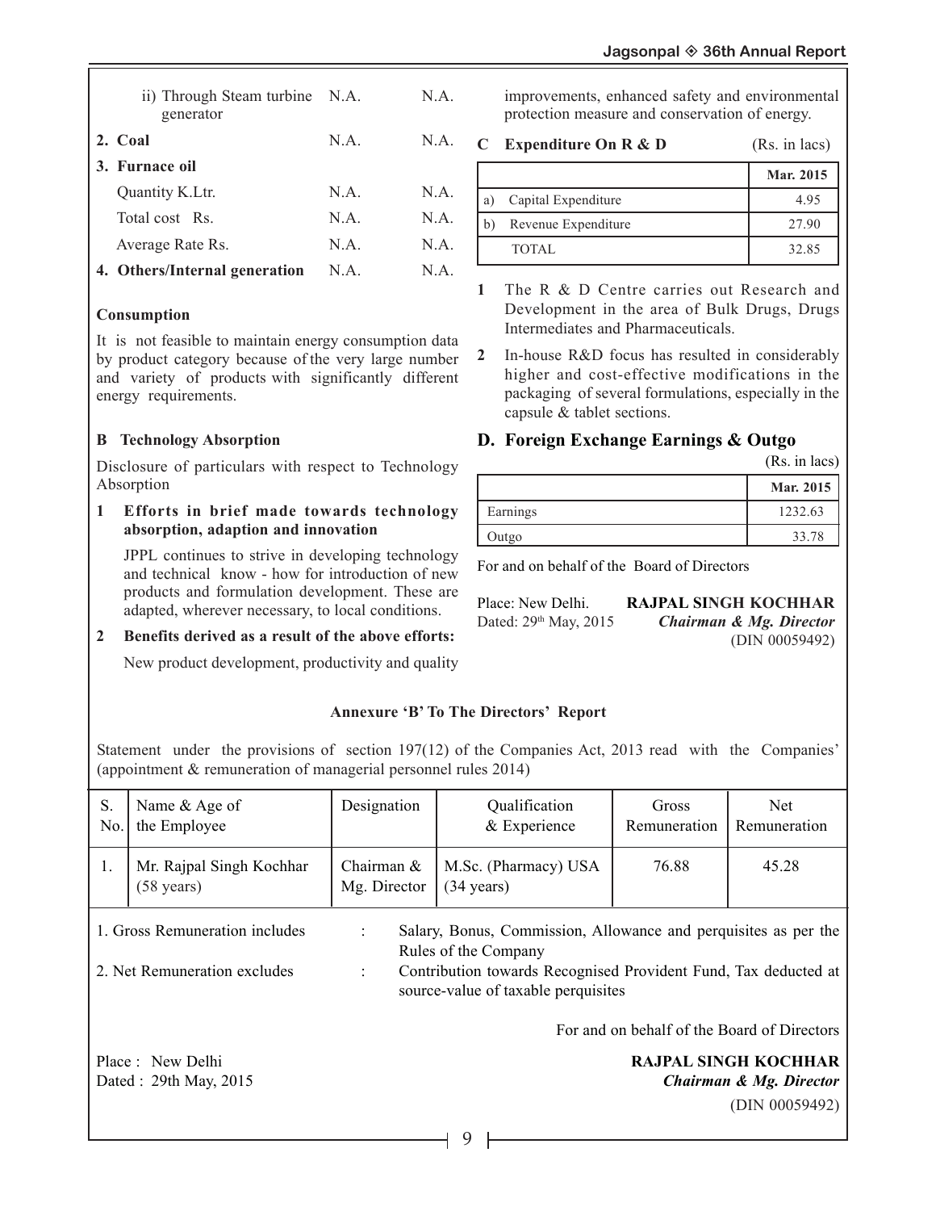| | | |
|---|---|---|
| ii) Through Steam turbine generator | N.A. | N.A. |
| **2. Coal** | N.A. | N.A. |
| **3. Furnace oil** | | |
| Quantity K.Ltr. | N.A. | N.A. |
| Total cost Rs. | N.A. | N.A. |
| Average Rate Rs. | N.A. | N.A. |
| **4. Others/Internal generation** | N.A. | N.A. |

**Consumption**

It is not feasible to maintain energy consumption data by product category because of the very large number and variety of products with significantly different energy requirements.

**B Technology Absorption**

Disclosure of particulars with respect to Technology Absorption

**1 Efforts in brief made towards technology absorption, adaption and innovation**

JPPL continues to strive in developing technology and technical know - how for introduction of new products and formulation development. These are adapted, wherever necessary, to local conditions.

**2 Benefits derived as a result of the above efforts:**

New product development, productivity and quality improvements, enhanced safety and environmental protection measure and conservation of energy.

**C Expenditure On R & D** (Rs. in lacs)

| | | Mar. 2015 |
|---|---|---|
| a) | Capital Expenditure | 4.95 |
| b) | Revenue Expenditure | 27.90 |
| | TOTAL | 32.85 |

1 The R & D Centre carries out Research and Development in the area of Bulk Drugs, Drugs Intermediates and Pharmaceuticals.

2 In-house R&D focus has resulted in considerably higher and cost-effective modifications in the packaging of several formulations, especially in the capsule & tablet sections.

## D. Foreign Exchange Earnings & Outgo

(Rs. in lacs)

| | Mar. 2015 |
|---|---|
| Earnings | 1232.63 |
| Outgo | 33.78 |

For and on behalf of the Board of Directors

Place: New Delhi.
Dated: 29th May, 2015

**RAJPAL SINGH KOCHHAR**
***Chairman & Mg. Director***
(DIN 00059492)

### Annexure 'B' To The Directors' Report

Statement under the provisions of section 197(12) of the Companies Act, 2013 read with the Companies' (appointment & remuneration of managerial personnel rules 2014)

| S. No. | Name & Age of the Employee | Designation | Qualification & Experience | Gross Remuneration | Net Remuneration |
|---|---|---|---|---|---|
| 1. | Mr. Rajpal Singh Kochhar (58 years) | Chairman & Mg. Director | M.Sc. (Pharmacy) USA (34 years) | 76.88 | 45.28 |

1. Gross Remuneration includes : Salary, Bonus, Commission, Allowance and perquisites as per the Rules of the Company

2. Net Remuneration excludes : Contribution towards Recognised Provident Fund, Tax deducted at source-value of taxable perquisites

For and on behalf of the Board of Directors

Place : New Delhi
Dated : 29th May, 2015

**RAJPAL SINGH KOCHHAR**
***Chairman & Mg. Director***
(DIN 00059492)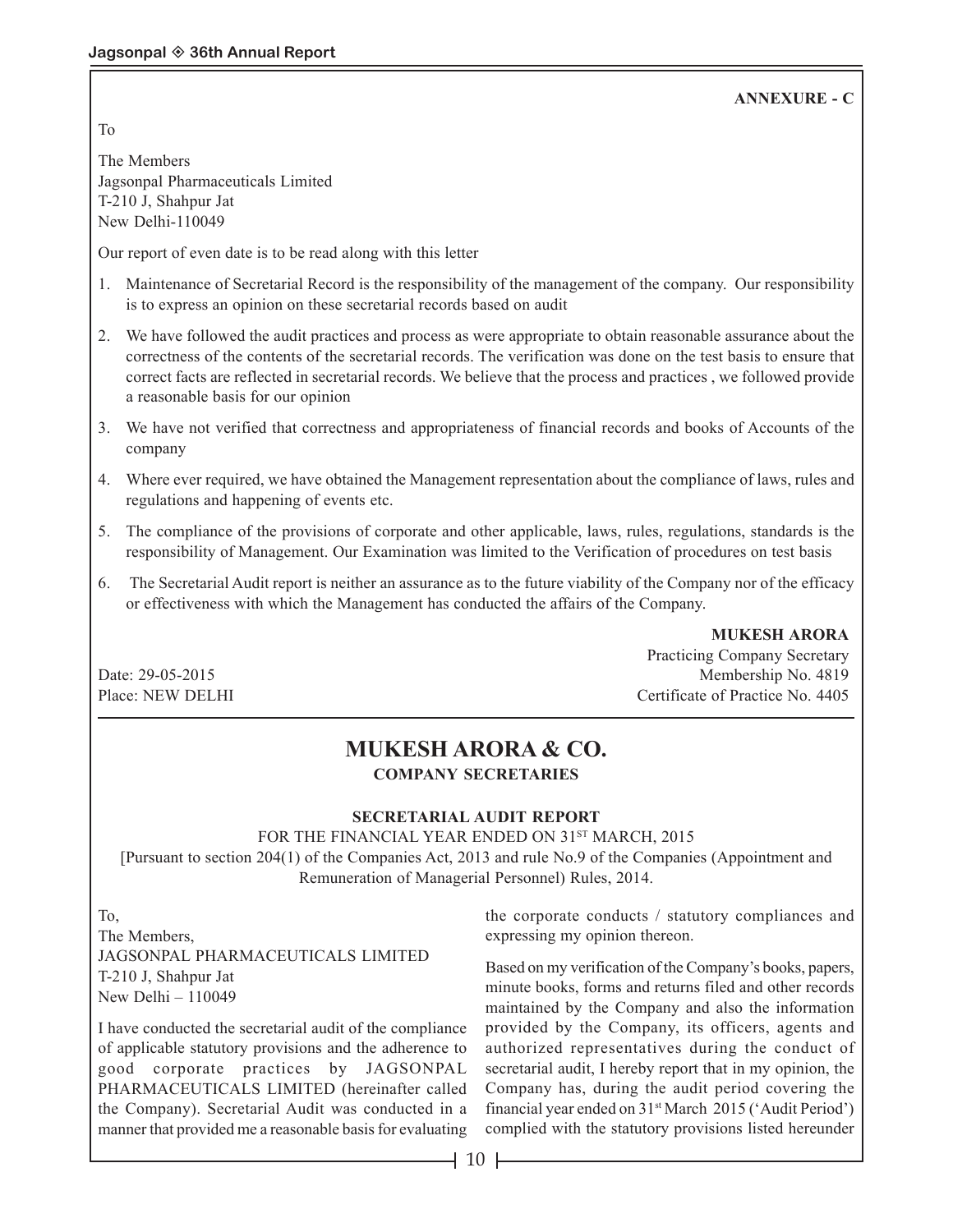**ANNEXURE - C**

To

The Members
Jagsonpal Pharmaceuticals Limited
T-210 J, Shahpur Jat
New Delhi-110049

Our report of even date is to be read along with this letter

1. Maintenance of Secretarial Record is the responsibility of the management of the company. Our responsibility is to express an opinion on these secretarial records based on audit
2. We have followed the audit practices and process as were appropriate to obtain reasonable assurance about the correctness of the contents of the secretarial records. The verification was done on the test basis to ensure that correct facts are reflected in secretarial records. We believe that the process and practices , we followed provide a reasonable basis for our opinion
3. We have not verified that correctness and appropriateness of financial records and books of Accounts of the company
4. Where ever required, we have obtained the Management representation about the compliance of laws, rules and regulations and happening of events etc.
5. The compliance of the provisions of corporate and other applicable, laws, rules, regulations, standards is the responsibility of Management. Our Examination was limited to the Verification of procedures on test basis
6. The Secretarial Audit report is neither an assurance as to the future viability of the Company nor of the efficacy or effectiveness with which the Management has conducted the affairs of the Company.

**MUKESH ARORA**
Practicing Company Secretary
Membership No. 4819
Certificate of Practice No. 4405

Date: 29-05-2015
Place: NEW DELHI

# MUKESH ARORA & CO.

**COMPANY SECRETARIES**

## SECRETARIAL AUDIT REPORT

FOR THE FINANCIAL YEAR ENDED ON 31ST MARCH, 2015

[Pursuant to section 204(1) of the Companies Act, 2013 and rule No.9 of the Companies (Appointment and Remuneration of Managerial Personnel) Rules, 2014.

To,
The Members,
JAGSONPAL PHARMACEUTICALS LIMITED
T-210 J, Shahpur Jat
New Delhi – 110049

I have conducted the secretarial audit of the compliance of applicable statutory provisions and the adherence to good corporate practices by JAGSONPAL PHARMACEUTICALS LIMITED (hereinafter called the Company). Secretarial Audit was conducted in a manner that provided me a reasonable basis for evaluating the corporate conducts / statutory compliances and expressing my opinion thereon.

Based on my verification of the Company's books, papers, minute books, forms and returns filed and other records maintained by the Company and also the information provided by the Company, its officers, agents and authorized representatives during the conduct of secretarial audit, I hereby report that in my opinion, the Company has, during the audit period covering the financial year ended on 31st March 2015 ('Audit Period') complied with the statutory provisions listed hereunder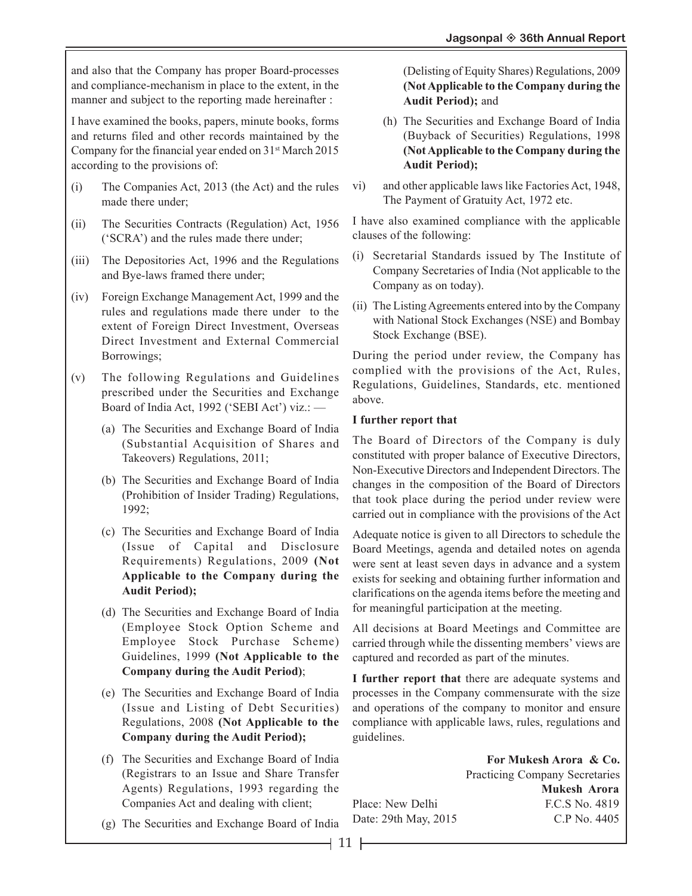and also that the Company has proper Board-processes and compliance-mechanism in place to the extent, in the manner and subject to the reporting made hereinafter :

I have examined the books, papers, minute books, forms and returns filed and other records maintained by the Company for the financial year ended on 31st March 2015 according to the provisions of:

(i) The Companies Act, 2013 (the Act) and the rules made there under;

(ii) The Securities Contracts (Regulation) Act, 1956 ('SCRA') and the rules made there under;

(iii) The Depositories Act, 1996 and the Regulations and Bye-laws framed there under;

(iv) Foreign Exchange Management Act, 1999 and the rules and regulations made there under to the extent of Foreign Direct Investment, Overseas Direct Investment and External Commercial Borrowings;

(v) The following Regulations and Guidelines prescribed under the Securities and Exchange Board of India Act, 1992 ('SEBI Act') viz.: —

 (a) The Securities and Exchange Board of India (Substantial Acquisition of Shares and Takeovers) Regulations, 2011;

 (b) The Securities and Exchange Board of India (Prohibition of Insider Trading) Regulations, 1992;

 (c) The Securities and Exchange Board of India (Issue of Capital and Disclosure Requirements) Regulations, 2009 **(Not Applicable to the Company during the Audit Period);**

 (d) The Securities and Exchange Board of India (Employee Stock Option Scheme and Employee Stock Purchase Scheme) Guidelines, 1999 **(Not Applicable to the Company during the Audit Period)**;

 (e) The Securities and Exchange Board of India (Issue and Listing of Debt Securities) Regulations, 2008 **(Not Applicable to the Company during the Audit Period);**

 (f) The Securities and Exchange Board of India (Registrars to an Issue and Share Transfer Agents) Regulations, 1993 regarding the Companies Act and dealing with client;

 (g) The Securities and Exchange Board of India (Delisting of Equity Shares) Regulations, 2009 **(Not Applicable to the Company during the Audit Period);** and

 (h) The Securities and Exchange Board of India (Buyback of Securities) Regulations, 1998 **(Not Applicable to the Company during the Audit Period);**

vi) and other applicable laws like Factories Act, 1948, The Payment of Gratuity Act, 1972 etc.

I have also examined compliance with the applicable clauses of the following:

(i) Secretarial Standards issued by The Institute of Company Secretaries of India (Not applicable to the Company as on today).

(ii) The Listing Agreements entered into by the Company with National Stock Exchanges (NSE) and Bombay Stock Exchange (BSE).

During the period under review, the Company has complied with the provisions of the Act, Rules, Regulations, Guidelines, Standards, etc. mentioned above.

**I further report that**

The Board of Directors of the Company is duly constituted with proper balance of Executive Directors, Non-Executive Directors and Independent Directors. The changes in the composition of the Board of Directors that took place during the period under review were carried out in compliance with the provisions of the Act

Adequate notice is given to all Directors to schedule the Board Meetings, agenda and detailed notes on agenda were sent at least seven days in advance and a system exists for seeking and obtaining further information and clarifications on the agenda items before the meeting and for meaningful participation at the meeting.

All decisions at Board Meetings and Committee are carried through while the dissenting members' views are captured and recorded as part of the minutes.

**I further report that** there are adequate systems and processes in the Company commensurate with the size and operations of the company to monitor and ensure compliance with applicable laws, rules, regulations and guidelines.

**For Mukesh Arora & Co.**
Practicing Company Secretaries
**Mukesh Arora**
F.C.S No. 4819
C.P No. 4405

Place: New Delhi
Date: 29th May, 2015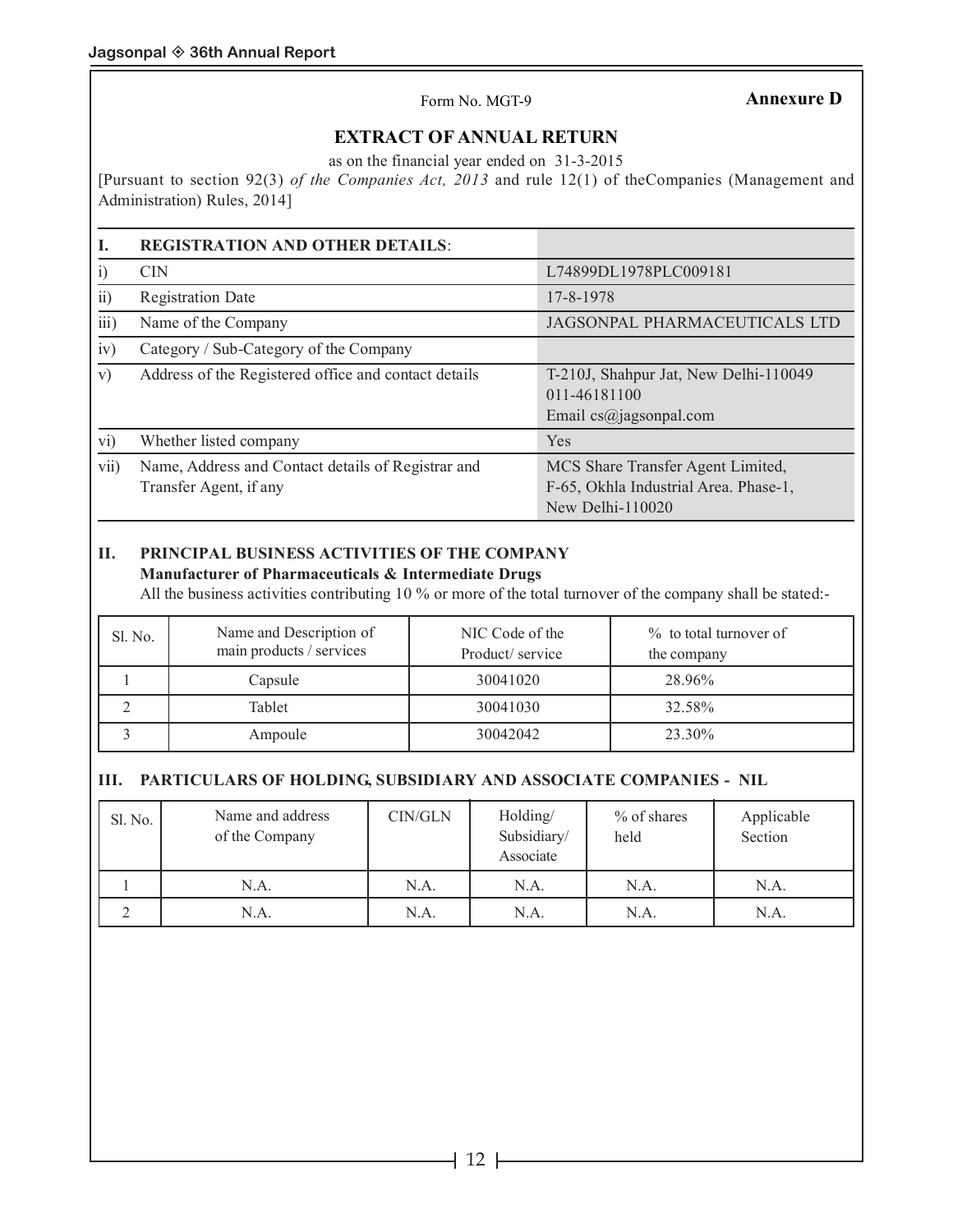Form No. MGT-9

**Annexure D**

## EXTRACT OF ANNUAL RETURN

as on the financial year ended on 31-3-2015

[Pursuant to section 92(3) *of the Companies Act, 2013* and rule 12(1) of theCompanies (Management and Administration) Rules, 2014]

| I. | REGISTRATION AND OTHER DETAILS: | |
|---|---|---|
| i) | CIN | L74899DL1978PLC009181 |
| ii) | Registration Date | 17-8-1978 |
| iii) | Name of the Company | JAGSONPAL PHARMACEUTICALS LTD |
| iv) | Category / Sub-Category of the Company | |
| v) | Address of the Registered office and contact details | T-210J, Shahpur Jat, New Delhi-110049<br>011-46181100<br>Email cs@jagsonpal.com |
| vi) | Whether listed company | Yes |
| vii) | Name, Address and Contact details of Registrar and Transfer Agent, if any | MCS Share Transfer Agent Limited,<br>F-65, Okhla Industrial Area. Phase-1,<br>New Delhi-110020 |

### II. PRINCIPAL BUSINESS ACTIVITIES OF THE COMPANY

**Manufacturer of Pharmaceuticals & Intermediate Drugs**

All the business activities contributing 10 % or more of the total turnover of the company shall be stated:-

| Sl. No. | Name and Description of main products / services | NIC Code of the Product/ service | % to total turnover of the company |
|---|---|---|---|
| 1 | Capsule | 30041020 | 28.96% |
| 2 | Tablet | 30041030 | 32.58% |
| 3 | Ampoule | 30042042 | 23.30% |

### III. PARTICULARS OF HOLDING, SUBSIDIARY AND ASSOCIATE COMPANIES - NIL

| Sl. No. | Name and address of the Company | CIN/GLN | Holding/ Subsidiary/ Associate | % of shares held | Applicable Section |
|---|---|---|---|---|---|
| 1 | N.A. | N.A. | N.A. | N.A. | N.A. |
| 2 | N.A. | N.A. | N.A. | N.A. | N.A. |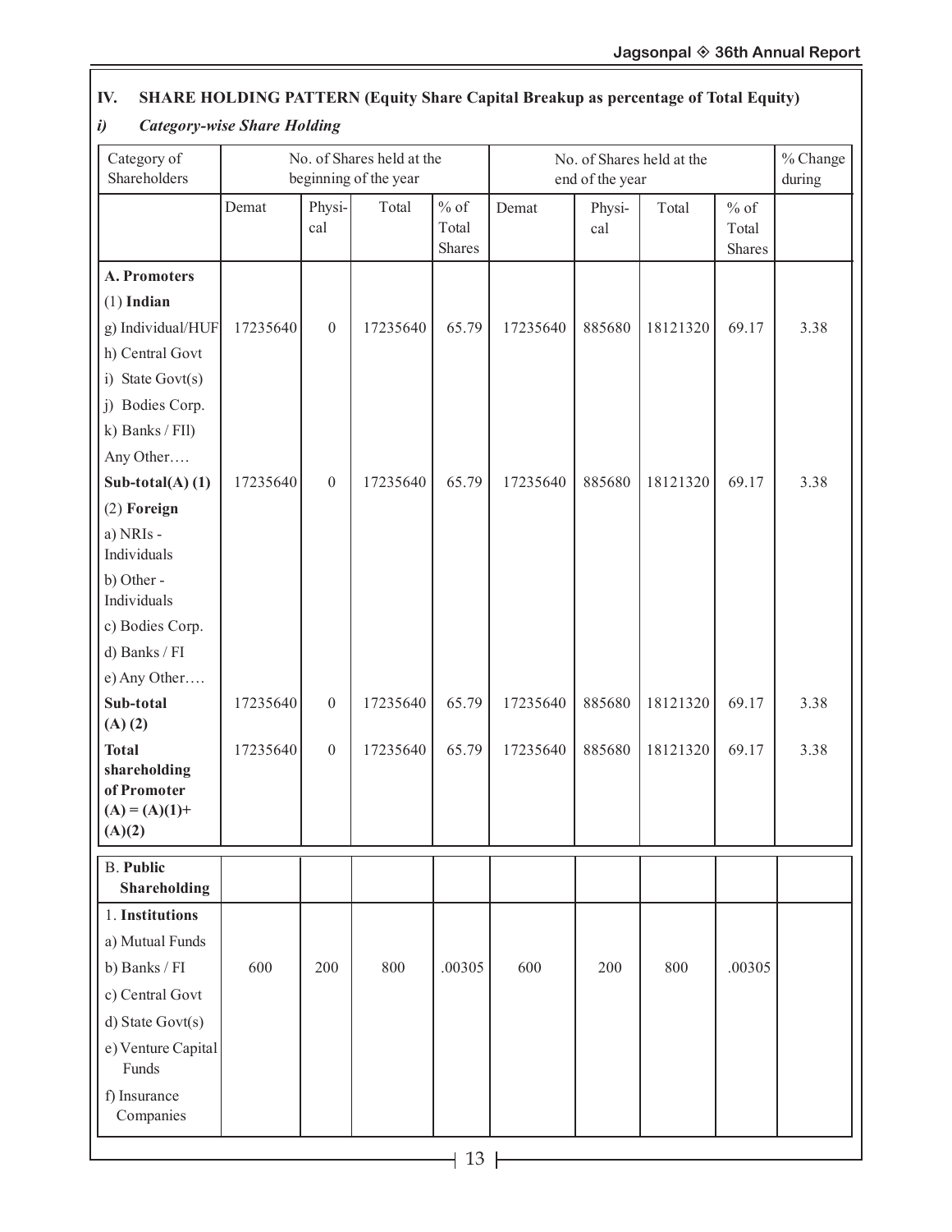## IV. SHARE HOLDING PATTERN (Equity Share Capital Breakup as percentage of Total Equity)

### *i) Category-wise Share Holding*

| Category of Shareholders | No. of Shares held at the beginning of the year | | | | No. of Shares held at the end of the year | | | | % Change during |
|---|---|---|---|---|---|---|---|---|---|
| | Demat | Physical | Total | % of Total Shares | Demat | Physical | Total | % of Total Shares | |
| **A. Promoters** | | | | | | | | | |
| (1) **Indian** | | | | | | | | | |
| g) Individual/HUF | 17235640 | 0 | 17235640 | 65.79 | 17235640 | 885680 | 18121320 | 69.17 | 3.38 |
| h) Central Govt | | | | | | | | | |
| i) State Govt(s) | | | | | | | | | |
| j) Bodies Corp. | | | | | | | | | |
| k) Banks / FII) | | | | | | | | | |
| Any Other…. | | | | | | | | | |
| **Sub-total(A) (1)** | 17235640 | 0 | 17235640 | 65.79 | 17235640 | 885680 | 18121320 | 69.17 | 3.38 |
| (2) **Foreign** | | | | | | | | | |
| a) NRIs - Individuals | | | | | | | | | |
| b) Other - Individuals | | | | | | | | | |
| c) Bodies Corp. | | | | | | | | | |
| d) Banks / FI | | | | | | | | | |
| e) Any Other…. | | | | | | | | | |
| **Sub-total (A) (2)** | 17235640 | 0 | 17235640 | 65.79 | 17235640 | 885680 | 18121320 | 69.17 | 3.38 |
| **Total shareholding of Promoter (A) = (A)(1)+ (A)(2)** | 17235640 | 0 | 17235640 | 65.79 | 17235640 | 885680 | 18121320 | 69.17 | 3.38 |
| B. **Public Shareholding** | | | | | | | | | |
| 1. **Institutions** | | | | | | | | | |
| a) Mutual Funds | | | | | | | | | |
| b) Banks / FI | 600 | 200 | 800 | .00305 | 600 | 200 | 800 | .00305 | |
| c) Central Govt | | | | | | | | | |
| d) State Govt(s) | | | | | | | | | |
| e) Venture Capital Funds | | | | | | | | | |
| f) Insurance Companies | | | | | | | | | |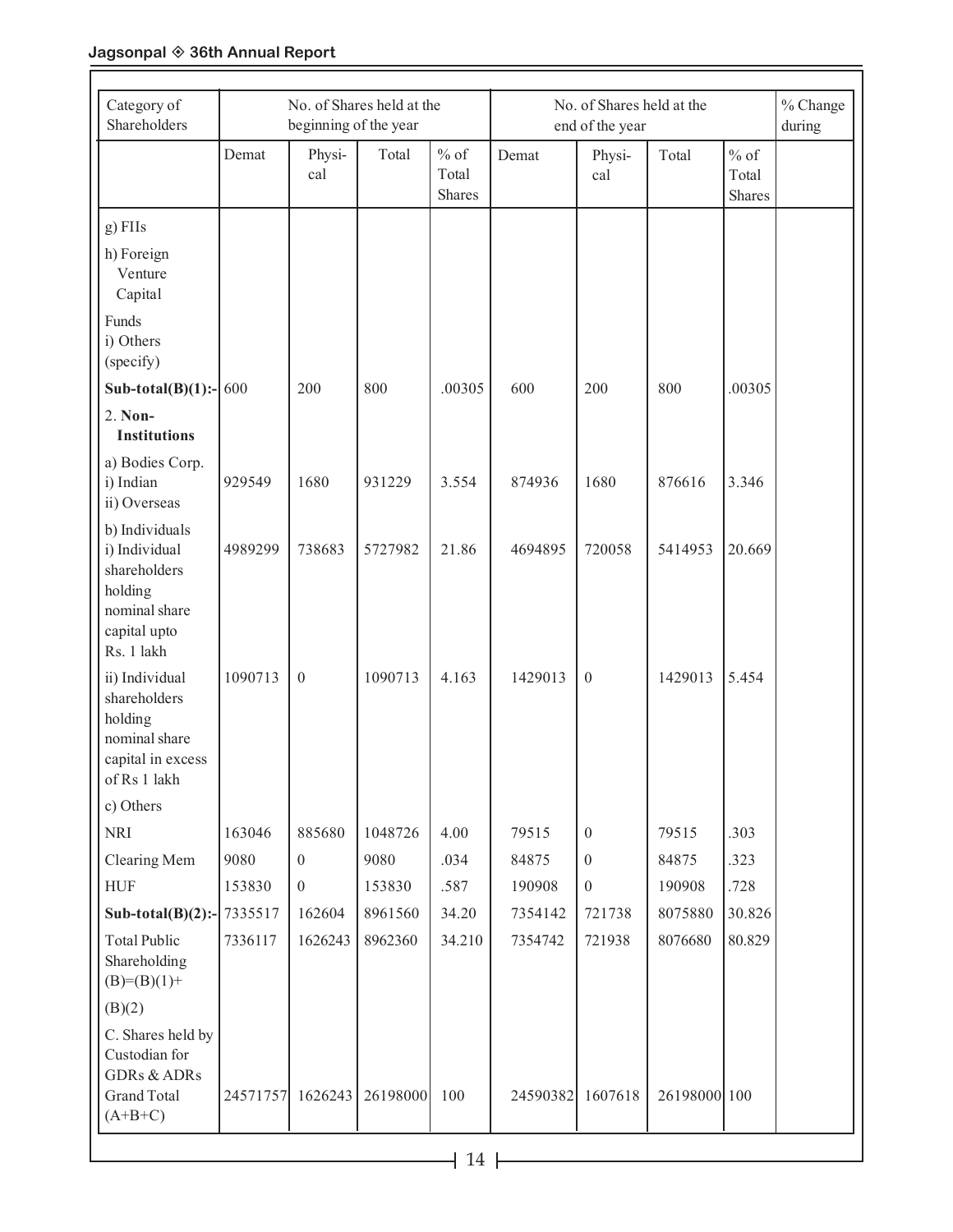| Category of Shareholders | No. of Shares held at the beginning of the year | | | | No. of Shares held at the end of the year | | | | % Change during |
|---|---|---|---|---|---|---|---|---|---|
| | Demat | Physi-cal | Total | % of Total Shares | Demat | Physi-cal | Total | % of Total Shares | |
| g) FIIs | | | | | | | | | |
| h) Foreign Venture Capital Funds | | | | | | | | | |
| i) Others (specify) | | | | | | | | | |
| **Sub-total(B)(1):-** | 600 | 200 | 800 | .00305 | 600 | 200 | 800 | .00305 | |
| 2. **Non-Institutions** | | | | | | | | | |
| a) Bodies Corp. i) Indian ii) Overseas | 929549 | 1680 | 931229 | 3.554 | 874936 | 1680 | 876616 | 3.346 | |
| b) Individuals i) Individual shareholders holding nominal share capital upto Rs. 1 lakh | 4989299 | 738683 | 5727982 | 21.86 | 4694895 | 720058 | 5414953 | 20.669 | |
| ii) Individual shareholders holding nominal share capital in excess of Rs 1 lakh | 1090713 | 0 | 1090713 | 4.163 | 1429013 | 0 | 1429013 | 5.454 | |
| c) Others | | | | | | | | | |
| NRI | 163046 | 885680 | 1048726 | 4.00 | 79515 | 0 | 79515 | .303 | |
| Clearing Mem | 9080 | 0 | 9080 | .034 | 84875 | 0 | 84875 | .323 | |
| HUF | 153830 | 0 | 153830 | .587 | 190908 | 0 | 190908 | .728 | |
| **Sub-total(B)(2):-** | 7335517 | 162604 | 8961560 | 34.20 | 7354142 | 721738 | 8075880 | 30.826 | |
| Total Public Shareholding (B)=(B)(1)+ (B)(2) | 7336117 | 1626243 | 8962360 | 34.210 | 7354742 | 721938 | 8076680 | 80.829 | |
| C. Shares held by Custodian for GDRs & ADRs | | | | | | | | | |
| Grand Total (A+B+C) | 24571757 | 1626243 | 26198000 | 100 | 24590382 | 1607618 | 26198000 | 100 | |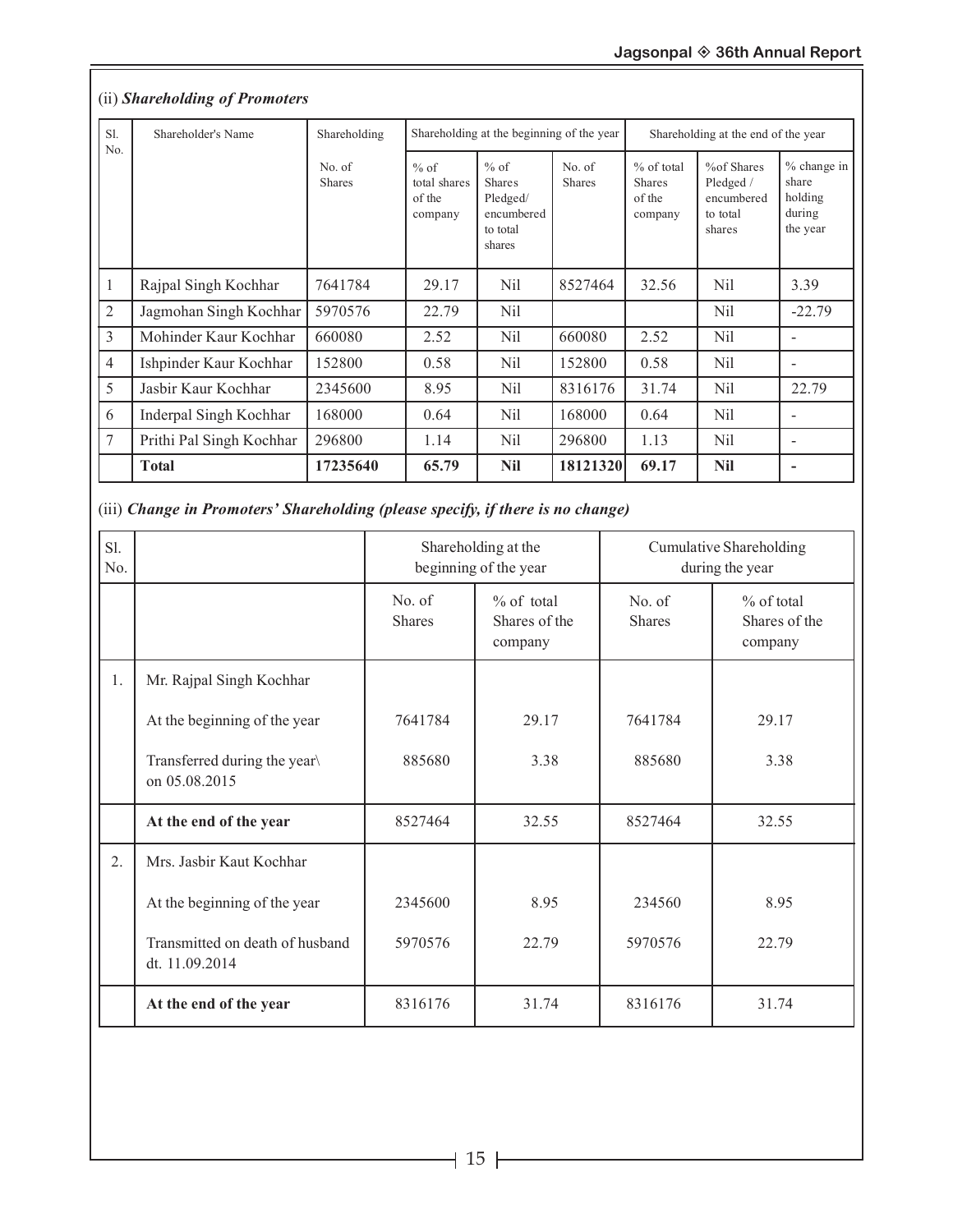(ii) ***Shareholding of Promoters***

| Sl. No. | Shareholder's Name | Shareholding | Shareholding at the beginning of the year | | Shareholding at the end of the year | | | |
|---|---|---|---|---|---|---|---|---|
| | | No. of Shares | % of total shares of the company | % of Shares Pledged/ encumbered to total shares | No. of Shares | % of total Shares of the company | %of Shares Pledged / encumbered to total shares | % change in share holding during the year |
| 1 | Rajpal Singh Kochhar | 7641784 | 29.17 | Nil | 8527464 | 32.56 | Nil | 3.39 |
| 2 | Jagmohan Singh Kochhar | 5970576 | 22.79 | Nil | | | Nil | -22.79 |
| 3 | Mohinder Kaur Kochhar | 660080 | 2.52 | Nil | 660080 | 2.52 | Nil | - |
| 4 | Ishpinder Kaur Kochhar | 152800 | 0.58 | Nil | 152800 | 0.58 | Nil | - |
| 5 | Jasbir Kaur Kochhar | 2345600 | 8.95 | Nil | 8316176 | 31.74 | Nil | 22.79 |
| 6 | Inderpal Singh Kochhar | 168000 | 0.64 | Nil | 168000 | 0.64 | Nil | - |
| 7 | Prithi Pal Singh Kochhar | 296800 | 1.14 | Nil | 296800 | 1.13 | Nil | - |
| | **Total** | **17235640** | **65.79** | **Nil** | **18121320** | **69.17** | **Nil** | **-** |

(iii) ***Change in Promoters' Shareholding (please specify, if there is no change)***

| Sl. No. | | Shareholding at the beginning of the year | | Cumulative Shareholding during the year | |
|---|---|---|---|---|---|
| | | No. of Shares | % of total Shares of the company | No. of Shares | % of total Shares of the company |
| 1. | Mr. Rajpal Singh Kochhar | | | | |
| | At the beginning of the year | 7641784 | 29.17 | 7641784 | 29.17 |
| | Transferred during the year\ on 05.08.2015 | 885680 | 3.38 | 885680 | 3.38 |
| | **At the end of the year** | 8527464 | 32.55 | 8527464 | 32.55 |
| 2. | Mrs. Jasbir Kaut Kochhar | | | | |
| | At the beginning of the year | 2345600 | 8.95 | 234560 | 8.95 |
| | Transmitted on death of husband dt. 11.09.2014 | 5970576 | 22.79 | 5970576 | 22.79 |
| | **At the end of the year** | 8316176 | 31.74 | 8316176 | 31.74 |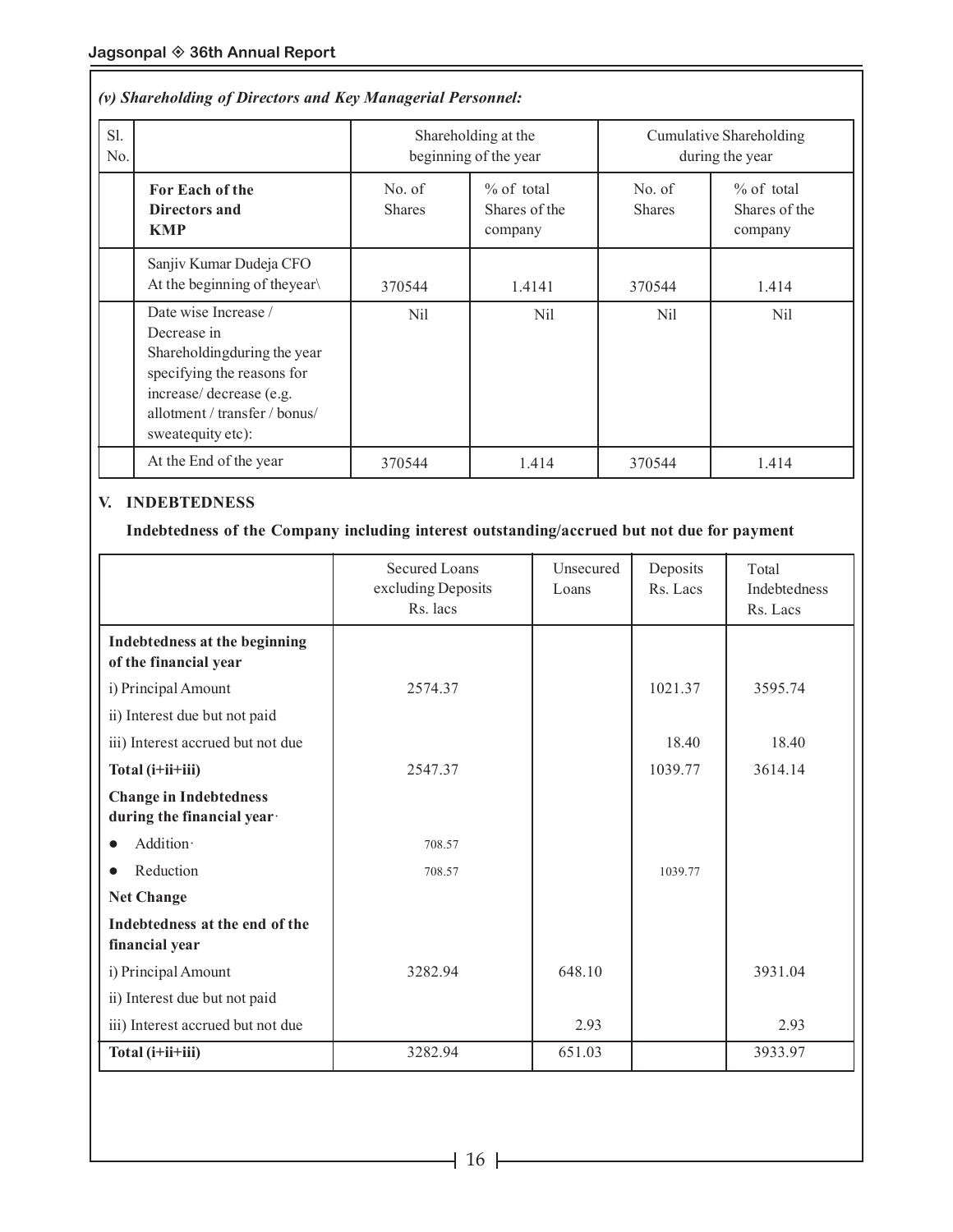*(v) Shareholding of Directors and Key Managerial Personnel:*

| Sl. No. | | Shareholding at the beginning of the year | | Cumulative Shareholding during the year | |
|---|---|---|---|---|---|
| | **For Each of the Directors and KMP** | No. of Shares | % of total Shares of the company | No. of Shares | % of total Shares of the company |
| | Sanjiv Kumar Dudeja CFO At the beginning of theyear\ | 370544 | 1.4141 | 370544 | 1.414 |
| | Date wise Increase / Decrease in Shareholdingduring the year specifying the reasons for increase/ decrease (e.g. allotment / transfer / bonus/ sweatequity etc): | Nil | Nil | Nil | Nil |
| | At the End of the year | 370544 | 1.414 | 370544 | 1.414 |

## V. INDEBTEDNESS

**Indebtedness of the Company including interest outstanding/accrued but not due for payment**

| | Secured Loans excluding Deposits Rs. lacs | Unsecured Loans | Deposits Rs. Lacs | Total Indebtedness Rs. Lacs |
|---|---|---|---|---|
| **Indebtedness at the beginning of the financial year** | | | | |
| i) Principal Amount | 2574.37 | | 1021.37 | 3595.74 |
| ii) Interest due but not paid | | | | |
| iii) Interest accrued but not due | | | 18.40 | 18.40 |
| **Total (i+ii+iii)** | 2547.37 | | 1039.77 | 3614.14 |
| **Change in Indebtedness during the financial year·** | | | | |
| • Addition· | 708.57 | | | |
| • Reduction | 708.57 | | 1039.77 | |
| **Net Change** | | | | |
| **Indebtedness at the end of the financial year** | | | | |
| i) Principal Amount | 3282.94 | 648.10 | | 3931.04 |
| ii) Interest due but not paid | | | | |
| iii) Interest accrued but not due | | 2.93 | | 2.93 |
| **Total (i+ii+iii)** | 3282.94 | 651.03 | | 3933.97 |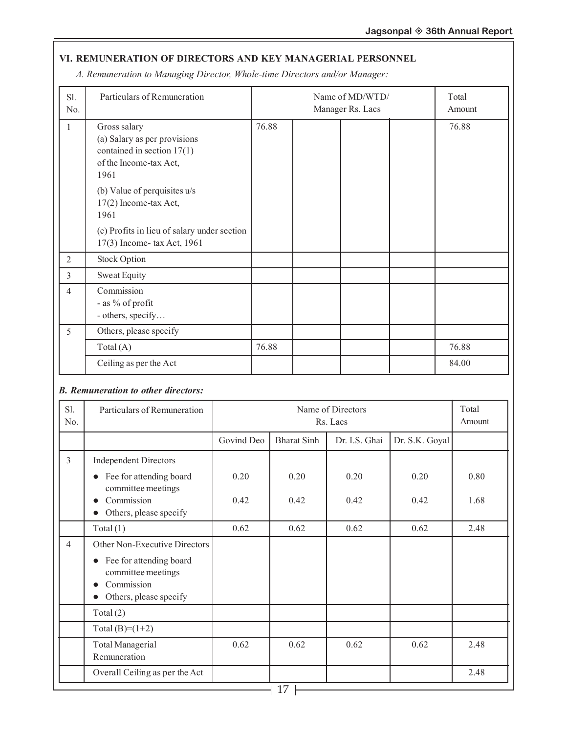## VI. REMUNERATION OF DIRECTORS AND KEY MANAGERIAL PERSONNEL

*A. Remuneration to Managing Director, Whole-time Directors and/or Manager:*

| Sl. No. | Particulars of Remuneration | Name of MD/WTD/ Manager Rs. Lacs | | | | Total Amount |
|---|---|---|---|---|---|---|
| 1 | Gross salary<br>(a) Salary as per provisions contained in section 17(1) of the Income-tax Act, 1961<br>(b) Value of perquisites u/s 17(2) Income-tax Act, 1961<br>(c) Profits in lieu of salary under section 17(3) Income- tax Act, 1961 | 76.88 | | | | 76.88 |
| 2 | Stock Option | | | | | |
| 3 | Sweat Equity | | | | | |
| 4 | Commission<br>- as % of profit<br>- others, specify… | | | | | |
| 5 | Others, please specify | | | | | |
| | Total (A) | 76.88 | | | | 76.88 |
| | Ceiling as per the Act | | | | | 84.00 |

***B. Remuneration to other directors:***

| Sl. No. | Particulars of Remuneration | Name of Directors Rs. Lacs | | | | Total Amount |
|---|---|---|---|---|---|---|
| | | Govind Deo | Bharat Sinh | Dr. I.S. Ghai | Dr. S.K. Goyal | |
| 3 | Independent Directors<br>• Fee for attending board committee meetings<br>• Commission<br>• Others, please specify | <br>0.20<br>0.42 | <br>0.20<br>0.42 | <br>0.20<br>0.42 | <br>0.20<br>0.42 | <br>0.80<br>1.68 |
| | Total (1) | 0.62 | 0.62 | 0.62 | 0.62 | 2.48 |
| 4 | Other Non-Executive Directors<br>• Fee for attending board committee meetings<br>• Commission<br>• Others, please specify | | | | | |
| | Total (2) | | | | | |
| | Total (B)=(1+2) | | | | | |
| | Total Managerial Remuneration | 0.62 | 0.62 | 0.62 | 0.62 | 2.48 |
| | Overall Ceiling as per the Act | | | | | 2.48 |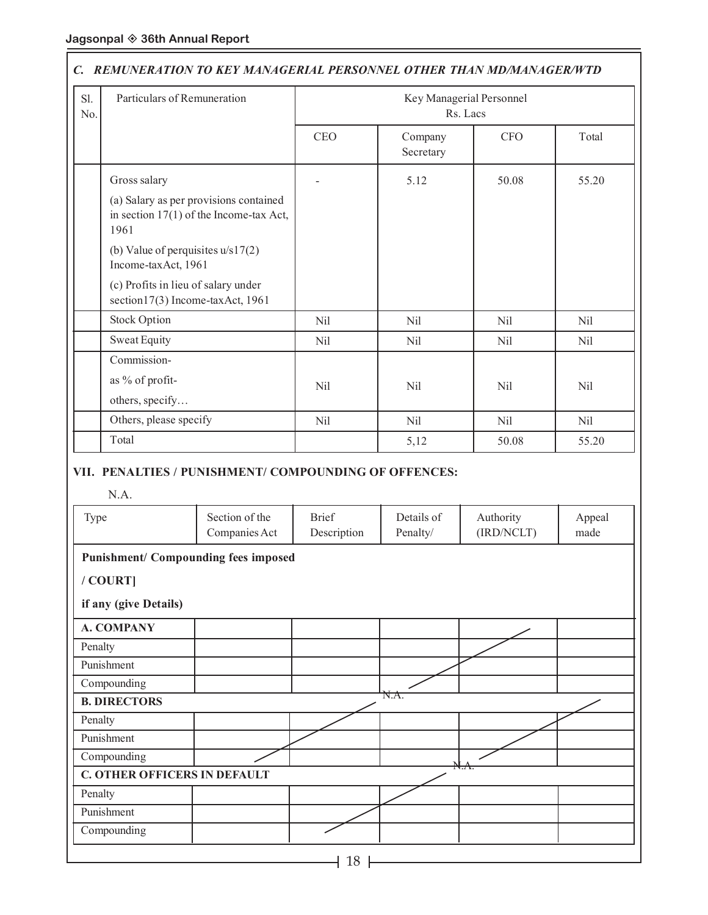### *C. REMUNERATION TO KEY MANAGERIAL PERSONNEL OTHER THAN MD/MANAGER/WTD*

| Sl. No. | Particulars of Remuneration | Key Managerial Personnel Rs. Lacs | | | |
|---|---|---|---|---|---|
| | | CEO | Company Secretary | CFO | Total |
| | Gross salary<br>(a) Salary as per provisions contained in section 17(1) of the Income-tax Act, 1961<br>(b) Value of perquisites u/s17(2) Income-taxAct, 1961<br>(c) Profits in lieu of salary under section17(3) Income-taxAct, 1961 | - | 5.12 | 50.08 | 55.20 |
| | Stock Option | Nil | Nil | Nil | Nil |
| | Sweat Equity | Nil | Nil | Nil | Nil |
| | Commission-<br>as % of profit-<br>others, specify… | Nil | Nil | Nil | Nil |
| | Others, please specify | Nil | Nil | Nil | Nil |
| | Total | | 5,12 | 50.08 | 55.20 |

### VII. PENALTIES / PUNISHMENT/ COMPOUNDING OF OFFENCES:

N.A.

| Type | Section of the Companies Act | Brief Description | Details of Penalty/ | Authority (IRD/NCLT) | Appeal made |
|---|---|---|---|---|---|
| **Punishment/ Compounding fees imposed / COURT] if any (give Details)** | | | | | |
| **A. COMPANY** | | | | | |
| Penalty | | | | | |
| Punishment | | | | | |
| Compounding | | | N.A. | | |
| **B. DIRECTORS** | | | | | |
| Penalty | | | | | |
| Punishment | | | | | |
| Compounding | | | | N.A. | |
| **C. OTHER OFFICERS IN DEFAULT** | | | | | |
| Penalty | | | | | |
| Punishment | | | | | |
| Compounding | | | | | |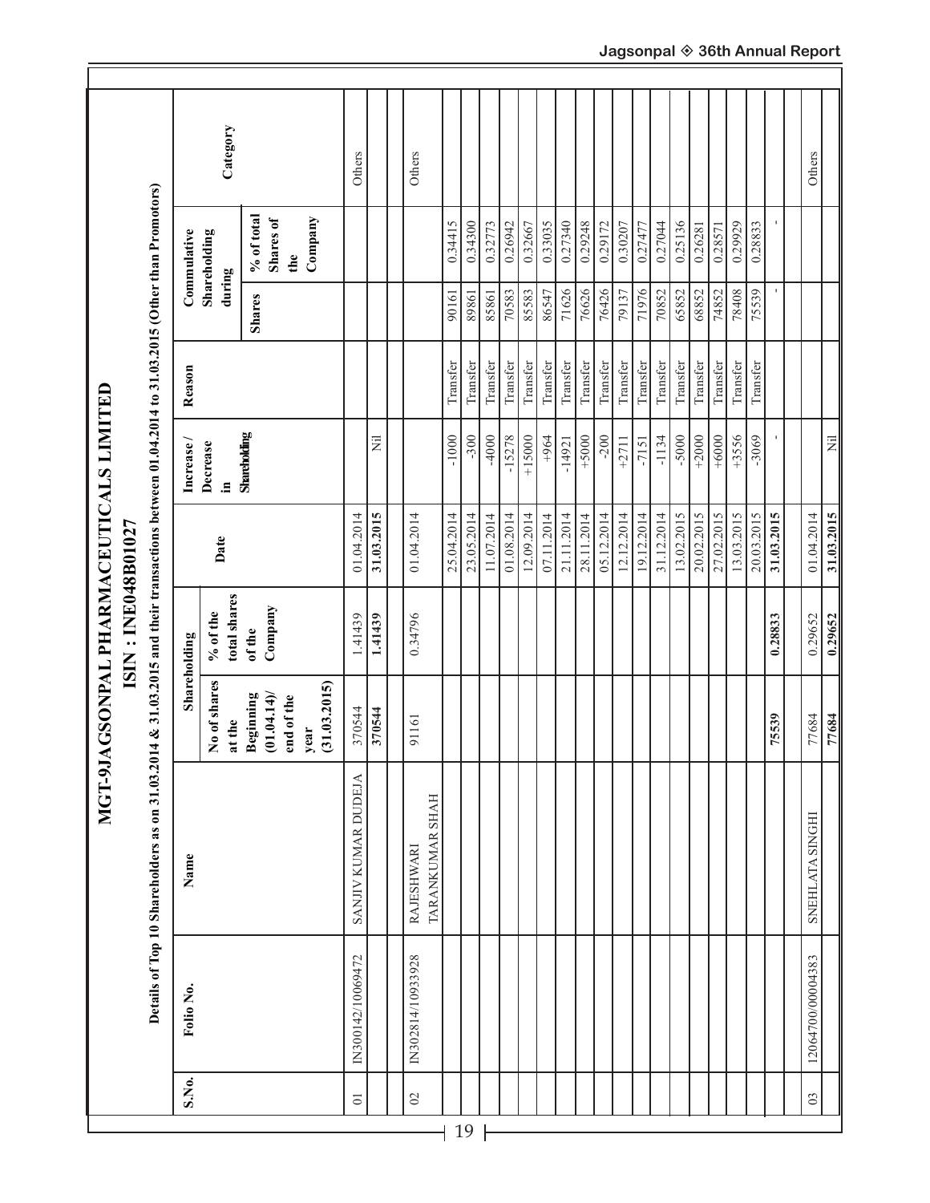# MGT-9JAGSONPAL PHARMACEUTICALS LIMITED

## ISIN : INE048B01027

### Details of Top 10 Shareholders as on 31.03.2014 & 31.03.2015 and their transactions between 01.04.2014 to 31.03.2015 (Other than Promotors)

| S.No. | Folio No. | Name | Shareholding | | Date | Increase / Decrease in Shareholding | Reason | Commulative Shareholding during | | Category |
|---|---|---|---|---|---|---|---|---|---|---|
| | | | No of shares at the Beginning (01.04.14)/ end of the year (31.03.2015) | % of the total shares of the Company | | | | Shares | % of total Shares of the Company | |
| 01 | IN300142/10069472 | SANJIV KUMAR DUDEJA | 370544 | 1.41439 | 01.04.2014 | | | | | Others |
| | | | **370544** | **1.41439** | **31.03.2015** | Nil | | | | |
| | | | | | | | | | | |
| 02 | IN302814/10933928 | RAJESHWARI TARANKUMAR SHAH | 91161 | 0.34796 | 01.04.2014 | | | | | Others |
| | | | | | 25.04.2014 | -1000 | Transfer | 90161 | 0.34415 | |
| | | | | | 23.05.2014 | -300 | Transfer | 89861 | 0.34300 | |
| | | | | | 11.07.2014 | -4000 | Transfer | 85861 | 0.32773 | |
| | | | | | 01.08.2014 | -15278 | Transfer | 70583 | 0.26942 | |
| | | | | | 12.09.2014 | +15000 | Transfer | 85583 | 0.32667 | |
| | | | | | 07.11.2014 | +964 | Transfer | 86547 | 0.33035 | |
| | | | | | 21.11.2014 | -14921 | Transfer | 71626 | 0.27340 | |
| | | | | | 28.11.2014 | +5000 | Transfer | 76626 | 0.29248 | |
| | | | | | 05.12.2014 | -200 | Transfer | 76426 | 0.29172 | |
| | | | | | 12.12.2014 | +2711 | Transfer | 79137 | 0.30207 | |
| | | | | | 19.12.2014 | -7151 | Transfer | 71976 | 0.27477 | |
| | | | | | 31.12.2014 | -1134 | Transfer | 70852 | 0.27044 | |
| | | | | | 13.02.2015 | -5000 | Transfer | 65852 | 0.25136 | |
| | | | | | 20.02.2015 | +2000 | Transfer | 68852 | 0.26281 | |
| | | | | | 27.02.2015 | +6000 | Transfer | 74852 | 0.28571 | |
| | | | | | 13.03.2015 | +3556 | Transfer | 78408 | 0.29929 | |
| | | | | | 20.03.2015 | -3069 | Transfer | 75539 | 0.28833 | |
| | | | **75539** | **0.28833** | **31.03.2015** | - | | - | - | |
| | | | | | | | | | | |
| 03 | 12064700/00004383 | SNEHLATA SINGHI | 77684 | 0.29652 | 01.04.2014 | | | | | Others |
| | | | **77684** | **0.29652** | **31.03.2015** | Nil | | | | |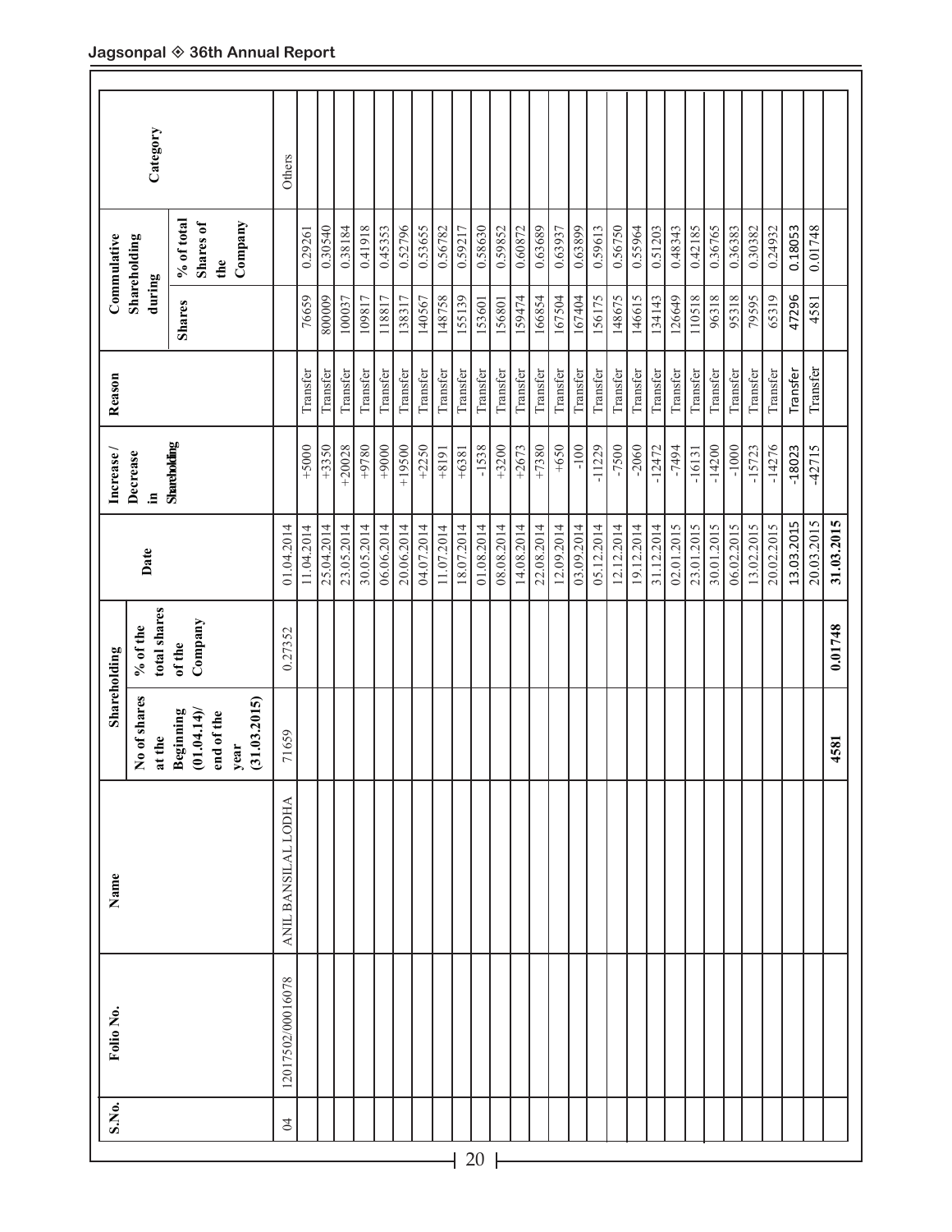| S.No. | Folio No. | Name | Shareholding | | Date | Increase / Decrease in Shareholding | Reason | Commulative Shareholding during | | Category |
|---|---|---|---|---|---|---|---|---|---|---|
| | | | No of shares at the Beginning (01.04.14)/ end of the year (31.03.2015) | % of the total shares of the Company | | | | Shares | % of total Shares of the Company | |
| 04 | 12017502/00016078 | ANIL BANSILAL LODHA | 71659 | 0.27352 | 01.04.2014 | | | | | Others |
| | | | | | 11.04.2014 | +5000 | Transfer | 76659 | 0.29261 | |
| | | | | | 25.04.2014 | +3350 | Transfer | 800009 | 0.30540 | |
| | | | | | 23.05.2014 | +20028 | Transfer | 100037 | 0.38184 | |
| | | | | | 30.05.2014 | +9780 | Transfer | 109817 | 0.41918 | |
| | | | | | 06.06.2014 | +9000 | Transfer | 118817 | 0.45353 | |
| | | | | | 20.06.2014 | +19500 | Transfer | 138317 | 0.52796 | |
| | | | | | 04.07.2014 | +2250 | Transfer | 140567 | 0.53655 | |
| | | | | | 11.07.2014 | +8191 | Transfer | 148758 | 0.56782 | |
| | | | | | 18.07.2014 | +6381 | Transfer | 155139 | 0.59217 | |
| | | | | | 01.08.2014 | -1538 | Transfer | 153601 | 0.58630 | |
| | | | | | 08.08.2014 | +3200 | Transfer | 156801 | 0.59852 | |
| | | | | | 14.08.2014 | +2673 | Transfer | 159474 | 0.60872 | |
| | | | | | 22.08.2014 | +7380 | Transfer | 166854 | 0.63689 | |
| | | | | | 12.09.2014 | +650 | Transfer | 167504 | 0.63937 | |
| | | | | | 03.09.2014 | -100 | Transfer | 167404 | 0.63899 | |
| | | | | | 05.12.2014 | -11229 | Transfer | 156175 | 0.59613 | |
| | | | | | 12.12.2014 | -7500 | Transfer | 148675 | 0.56750 | |
| | | | | | 19.12.2014 | -2060 | Transfer | 146615 | 0.55964 | |
| | | | | | 31.12.2014 | -12472 | Transfer | 134143 | 0.51203 | |
| | | | | | 02.01.2015 | -7494 | Transfer | 126649 | 0.48343 | |
| | | | | | 23.01.2015 | -16131 | Transfer | 110518 | 0.42185 | |
| | | | | | 30.01.2015 | -14200 | Transfer | 96318 | 0.36765 | |
| | | | | | 06.02.2015 | -1000 | Transfer | 95318 | 0.36383 | |
| | | | | | 13.02.2015 | -15723 | Transfer | 79595 | 0.30382 | |
| | | | | | 20.02.2015 | -14276 | Transfer | 65319 | 0.24932 | |
| | | | | | 13.03.2015 | -18023 | Transfer | 47296 | 0.18053 | |
| | | | | | 20.03.2015 | -42715 | Transfer | 4581 | 0.01748 | |
| | | | **4581** | **0.01748** | **31.03.2015** | | | | | |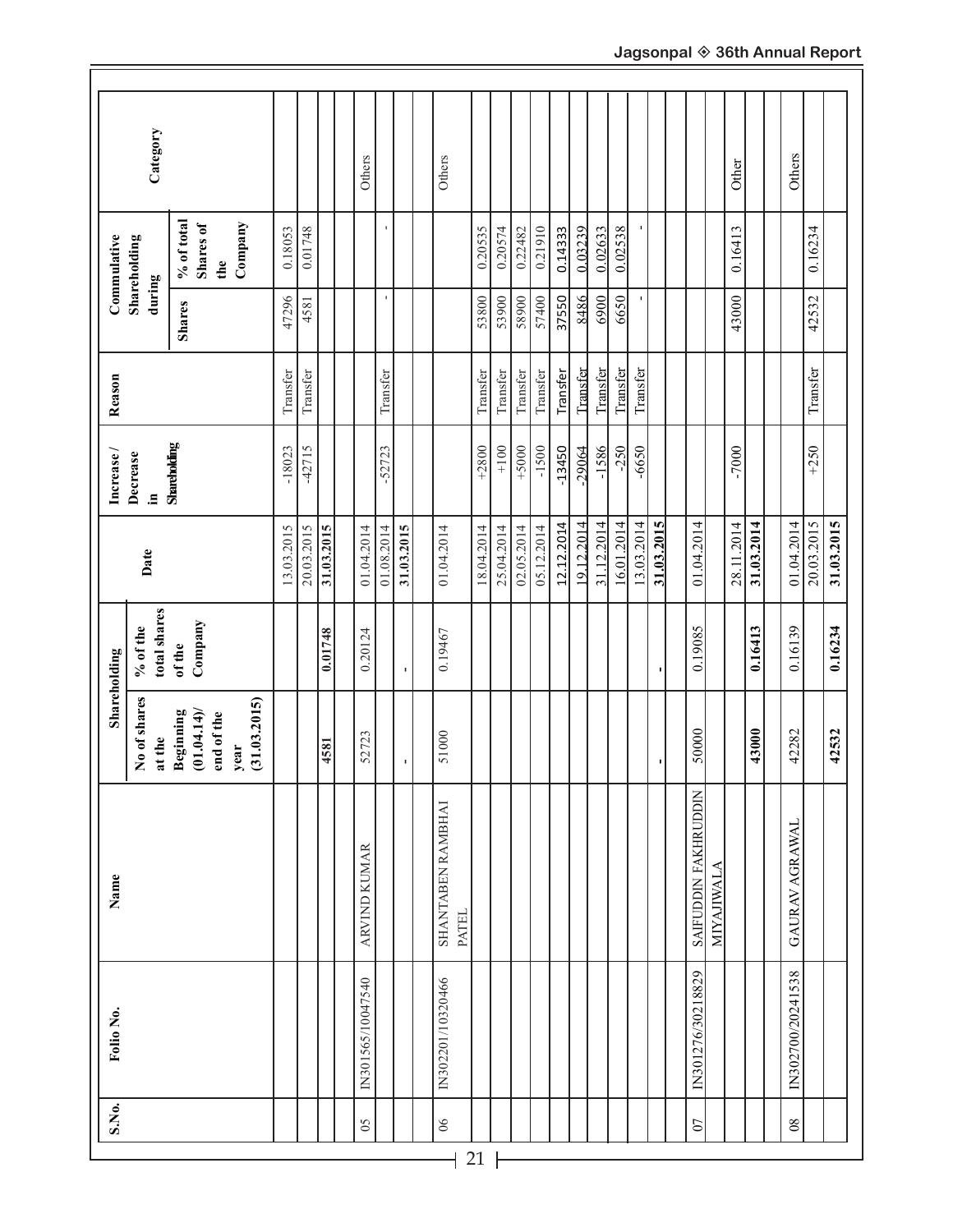| S.No. | Folio No. | Name | Shareholding | | Date | Increase / Decrease in Shareholding | Reason | Commulative Shareholding during | | Category |
|---|---|---|---|---|---|---|---|---|---|---|
| | | | No of shares at the Beginning (01.04.14)/ end of the year (31.03.2015) | % of the total shares of the Company | | | | Shares | % of total Shares of the Company | |
| | | | | | 13.03.2015 | -18023 | Transfer | 47296 | 0.18053 | |
| | | | | | 20.03.2015 | -42715 | Transfer | 4581 | 0.01748 | |
| | | | **4581** | **0.01748** | **31.03.2015** | | | | | |
| | | | | | | | | | | |
| 05 | IN301565/10047540 | ARVIND KUMAR | 52723 | 0.20124 | 01.04.2014 | | | | | Others |
| | | | | | 01.08.2014 | -52723 | Transfer | - | - | |
| | | | **-** | **-** | **31.03.2015** | | | | | |
| | | | | | | | | | | |
| 06 | IN302201/10320466 | SHANTABEN RAMBHAI PATEL | 51000 | 0.19467 | 01.04.2014 | | | | | Others |
| | | | | | 18.04.2014 | +2800 | Transfer | 53800 | 0.20535 | |
| | | | | | 25.04.2014 | +100 | Transfer | 53900 | 0.20574 | |
| | | | | | 02.05.2014 | +5000 | Transfer | 58900 | 0.22482 | |
| | | | | | 05.12.2014 | -1500 | Transfer | 57400 | 0.21910 | |
| | | | | | 12.12.2014 | -13450 | Transfer | 37550 | 0.14333 | |
| | | | | | 19.12.2014 | -29064 | Transfer | 8486 | 0.03239 | |
| | | | | | 31.12.2014 | -1586 | Transfer | 6900 | 0.02633 | |
| | | | | | 16.01.2014 | -250 | Transfer | 6650 | 0.02538 | |
| | | | | | 13.03.2014 | -6650 | Transfer | - | - | |
| | | | **-** | **-** | **31.03.2015** | | | | | |
| | | | | | | | | | | |
| 07 | IN301276/30218829 | SAIFUDDIN FAKHRUDDIN MIYAJIWALA | 50000 | 0.19085 | 01.04.2014 | | | | | |
| | | | | | 28.11.2014 | -7000 | | 43000 | 0.16413 | Other |
| | | | **43000** | **0.16413** | **31.03.2014** | | | | | |
| | | | | | | | | | | |
| 08 | IN302700/20241538 | GAURAV AGRAWAL | 42282 | 0.16139 | 01.04.2014 | | | | | Others |
| | | | | | 20.03.2015 | +250 | Transfer | 42532 | 0.16234 | |
| | | | **42532** | **0.16234** | **31.03.2015** | | | | | |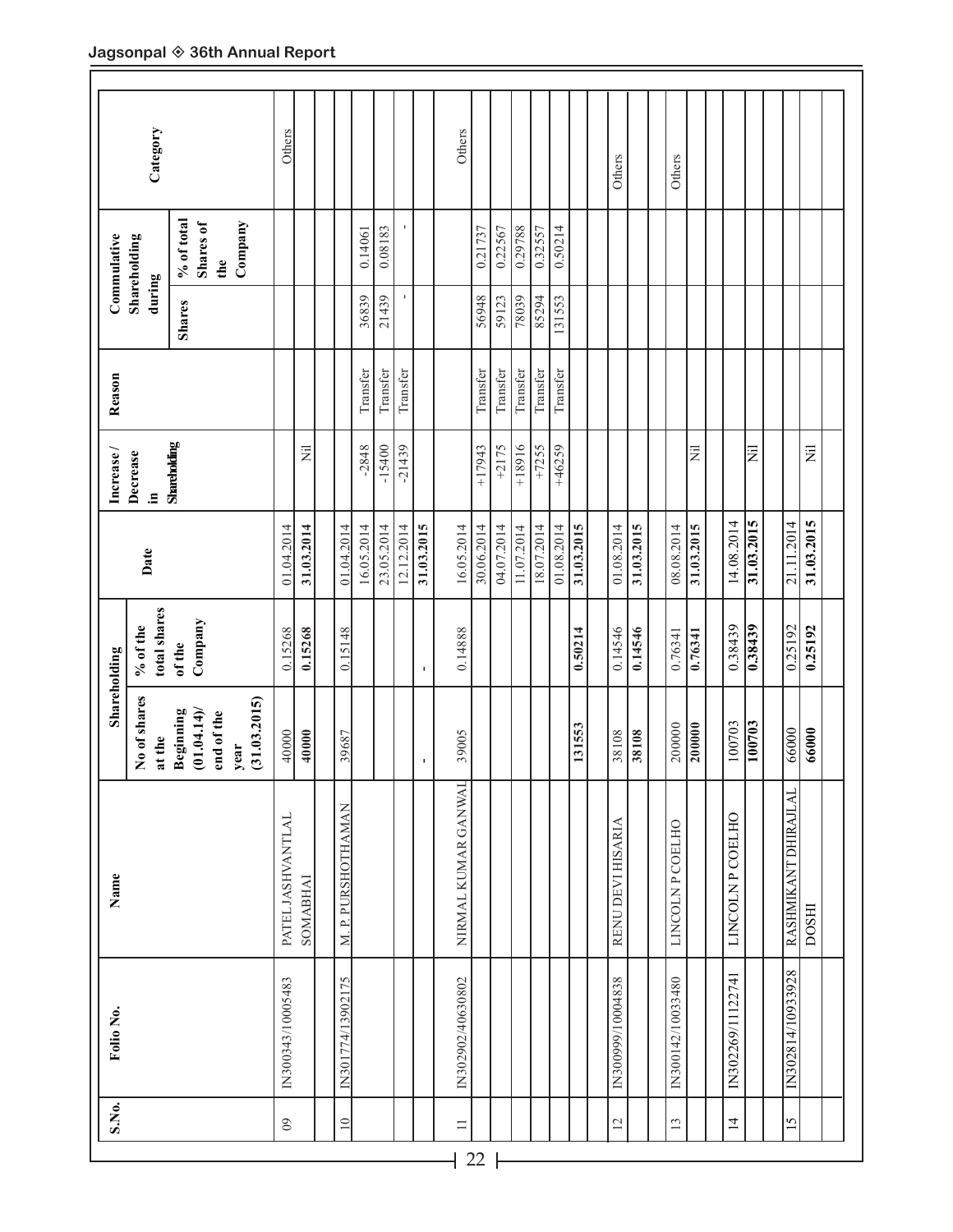| S.No. | Folio No. | Name | Shareholding | | Date | Increase / Decrease in Shareholding | Reason | Commulative Shareholding during | | Category |
|---|---|---|---|---|---|---|---|---|---|---|
| | | | No of shares at the Beginning (01.04.14)/ end of the year (31.03.2015) | % of the total shares of the Company | | | | Shares | % of total Shares of the Company | |
| 09 | IN300343/10005483 | PATEL JASHVANTLAL | 40000 | 0.15268 | 01.04.2014 | | | | | Others |
| | | SOMABHAI | **40000** | **0.15268** | **31.03.2014** | Nil | | | | |
| 10 | IN301774/13902175 | M. P. PURSHOTHAMAN | 39687 | 0.15148 | 01.04.2014 | | | | | |
| | | | | | 16.05.2014 | -2848 | Transfer | 36839 | 0.14061 | |
| | | | | | 23.05.2014 | -15400 | Transfer | 21439 | 0.08183 | |
| | | | | | 12.12.2014 | -21439 | Transfer | - | - | |
| | | | - | - | **31.03.2015** | | | | | |
| 11 | IN302902/40630802 | NIRMAL KUMAR GANWAL | 39005 | 0.14888 | 16.05.2014 | | | | | Others |
| | | | | | 30.06.2014 | +17943 | Transfer | 56948 | 0.21737 | |
| | | | | | 04.07.2014 | +2175 | Transfer | 59123 | 0.22567 | |
| | | | | | 11.07.2014 | +18916 | Transfer | 78039 | 0.29788 | |
| | | | | | 18.07.2014 | +7255 | Transfer | 85294 | 0.32557 | |
| | | | | | 01.08.2014 | +46259 | Transfer | 131553 | 0.50214 | |
| | | | **131553** | **0.50214** | **31.03.2015** | | | | | |
| 12 | IN300999/10004838 | RENU DEVI HISARIA | 38108 | 0.14546 | 01.08.2014 | | | | | Others |
| | | | **38108** | **0.14546** | **31.03.2015** | | | | | |
| 13 | IN300142/10033480 | LINCOLN P COELHO | 200000 | 0.76341 | 08.08.2014 | | | | | Others |
| | | | **200000** | **0.76341** | **31.03.2015** | Nil | | | | |
| 14 | IN302269/11122741 | LINCOLN P COELHO | 100703 | 0.38439 | 14.08.2014 | | | | | |
| | | | **100703** | **0.38439** | **31.03.2015** | Nil | | | | |
| 15 | IN302814/10933928 | RASHMIKANT DHIRAJLAL | 66000 | 0.25192 | 21.11.2014 | | | | | |
| | | DOSHI | **66000** | **0.25192** | **31.03.2015** | Nil | | | | |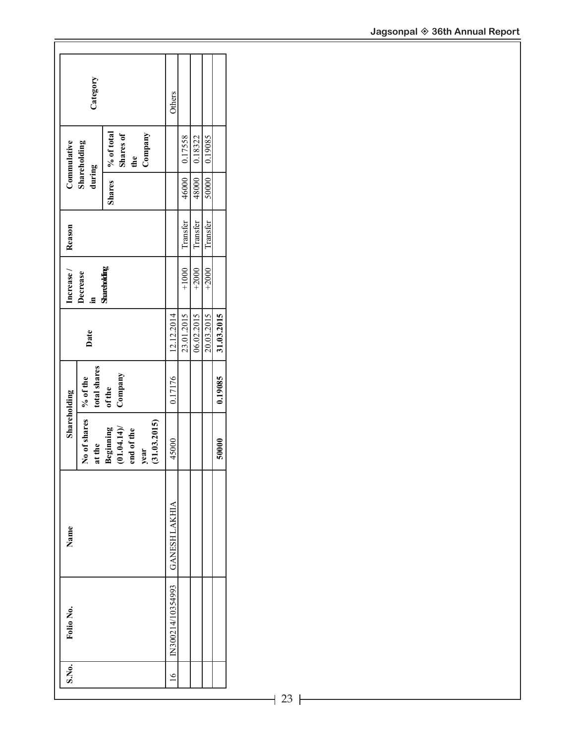| S.No. | Folio No. | Name | Shareholding | | Date | Increase / Decrease in Shareholding | Reason | Commulative Shareholding during | | Category |
|---|---|---|---|---|---|---|---|---|---|---|
| | | | No of shares at the Beginning (01.04.14)/ end of the year (31.03.2015) | % of the total shares of the Company | | | | Shares | % of total Shares of the Company | |
| 16 | IN300214/10354993 | GANESH LAKHIA | 45000 | 0.17176 | 12.12.2014 | | | | | Others |
| | | | | | 23.01.2015 | +1000 | Transfer | 46000 | 0.17558 | |
| | | | | | 06.02.2015 | +2000 | Transfer | 48000 | 0.18322 | |
| | | | | | 20.03.2015 | +2000 | Transfer | 50000 | 0.19085 | |
| | | | **50000** | **0.19085** | **31.03.2015** | | | | | |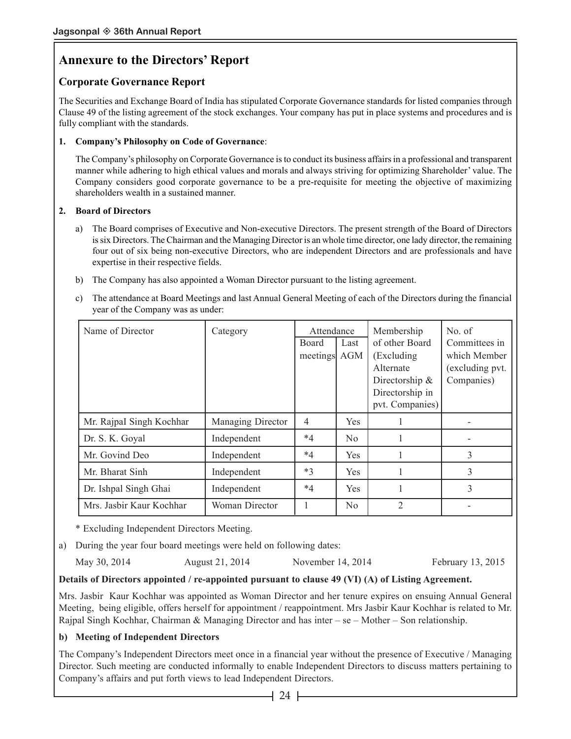# Annexure to the Directors' Report

## Corporate Governance Report

The Securities and Exchange Board of India has stipulated Corporate Governance standards for listed companies through Clause 49 of the listing agreement of the stock exchanges. Your company has put in place systems and procedures and is fully compliant with the standards.

**1. Company's Philosophy on Code of Governance**:

The Company's philosophy on Corporate Governance is to conduct its business affairs in a professional and transparent manner while adhering to high ethical values and morals and always striving for optimizing Shareholder' value. The Company considers good corporate governance to be a pre-requisite for meeting the objective of maximizing shareholders wealth in a sustained manner.

**2. Board of Directors**

a) The Board comprises of Executive and Non-executive Directors. The present strength of the Board of Directors is six Directors. The Chairman and the Managing Director is an whole time director, one lady director, the remaining four out of six being non-executive Directors, who are independent Directors and are professionals and have expertise in their respective fields.

b) The Company has also appointed a Woman Director pursuant to the listing agreement.

c) The attendance at Board Meetings and last Annual General Meeting of each of the Directors during the financial year of the Company was as under:

| Name of Director | Category | Attendance | | Membership of other Board (Excluding Alternate Directorship & Directorship in pvt. Companies) | No. of Committees in which Member (excluding pvt. Companies) |
|---|---|---|---|---|---|
| | | Board meetings | Last AGM | | |
| Mr. RajpaI Singh Kochhar | Managing Director | 4 | Yes | 1 | - |
| Dr. S. K. Goyal | Independent | *4 | No | 1 | - |
| Mr. Govind Deo | Independent | *4 | Yes | 1 | 3 |
| Mr. Bharat Sinh | Independent | *3 | Yes | 1 | 3 |
| Dr. Ishpal Singh Ghai | Independent | *4 | Yes | 1 | 3 |
| Mrs. Jasbir Kaur Kochhar | Woman Director | 1 | No | 2 | - |

\* Excluding Independent Directors Meeting.

a) During the year four board meetings were held on following dates:

May 30, 2014 &nbsp;&nbsp; August 21, 2014 &nbsp;&nbsp; November 14, 2014 &nbsp;&nbsp; February 13, 2015

**Details of Directors appointed / re-appointed pursuant to clause 49 (VI) (A) of Listing Agreement.**

Mrs. Jasbir Kaur Kochhar was appointed as Woman Director and her tenure expires on ensuing Annual General Meeting, being eligible, offers herself for appointment / reappointment. Mrs Jasbir Kaur Kochhar is related to Mr. Rajpal Singh Kochhar, Chairman & Managing Director and has inter – se – Mother – Son relationship.

**b) Meeting of Independent Directors**

The Company's Independent Directors meet once in a financial year without the presence of Executive / Managing Director. Such meeting are conducted informally to enable Independent Directors to discuss matters pertaining to Company's affairs and put forth views to lead Independent Directors.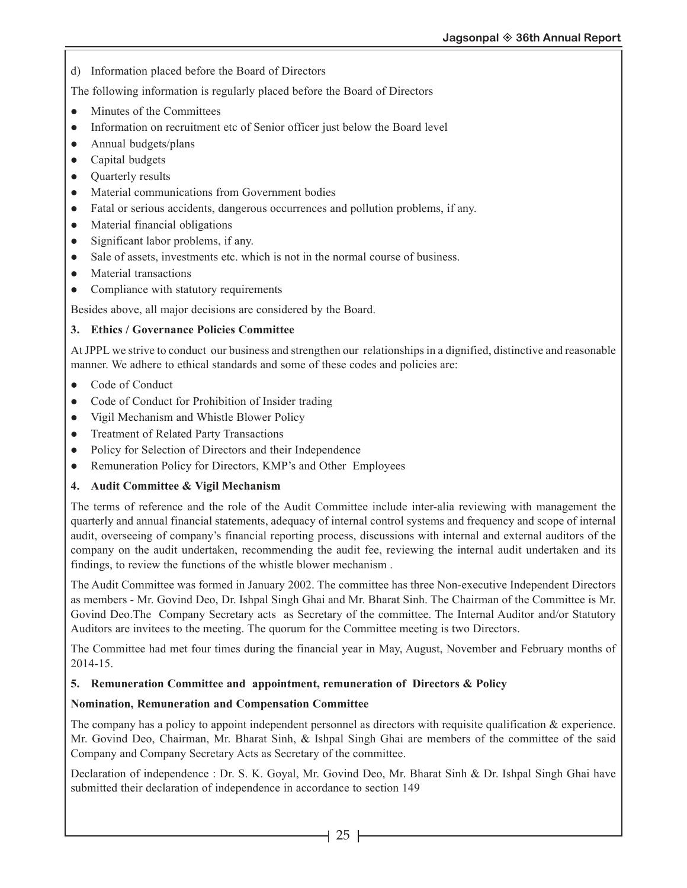d) Information placed before the Board of Directors

The following information is regularly placed before the Board of Directors

- Minutes of the Committees
- Information on recruitment etc of Senior officer just below the Board level
- Annual budgets/plans
- Capital budgets
- Quarterly results
- Material communications from Government bodies
- Fatal or serious accidents, dangerous occurrences and pollution problems, if any.
- Material financial obligations
- Significant labor problems, if any.
- Sale of assets, investments etc. which is not in the normal course of business.
- Material transactions
- Compliance with statutory requirements

Besides above, all major decisions are considered by the Board.

**3. Ethics / Governance Policies Committee**

At JPPL we strive to conduct our business and strengthen our relationships in a dignified, distinctive and reasonable manner. We adhere to ethical standards and some of these codes and policies are:

- Code of Conduct
- Code of Conduct for Prohibition of Insider trading
- Vigil Mechanism and Whistle Blower Policy
- Treatment of Related Party Transactions
- Policy for Selection of Directors and their Independence
- Remuneration Policy for Directors, KMP's and Other Employees

**4. Audit Committee & Vigil Mechanism**

The terms of reference and the role of the Audit Committee include inter-alia reviewing with management the quarterly and annual financial statements, adequacy of internal control systems and frequency and scope of internal audit, overseeing of company's financial reporting process, discussions with internal and external auditors of the company on the audit undertaken, recommending the audit fee, reviewing the internal audit undertaken and its findings, to review the functions of the whistle blower mechanism .

The Audit Committee was formed in January 2002. The committee has three Non-executive Independent Directors as members - Mr. Govind Deo, Dr. Ishpal Singh Ghai and Mr. Bharat Sinh. The Chairman of the Committee is Mr. Govind Deo.The Company Secretary acts as Secretary of the committee. The Internal Auditor and/or Statutory Auditors are invitees to the meeting. The quorum for the Committee meeting is two Directors.

The Committee had met four times during the financial year in May, August, November and February months of 2014-15.

**5. Remuneration Committee and appointment, remuneration of Directors & Policy**

**Nomination, Remuneration and Compensation Committee**

The company has a policy to appoint independent personnel as directors with requisite qualification & experience. Mr. Govind Deo, Chairman, Mr. Bharat Sinh, & Ishpal Singh Ghai are members of the committee of the said Company and Company Secretary Acts as Secretary of the committee.

Declaration of independence : Dr. S. K. Goyal, Mr. Govind Deo, Mr. Bharat Sinh & Dr. Ishpal Singh Ghai have submitted their declaration of independence in accordance to section 149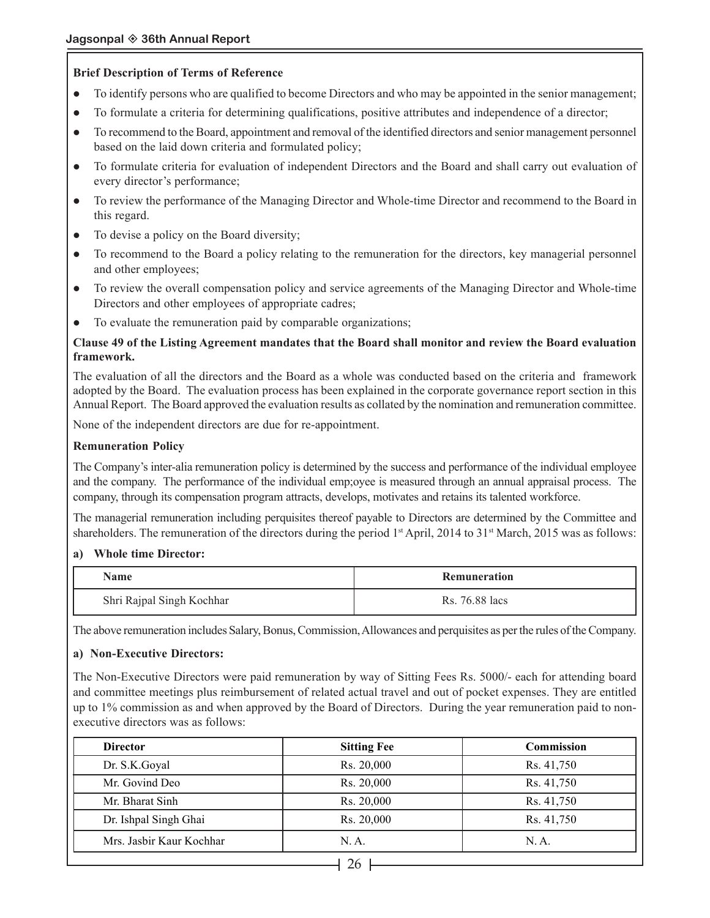**Brief Description of Terms of Reference**

- To identify persons who are qualified to become Directors and who may be appointed in the senior management;
- To formulate a criteria for determining qualifications, positive attributes and independence of a director;
- To recommend to the Board, appointment and removal of the identified directors and senior management personnel based on the laid down criteria and formulated policy;
- To formulate criteria for evaluation of independent Directors and the Board and shall carry out evaluation of every director's performance;
- To review the performance of the Managing Director and Whole-time Director and recommend to the Board in this regard.
- To devise a policy on the Board diversity;
- To recommend to the Board a policy relating to the remuneration for the directors, key managerial personnel and other employees;
- To review the overall compensation policy and service agreements of the Managing Director and Whole-time Directors and other employees of appropriate cadres;
- To evaluate the remuneration paid by comparable organizations;

**Clause 49 of the Listing Agreement mandates that the Board shall monitor and review the Board evaluation framework.**

The evaluation of all the directors and the Board as a whole was conducted based on the criteria and framework adopted by the Board. The evaluation process has been explained in the corporate governance report section in this Annual Report. The Board approved the evaluation results as collated by the nomination and remuneration committee.

None of the independent directors are due for re-appointment.

**Remuneration Policy**

The Company's inter-alia remuneration policy is determined by the success and performance of the individual employee and the company. The performance of the individual emp;oyee is measured through an annual appraisal process. The company, through its compensation program attracts, develops, motivates and retains its talented workforce.

The managerial remuneration including perquisites thereof payable to Directors are determined by the Committee and shareholders. The remuneration of the directors during the period 1st April, 2014 to 31st March, 2015 was as follows:

**a) Whole time Director:**

| Name | Remuneration |
|---|---|
| Shri Rajpal Singh Kochhar | Rs. 76.88 lacs |

The above remuneration includes Salary, Bonus, Commission, Allowances and perquisites as per the rules of the Company.

**a) Non-Executive Directors:**

The Non-Executive Directors were paid remuneration by way of Sitting Fees Rs. 5000/- each for attending board and committee meetings plus reimbursement of related actual travel and out of pocket expenses. They are entitled up to 1% commission as and when approved by the Board of Directors. During the year remuneration paid to non-executive directors was as follows:

| Director | Sitting Fee | Commission |
|---|---|---|
| Dr. S.K.Goyal | Rs. 20,000 | Rs. 41,750 |
| Mr. Govind Deo | Rs. 20,000 | Rs. 41,750 |
| Mr. Bharat Sinh | Rs. 20,000 | Rs. 41,750 |
| Dr. Ishpal Singh Ghai | Rs. 20,000 | Rs. 41,750 |
| Mrs. Jasbir Kaur Kochhar | N. A. | N. A. |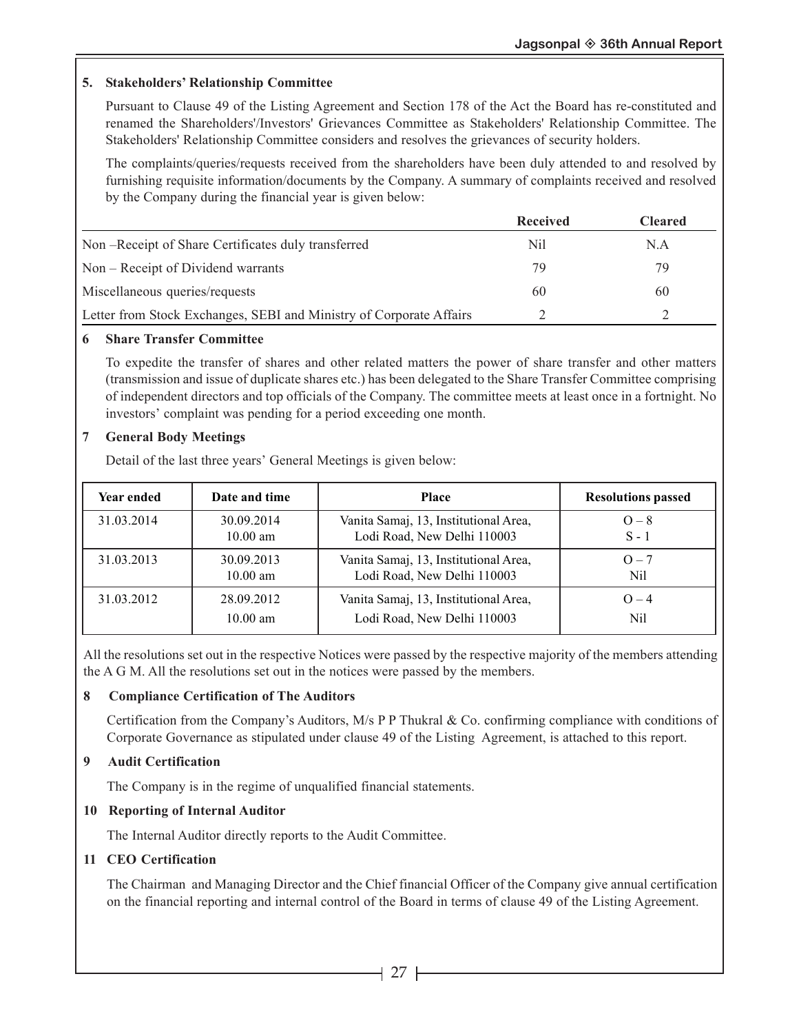**5. Stakeholders' Relationship Committee**

Pursuant to Clause 49 of the Listing Agreement and Section 178 of the Act the Board has re-constituted and renamed the Shareholders'/Investors' Grievances Committee as Stakeholders' Relationship Committee. The Stakeholders' Relationship Committee considers and resolves the grievances of security holders.

The complaints/queries/requests received from the shareholders have been duly attended to and resolved by furnishing requisite information/documents by the Company. A summary of complaints received and resolved by the Company during the financial year is given below:

| | Received | Cleared |
|---|---|---|
| Non –Receipt of Share Certificates duly transferred | Nil | N.A |
| Non – Receipt of Dividend warrants | 79 | 79 |
| Miscellaneous queries/requests | 60 | 60 |
| Letter from Stock Exchanges, SEBI and Ministry of Corporate Affairs | 2 | 2 |

**6 Share Transfer Committee**

To expedite the transfer of shares and other related matters the power of share transfer and other matters (transmission and issue of duplicate shares etc.) has been delegated to the Share Transfer Committee comprising of independent directors and top officials of the Company. The committee meets at least once in a fortnight. No investors' complaint was pending for a period exceeding one month.

**7 General Body Meetings**

Detail of the last three years' General Meetings is given below:

| Year ended | Date and time | Place | Resolutions passed |
|---|---|---|---|
| 31.03.2014 | 30.09.2014<br>10.00 am | Vanita Samaj, 13, Institutional Area,<br>Lodi Road, New Delhi 110003 | O – 8<br>S - 1 |
| 31.03.2013 | 30.09.2013<br>10.00 am | Vanita Samaj, 13, Institutional Area,<br>Lodi Road, New Delhi 110003 | O – 7<br>Nil |
| 31.03.2012 | 28.09.2012<br>10.00 am | Vanita Samaj, 13, Institutional Area,<br>Lodi Road, New Delhi 110003 | O – 4<br>Nil |

All the resolutions set out in the respective Notices were passed by the respective majority of the members attending the A G M. All the resolutions set out in the notices were passed by the members.

**8 Compliance Certification of The Auditors**

Certification from the Company's Auditors, M/s P P Thukral & Co. confirming compliance with conditions of Corporate Governance as stipulated under clause 49 of the Listing Agreement, is attached to this report.

**9 Audit Certification**

The Company is in the regime of unqualified financial statements.

**10 Reporting of Internal Auditor**

The Internal Auditor directly reports to the Audit Committee.

**11 CEO Certification**

The Chairman and Managing Director and the Chief financial Officer of the Company give annual certification on the financial reporting and internal control of the Board in terms of clause 49 of the Listing Agreement.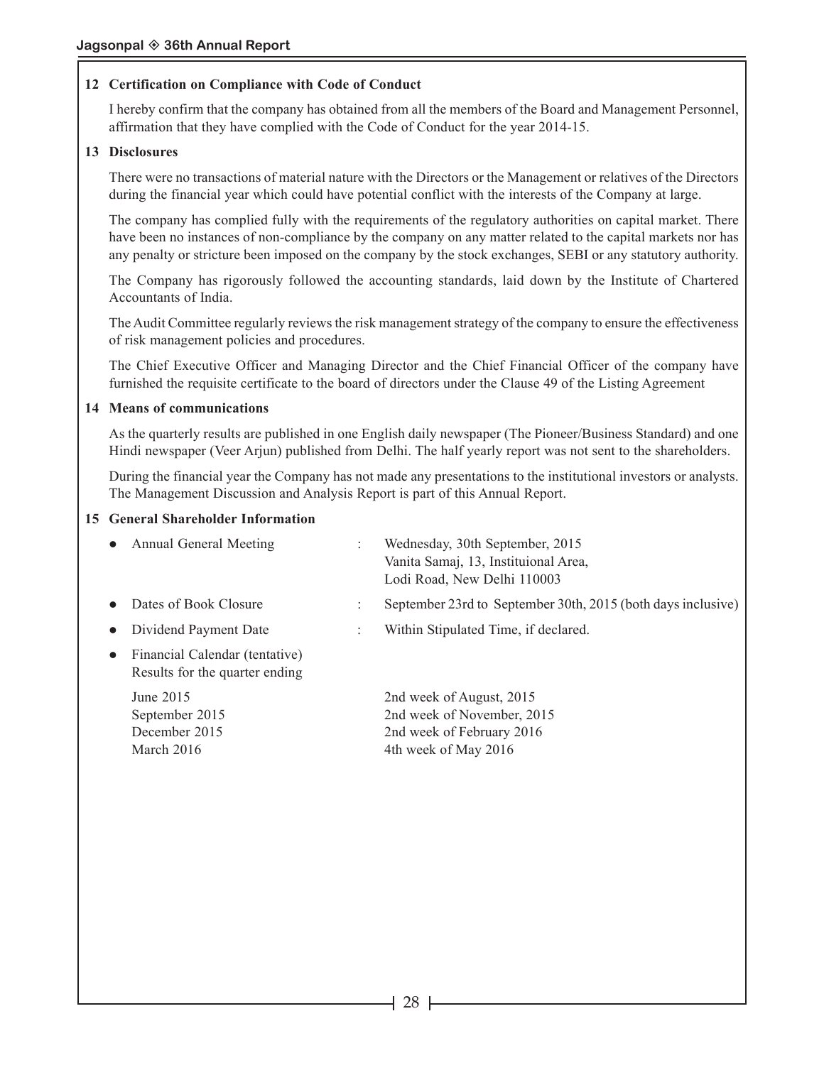## 12 Certification on Compliance with Code of Conduct

I hereby confirm that the company has obtained from all the members of the Board and Management Personnel, affirmation that they have complied with the Code of Conduct for the year 2014-15.

## 13 Disclosures

There were no transactions of material nature with the Directors or the Management or relatives of the Directors during the financial year which could have potential conflict with the interests of the Company at large.

The company has complied fully with the requirements of the regulatory authorities on capital market. There have been no instances of non-compliance by the company on any matter related to the capital markets nor has any penalty or stricture been imposed on the company by the stock exchanges, SEBI or any statutory authority.

The Company has rigorously followed the accounting standards, laid down by the Institute of Chartered Accountants of India.

The Audit Committee regularly reviews the risk management strategy of the company to ensure the effectiveness of risk management policies and procedures.

The Chief Executive Officer and Managing Director and the Chief Financial Officer of the company have furnished the requisite certificate to the board of directors under the Clause 49 of the Listing Agreement

## 14 Means of communications

As the quarterly results are published in one English daily newspaper (The Pioneer/Business Standard) and one Hindi newspaper (Veer Arjun) published from Delhi. The half yearly report was not sent to the shareholders.

During the financial year the Company has not made any presentations to the institutional investors or analysts. The Management Discussion and Analysis Report is part of this Annual Report.

## 15 General Shareholder Information

- Annual General Meeting : Wednesday, 30th September, 2015
  Vanita Samaj, 13, Instituional Area,
  Lodi Road, New Delhi 110003
- Dates of Book Closure : September 23rd to September 30th, 2015 (both days inclusive)
- Dividend Payment Date : Within Stipulated Time, if declared.
- Financial Calendar (tentative)
  Results for the quarter ending

| | |
|---|---|
| June 2015 | 2nd week of August, 2015 |
| September 2015 | 2nd week of November, 2015 |
| December 2015 | 2nd week of February 2016 |
| March 2016 | 4th week of May 2016 |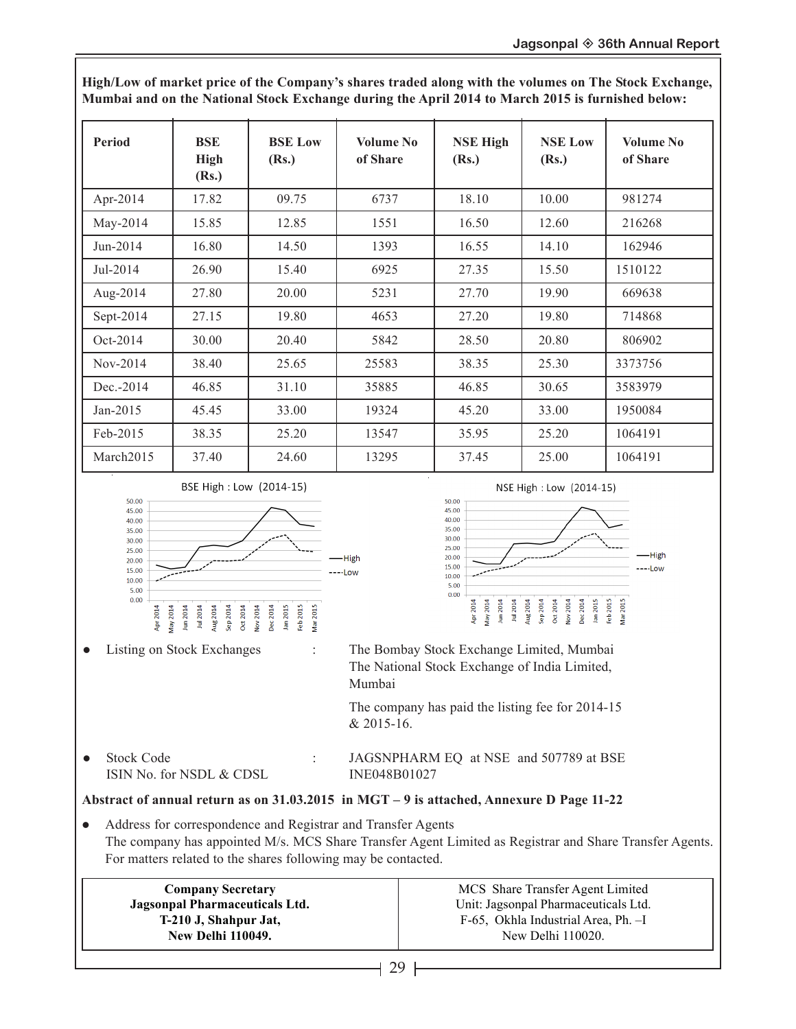**High/Low of market price of the Company's shares traded along with the volumes on The Stock Exchange, Mumbai and on the National Stock Exchange during the April 2014 to March 2015 is furnished below:**

| Period | BSE High (Rs.) | BSE Low (Rs.) | Volume No of Share | NSE High (Rs.) | NSE Low (Rs.) | Volume No of Share |
|---|---|---|---|---|---|---|
| Apr-2014 | 17.82 | 09.75 | 6737 | 18.10 | 10.00 | 981274 |
| May-2014 | 15.85 | 12.85 | 1551 | 16.50 | 12.60 | 216268 |
| Jun-2014 | 16.80 | 14.50 | 1393 | 16.55 | 14.10 | 162946 |
| Jul-2014 | 26.90 | 15.40 | 6925 | 27.35 | 15.50 | 1510122 |
| Aug-2014 | 27.80 | 20.00 | 5231 | 27.70 | 19.90 | 669638 |
| Sept-2014 | 27.15 | 19.80 | 4653 | 27.20 | 19.80 | 714868 |
| Oct-2014 | 30.00 | 20.40 | 5842 | 28.50 | 20.80 | 806902 |
| Nov-2014 | 38.40 | 25.65 | 25583 | 38.35 | 25.30 | 3373756 |
| Dec.-2014 | 46.85 | 31.10 | 35885 | 46.85 | 30.65 | 3583979 |
| Jan-2015 | 45.45 | 33.00 | 19324 | 45.20 | 33.00 | 1950084 |
| Feb-2015 | 38.35 | 25.20 | 13547 | 35.95 | 25.20 | 1064191 |
| March2015 | 37.40 | 24.60 | 13295 | 37.45 | 25.00 | 1064191 |

BSE High : Low (2014-15)

NSE High : Low (2014-15)

- Listing on Stock Exchanges : The Bombay Stock Exchange Limited, Mumbai
  The National Stock Exchange of India Limited, Mumbai

  The company has paid the listing fee for 2014-15 & 2015-16.

- Stock Code : JAGSNPHARM EQ at NSE and 507789 at BSE
  ISIN No. for NSDL & CDSL : INE048B01027

**Abstract of annual return as on 31.03.2015 in MGT – 9 is attached, Annexure D Page 11-22**

- Address for correspondence and Registrar and Transfer Agents
  The company has appointed M/s. MCS Share Transfer Agent Limited as Registrar and Share Transfer Agents. For matters related to the shares following may be contacted.

| **Company Secretary**<br>**Jagsonpal Pharmaceuticals Ltd.**<br>**T-210 J, Shahpur Jat,**<br>**New Delhi 110049.** | MCS Share Transfer Agent Limited<br>Unit: Jagsonpal Pharmaceuticals Ltd.<br>F-65, Okhla Industrial Area, Ph. –I<br>New Delhi 110020. |
|---|---|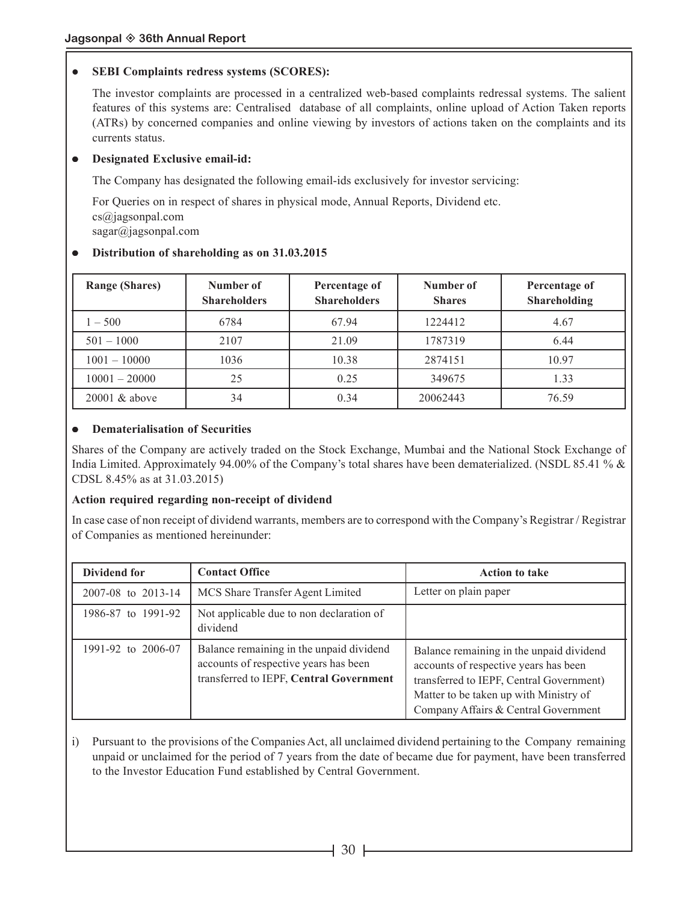- **SEBI Complaints redress systems (SCORES):**

  The investor complaints are processed in a centralized web-based complaints redressal systems. The salient features of this systems are: Centralised database of all complaints, online upload of Action Taken reports (ATRs) by concerned companies and online viewing by investors of actions taken on the complaints and its currents status.

- **Designated Exclusive email-id:**

  The Company has designated the following email-ids exclusively for investor servicing:

  For Queries on in respect of shares in physical mode, Annual Reports, Dividend etc.
  cs@jagsonpal.com
  sagar@jagsonpal.com

- **Distribution of shareholding as on 31.03.2015**

| Range (Shares) | Number of Shareholders | Percentage of Shareholders | Number of Shares | Percentage of Shareholding |
|---|---|---|---|---|
| 1 – 500 | 6784 | 67.94 | 1224412 | 4.67 |
| 501 – 1000 | 2107 | 21.09 | 1787319 | 6.44 |
| 1001 – 10000 | 1036 | 10.38 | 2874151 | 10.97 |
| 10001 – 20000 | 25 | 0.25 | 349675 | 1.33 |
| 20001 & above | 34 | 0.34 | 20062443 | 76.59 |

- **Dematerialisation of Securities**

Shares of the Company are actively traded on the Stock Exchange, Mumbai and the National Stock Exchange of India Limited. Approximately 94.00% of the Company's total shares have been dematerialized. (NSDL 85.41 % & CDSL 8.45% as at 31.03.2015)

**Action required regarding non-receipt of dividend**

In case case of non receipt of dividend warrants, members are to correspond with the Company's Registrar / Registrar of Companies as mentioned hereinunder:

| Dividend for | Contact Office | Action to take |
|---|---|---|
| 2007-08 to 2013-14 | MCS Share Transfer Agent Limited | Letter on plain paper |
| 1986-87 to 1991-92 | Not applicable due to non declaration of dividend | |
| 1991-92 to 2006-07 | Balance remaining in the unpaid dividend accounts of respective years has been transferred to IEPF, **Central Government** | Balance remaining in the unpaid dividend accounts of respective years has been transferred to IEPF, Central Government) Matter to be taken up with Ministry of Company Affairs & Central Government |

i) Pursuant to the provisions of the Companies Act, all unclaimed dividend pertaining to the Company remaining unpaid or unclaimed for the period of 7 years from the date of became due for payment, have been transferred to the Investor Education Fund established by Central Government.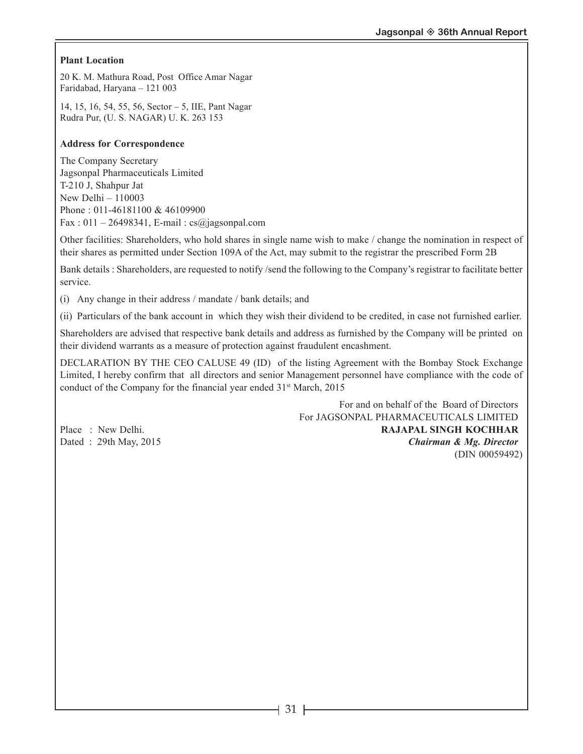**Plant Location**

20 K. M. Mathura Road, Post Office Amar Nagar
Faridabad, Haryana – 121 003

14, 15, 16, 54, 55, 56, Sector – 5, IIE, Pant Nagar
Rudra Pur, (U. S. NAGAR) U. K. 263 153

**Address for Correspondence**

The Company Secretary
Jagsonpal Pharmaceuticals Limited
T-210 J, Shahpur Jat
New Delhi – 110003
Phone : 011-46181100 & 46109900
Fax : 011 – 26498341, E-mail : cs@jagsonpal.com

Other facilities: Shareholders, who hold shares in single name wish to make / change the nomination in respect of their shares as permitted under Section 109A of the Act, may submit to the registrar the prescribed Form 2B

Bank details : Shareholders, are requested to notify /send the following to the Company's registrar to facilitate better service.

(i) Any change in their address / mandate / bank details; and

(ii) Particulars of the bank account in which they wish their dividend to be credited, in case not furnished earlier.

Shareholders are advised that respective bank details and address as furnished by the Company will be printed on their dividend warrants as a measure of protection against fraudulent encashment.

DECLARATION BY THE CEO CALUSE 49 (ID) of the listing Agreement with the Bombay Stock Exchange Limited, I hereby confirm that all directors and senior Management personnel have compliance with the code of conduct of the Company for the financial year ended 31st March, 2015

For and on behalf of the Board of Directors
For JAGSONPAL PHARMACEUTICALS LIMITED

Place : New Delhi.
Dated : 29th May, 2015

**RAJAPAL SINGH KOCHHAR**
***Chairman & Mg. Director***
(DIN 00059492)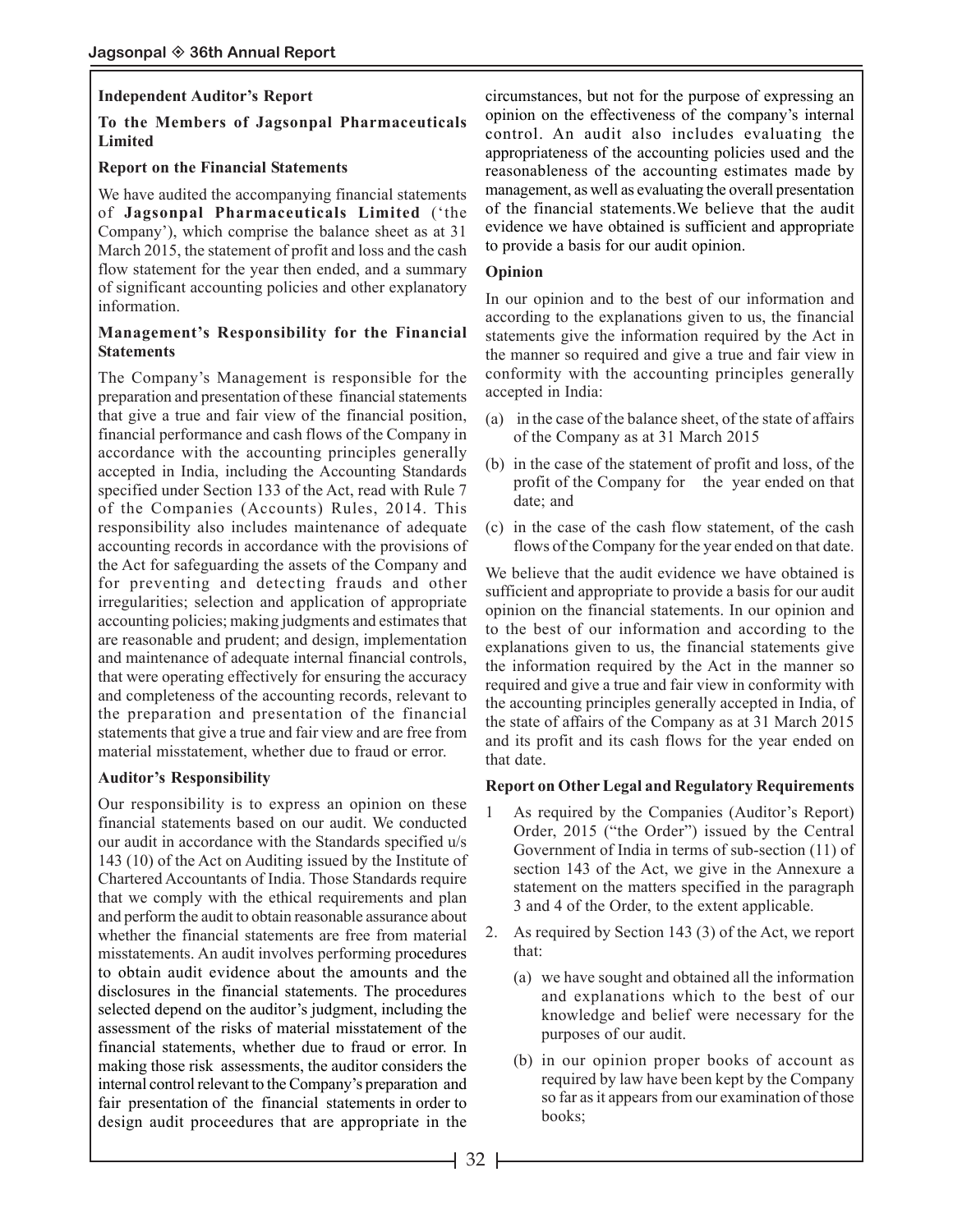## Independent Auditor's Report

**To the Members of Jagsonpal Pharmaceuticals Limited**

### Report on the Financial Statements

We have audited the accompanying financial statements of **Jagsonpal Pharmaceuticals Limited** ('the Company'), which comprise the balance sheet as at 31 March 2015, the statement of profit and loss and the cash flow statement for the year then ended, and a summary of significant accounting policies and other explanatory information.

### Management's Responsibility for the Financial Statements

The Company's Management is responsible for the preparation and presentation of these financial statements that give a true and fair view of the financial position, financial performance and cash flows of the Company in accordance with the accounting principles generally accepted in India, including the Accounting Standards specified under Section 133 of the Act, read with Rule 7 of the Companies (Accounts) Rules, 2014. This responsibility also includes maintenance of adequate accounting records in accordance with the provisions of the Act for safeguarding the assets of the Company and for preventing and detecting frauds and other irregularities; selection and application of appropriate accounting policies; making judgments and estimates that are reasonable and prudent; and design, implementation and maintenance of adequate internal financial controls, that were operating effectively for ensuring the accuracy and completeness of the accounting records, relevant to the preparation and presentation of the financial statements that give a true and fair view and are free from material misstatement, whether due to fraud or error.

### Auditor's Responsibility

Our responsibility is to express an opinion on these financial statements based on our audit. We conducted our audit in accordance with the Standards specified u/s 143 (10) of the Act on Auditing issued by the Institute of Chartered Accountants of India. Those Standards require that we comply with the ethical requirements and plan and perform the audit to obtain reasonable assurance about whether the financial statements are free from material misstatements. An audit involves performing procedures to obtain audit evidence about the amounts and the disclosures in the financial statements. The procedures selected depend on the auditor's judgment, including the assessment of the risks of material misstatement of the financial statements, whether due to fraud or error. In making those risk assessments, the auditor considers the internal control relevant to the Company's preparation and fair presentation of the financial statements in order to design audit proceedures that are appropriate in the circumstances, but not for the purpose of expressing an opinion on the effectiveness of the company's internal control. An audit also includes evaluating the appropriateness of the accounting policies used and the reasonableness of the accounting estimates made by management, as well as evaluating the overall presentation of the financial statements.We believe that the audit evidence we have obtained is sufficient and appropriate to provide a basis for our audit opinion.

### Opinion

In our opinion and to the best of our information and according to the explanations given to us, the financial statements give the information required by the Act in the manner so required and give a true and fair view in conformity with the accounting principles generally accepted in India:

(a) in the case of the balance sheet, of the state of affairs of the Company as at 31 March 2015

(b) in the case of the statement of profit and loss, of the profit of the Company for the year ended on that date; and

(c) in the case of the cash flow statement, of the cash flows of the Company for the year ended on that date.

We believe that the audit evidence we have obtained is sufficient and appropriate to provide a basis for our audit opinion on the financial statements. In our opinion and to the best of our information and according to the explanations given to us, the financial statements give the information required by the Act in the manner so required and give a true and fair view in conformity with the accounting principles generally accepted in India, of the state of affairs of the Company as at 31 March 2015 and its profit and its cash flows for the year ended on that date.

### Report on Other Legal and Regulatory Requirements

1 As required by the Companies (Auditor's Report) Order, 2015 ("the Order") issued by the Central Government of India in terms of sub-section (11) of section 143 of the Act, we give in the Annexure a statement on the matters specified in the paragraph 3 and 4 of the Order, to the extent applicable.

2. As required by Section 143 (3) of the Act, we report that:

   (a) we have sought and obtained all the information and explanations which to the best of our knowledge and belief were necessary for the purposes of our audit.

   (b) in our opinion proper books of account as required by law have been kept by the Company so far as it appears from our examination of those books;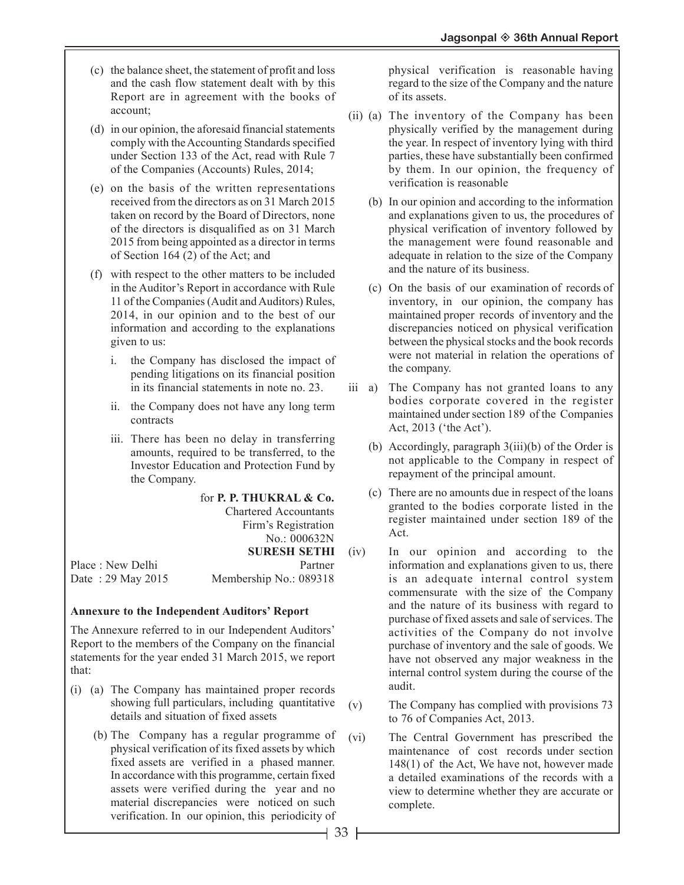(c) the balance sheet, the statement of profit and loss and the cash flow statement dealt with by this Report are in agreement with the books of account;

(d) in our opinion, the aforesaid financial statements comply with the Accounting Standards specified under Section 133 of the Act, read with Rule 7 of the Companies (Accounts) Rules, 2014;

(e) on the basis of the written representations received from the directors as on 31 March 2015 taken on record by the Board of Directors, none of the directors is disqualified as on 31 March 2015 from being appointed as a director in terms of Section 164 (2) of the Act; and

(f) with respect to the other matters to be included in the Auditor's Report in accordance with Rule 11 of the Companies (Audit and Auditors) Rules, 2014, in our opinion and to the best of our information and according to the explanations given to us:

   i. the Company has disclosed the impact of pending litigations on its financial position in its financial statements in note no. 23.

   ii. the Company does not have any long term contracts

   iii. There has been no delay in transferring amounts, required to be transferred, to the Investor Education and Protection Fund by the Company.

for **P. P. THUKRAL & Co.**
Chartered Accountants
Firm's Registration No.: 000632N

**SURESH SETHI**
Partner
Membership No.: 089318

Place : New Delhi
Date : 29 May 2015

**Annexure to the Independent Auditors' Report**

The Annexure referred to in our Independent Auditors' Report to the members of the Company on the financial statements for the year ended 31 March 2015, we report that:

(i) (a) The Company has maintained proper records showing full particulars, including quantitative details and situation of fixed assets

(b) The Company has a regular programme of physical verification of its fixed assets by which fixed assets are verified in a phased manner. In accordance with this programme, certain fixed assets were verified during the year and no material discrepancies were noticed on such verification. In our opinion, this periodicity of physical verification is reasonable having regard to the size of the Company and the nature of its assets.

(ii) (a) The inventory of the Company has been physically verified by the management during the year. In respect of inventory lying with third parties, these have substantially been confirmed by them. In our opinion, the frequency of verification is reasonable

(b) In our opinion and according to the information and explanations given to us, the procedures of physical verification of inventory followed by the management were found reasonable and adequate in relation to the size of the Company and the nature of its business.

(c) On the basis of our examination of records of inventory, in our opinion, the company has maintained proper records of inventory and the discrepancies noticed on physical verification between the physical stocks and the book records were not material in relation the operations of the company.

iii a) The Company has not granted loans to any bodies corporate covered in the register maintained under section 189 of the Companies Act, 2013 ('the Act').

(b) Accordingly, paragraph 3(iii)(b) of the Order is not applicable to the Company in respect of repayment of the principal amount.

(c) There are no amounts due in respect of the loans granted to the bodies corporate listed in the register maintained under section 189 of the Act.

(iv) In our opinion and according to the information and explanations given to us, there is an adequate internal control system commensurate with the size of the Company and the nature of its business with regard to purchase of fixed assets and sale of services. The activities of the Company do not involve purchase of inventory and the sale of goods. We have not observed any major weakness in the internal control system during the course of the audit.

(v) The Company has complied with provisions 73 to 76 of Companies Act, 2013.

(vi) The Central Government has prescribed the maintenance of cost records under section 148(1) of the Act, We have not, however made a detailed examinations of the records with a view to determine whether they are accurate or complete.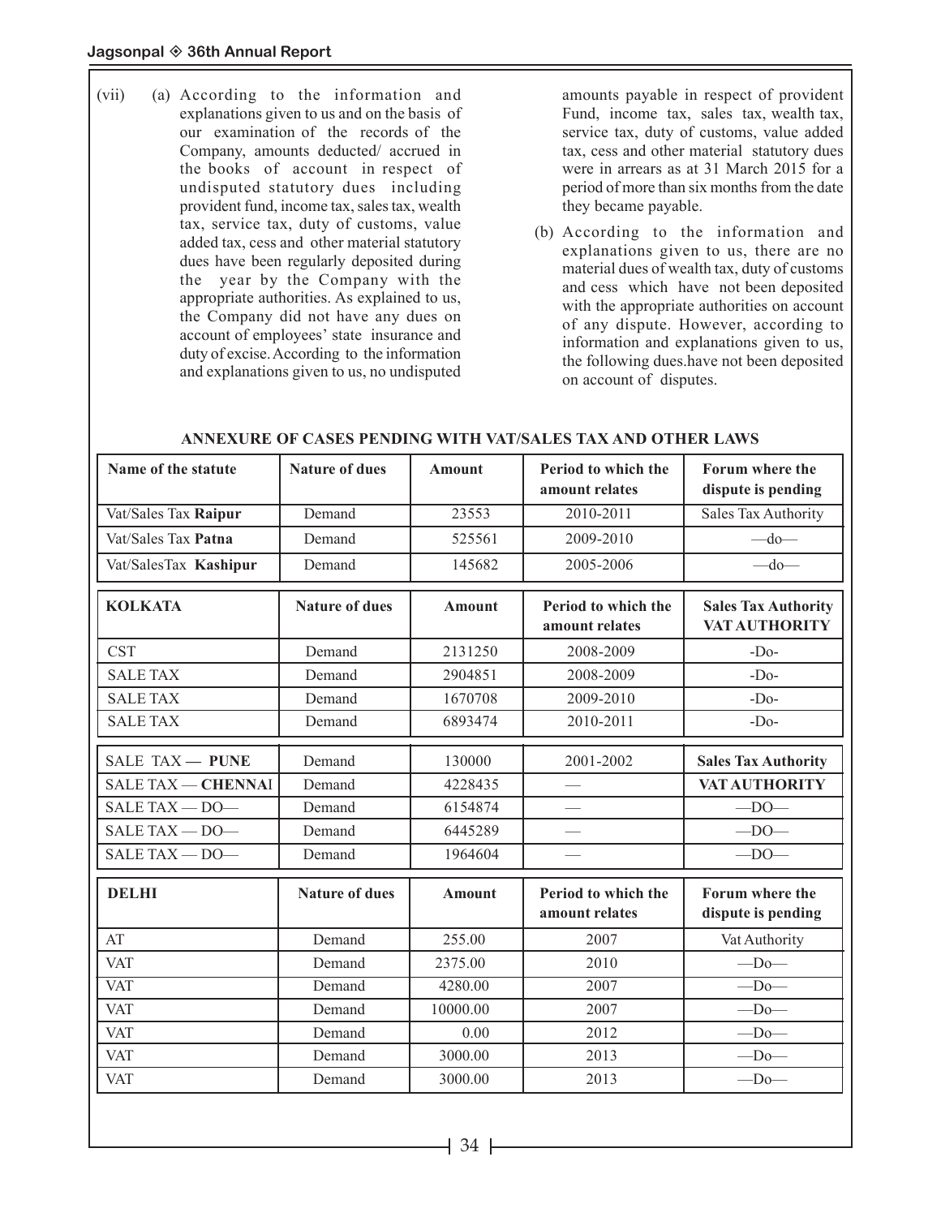(vii) (a) According to the information and explanations given to us and on the basis of our examination of the records of the Company, amounts deducted/ accrued in the books of account in respect of undisputed statutory dues including provident fund, income tax, sales tax, wealth tax, service tax, duty of customs, value added tax, cess and other material statutory dues have been regularly deposited during the year by the Company with the appropriate authorities. As explained to us, the Company did not have any dues on account of employees' state insurance and duty of excise. According to the information and explanations given to us, no undisputed amounts payable in respect of provident Fund, income tax, sales tax, wealth tax, service tax, duty of customs, value added tax, cess and other material statutory dues were in arrears as at 31 March 2015 for a period of more than six months from the date they became payable.

(b) According to the information and explanations given to us, there are no material dues of wealth tax, duty of customs and cess which have not been deposited with the appropriate authorities on account of any dispute. However, according to information and explanations given to us, the following dues.have not been deposited on account of disputes.

**ANNEXURE OF CASES PENDING WITH VAT/SALES TAX AND OTHER LAWS**

| Name of the statute | Nature of dues | Amount | Period to which the amount relates | Forum where the dispute is pending |
|---|---|---|---|---|
| Vat/Sales Tax **Raipur** | Demand | 23553 | 2010-2011 | Sales Tax Authority |
| Vat/Sales Tax **Patna** | Demand | 525561 | 2009-2010 | —do— |
| Vat/SalesTax **Kashipur** | Demand | 145682 | 2005-2006 | —do— |

| KOLKATA | Nature of dues | Amount | Period to which the amount relates | Sales Tax Authority VAT AUTHORITY |
|---|---|---|---|---|
| CST | Demand | 2131250 | 2008-2009 | -Do- |
| SALE TAX | Demand | 2904851 | 2008-2009 | -Do- |
| SALE TAX | Demand | 1670708 | 2009-2010 | -Do- |
| SALE TAX | Demand | 6893474 | 2010-2011 | -Do- |
| SALE TAX — **PUNE** | Demand | 130000 | 2001-2002 | **Sales Tax Authority** |
| SALE TAX — **CHENNAI** | Demand | 4228435 | — | **VAT AUTHORITY** |
| SALE TAX — DO— | Demand | 6154874 | — | —DO— |
| SALE TAX — DO— | Demand | 6445289 | — | —DO— |
| SALE TAX — DO— | Demand | 1964604 | — | —DO— |

| DELHI | Nature of dues | Amount | Period to which the amount relates | Forum where the dispute is pending |
|---|---|---|---|---|
| AT | Demand | 255.00 | 2007 | Vat Authority |
| VAT | Demand | 2375.00 | 2010 | —Do— |
| VAT | Demand | 4280.00 | 2007 | —Do— |
| VAT | Demand | 10000.00 | 2007 | —Do— |
| VAT | Demand | 0.00 | 2012 | —Do— |
| VAT | Demand | 3000.00 | 2013 | —Do— |
| VAT | Demand | 3000.00 | 2013 | —Do— |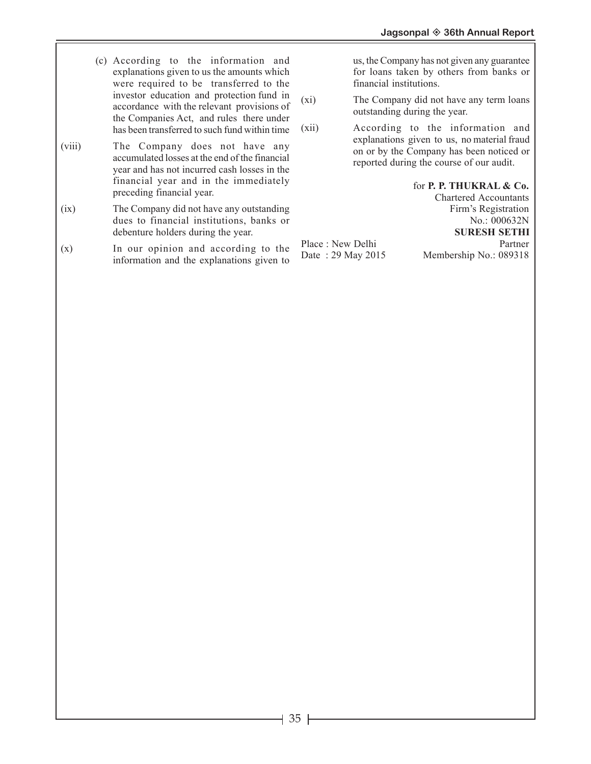(c) According to the information and explanations given to us the amounts which were required to be transferred to the investor education and protection fund in accordance with the relevant provisions of the Companies Act, and rules there under has been transferred to such fund within time

(viii) The Company does not have any accumulated losses at the end of the financial year and has not incurred cash losses in the financial year and in the immediately preceding financial year.

(ix) The Company did not have any outstanding dues to financial institutions, banks or debenture holders during the year.

(x) In our opinion and according to the information and the explanations given to us, the Company has not given any guarantee for loans taken by others from banks or financial institutions.

(xi) The Company did not have any term loans outstanding during the year.

(xii) According to the information and explanations given to us, no material fraud on or by the Company has been noticed or reported during the course of our audit.

for **P. P. THUKRAL & Co.**
Chartered Accountants
Firm's Registration No.: 000632N

**SURESH SETHI**
Partner
Membership No.: 089318

Place : New Delhi
Date : 29 May 2015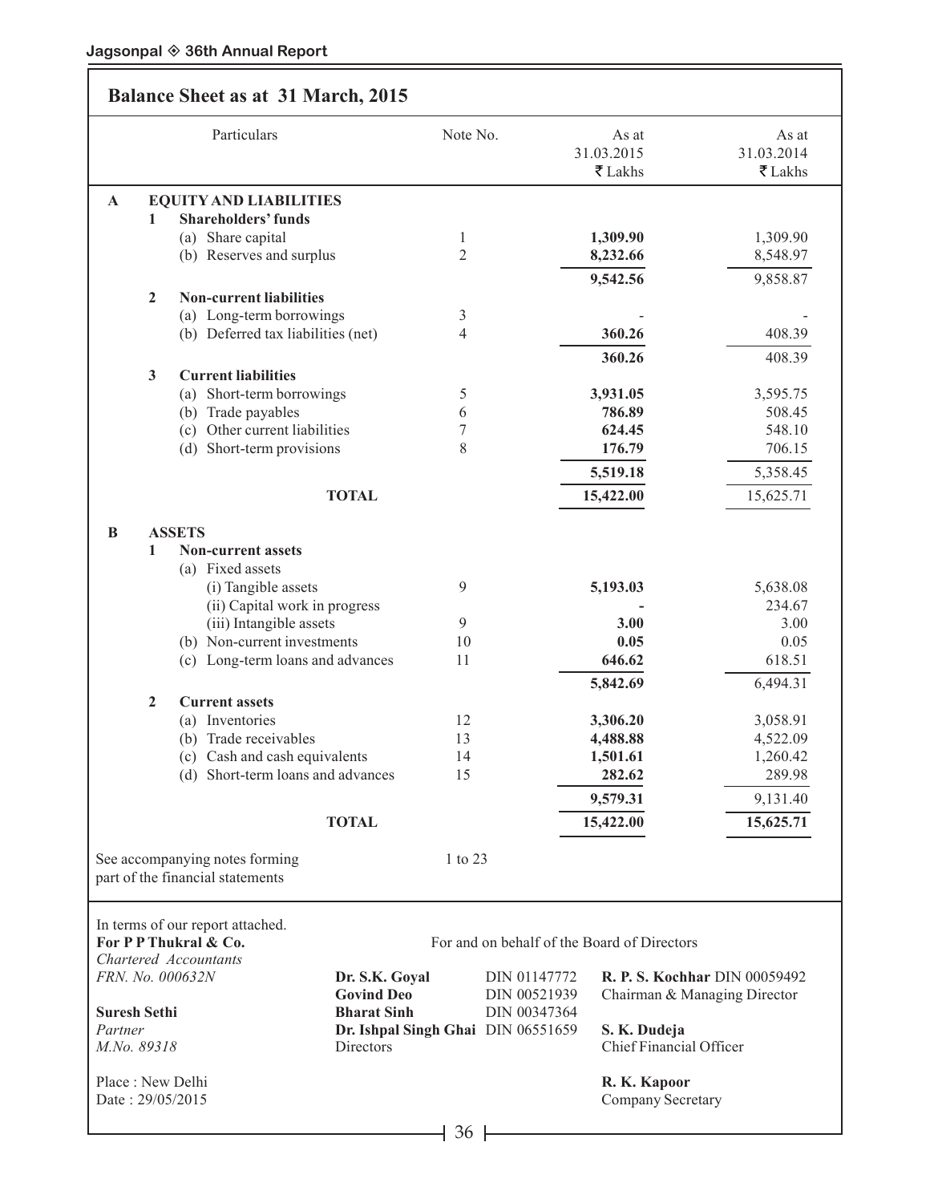## Balance Sheet as at 31 March, 2015

| | | Particulars | Note No. | As at 31.03.2015 ₹ Lakhs | As at 31.03.2014 ₹ Lakhs |
|---|---|---|---|---|---|
| **A** | | **EQUITY AND LIABILITIES** | | | |
| | **1** | **Shareholders' funds** | | | |
| | | (a) Share capital | 1 | **1,309.90** | 1,309.90 |
| | | (b) Reserves and surplus | 2 | **8,232.66** | 8,548.97 |
| | | | | **9,542.56** | 9,858.87 |
| | **2** | **Non-current liabilities** | | | |
| | | (a) Long-term borrowings | 3 | - | - |
| | | (b) Deferred tax liabilities (net) | 4 | **360.26** | 408.39 |
| | | | | **360.26** | 408.39 |
| | **3** | **Current liabilities** | | | |
| | | (a) Short-term borrowings | 5 | **3,931.05** | 3,595.75 |
| | | (b) Trade payables | 6 | **786.89** | 508.45 |
| | | (c) Other current liabilities | 7 | **624.45** | 548.10 |
| | | (d) Short-term provisions | 8 | **176.79** | 706.15 |
| | | | | **5,519.18** | 5,358.45 |
| | | **TOTAL** | | **15,422.00** | 15,625.71 |
| **B** | | **ASSETS** | | | |
| | **1** | **Non-current assets** | | | |
| | | (a) Fixed assets | | | |
| | | (i) Tangible assets | 9 | **5,193.03** | 5,638.08 |
| | | (ii) Capital work in progress | | **-** | 234.67 |
| | | (iii) Intangible assets | 9 | **3.00** | 3.00 |
| | | (b) Non-current investments | 10 | **0.05** | 0.05 |
| | | (c) Long-term loans and advances | 11 | **646.62** | 618.51 |
| | | | | **5,842.69** | 6,494.31 |
| | **2** | **Current assets** | | | |
| | | (a) Inventories | 12 | **3,306.20** | 3,058.91 |
| | | (b) Trade receivables | 13 | **4,488.88** | 4,522.09 |
| | | (c) Cash and cash equivalents | 14 | **1,501.61** | 1,260.42 |
| | | (d) Short-term loans and advances | 15 | **282.62** | 289.98 |
| | | | | **9,579.31** | 9,131.40 |
| | | **TOTAL** | | **15,422.00** | **15,625.71** |

See accompanying notes forming part of the financial statements — 1 to 23

In terms of our report attached.
**For P P Thukral & Co.**
*Chartered Accountants*
*FRN. No. 000632N*

**Suresh Sethi**
*Partner*
*M.No. 89318*

Place : New Delhi
Date : 29/05/2015

For and on behalf of the Board of Directors

**Dr. S.K. Goyal** DIN 01147772
**Govind Deo** DIN 00521939
**Bharat Sinh** DIN 00347364
**Dr. Ishpal Singh Ghai** DIN 06551659
Directors

**R. P. S. Kochhar** DIN 00059492
Chairman & Managing Director

**S. K. Dudeja**
Chief Financial Officer

**R. K. Kapoor**
Company Secretary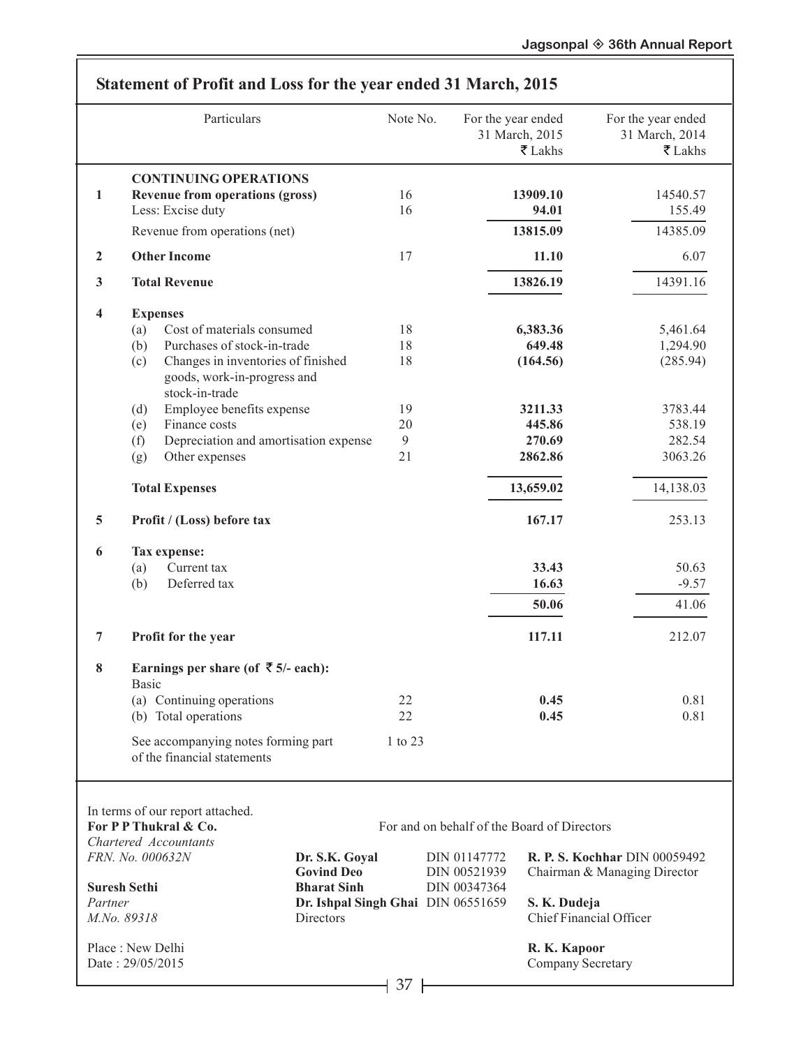## Statement of Profit and Loss for the year ended 31 March, 2015

| | Particulars | Note No. | For the year ended 31 March, 2015 ₹ Lakhs | For the year ended 31 March, 2014 ₹ Lakhs |
|---|---|---|---|---|
| | **CONTINUING OPERATIONS** | | | |
| **1** | **Revenue from operations (gross)** | 16 | **13909.10** | 14540.57 |
| | Less: Excise duty | 16 | **94.01** | 155.49 |
| | Revenue from operations (net) | | **13815.09** | 14385.09 |
| **2** | **Other Income** | 17 | **11.10** | 6.07 |
| **3** | **Total Revenue** | | **13826.19** | 14391.16 |
| **4** | **Expenses** | | | |
| | (a) Cost of materials consumed | 18 | **6,383.36** | 5,461.64 |
| | (b) Purchases of stock-in-trade | 18 | **649.48** | 1,294.90 |
| | (c) Changes in inventories of finished goods, work-in-progress and stock-in-trade | 18 | **(164.56)** | (285.94) |
| | (d) Employee benefits expense | 19 | **3211.33** | 3783.44 |
| | (e) Finance costs | 20 | **445.86** | 538.19 |
| | (f) Depreciation and amortisation expense | 9 | **270.69** | 282.54 |
| | (g) Other expenses | 21 | **2862.86** | 3063.26 |
| | **Total Expenses** | | **13,659.02** | 14,138.03 |
| **5** | **Profit / (Loss) before tax** | | **167.17** | 253.13 |
| **6** | **Tax expense:** | | | |
| | (a) Current tax | | **33.43** | 50.63 |
| | (b) Deferred tax | | **16.63** | -9.57 |
| | | | **50.06** | 41.06 |
| **7** | **Profit for the year** | | **117.11** | 212.07 |
| **8** | **Earnings per share (of ₹ 5/- each):** | | | |
| | Basic | | | |
| | (a) Continuing operations | 22 | **0.45** | 0.81 |
| | (b) Total operations | 22 | **0.45** | 0.81 |
| | See accompanying notes forming part of the financial statements | 1 to 23 | | |

In terms of our report attached.
**For P P Thukral & Co.**
*Chartered Accountants*
*FRN. No. 000632N*

**Suresh Sethi**
*Partner*
*M.No. 89318*

Place : New Delhi
Date : 29/05/2015

For and on behalf of the Board of Directors

**Dr. S.K. Goyal** DIN 01147772
**Govind Deo** DIN 00521939
**Bharat Sinh** DIN 00347364
**Dr. Ishpal Singh Ghai** DIN 06551659
Directors

**R. P. S. Kochhar** DIN 00059492
Chairman & Managing Director

**S. K. Dudeja**
Chief Financial Officer

**R. K. Kapoor**
Company Secretary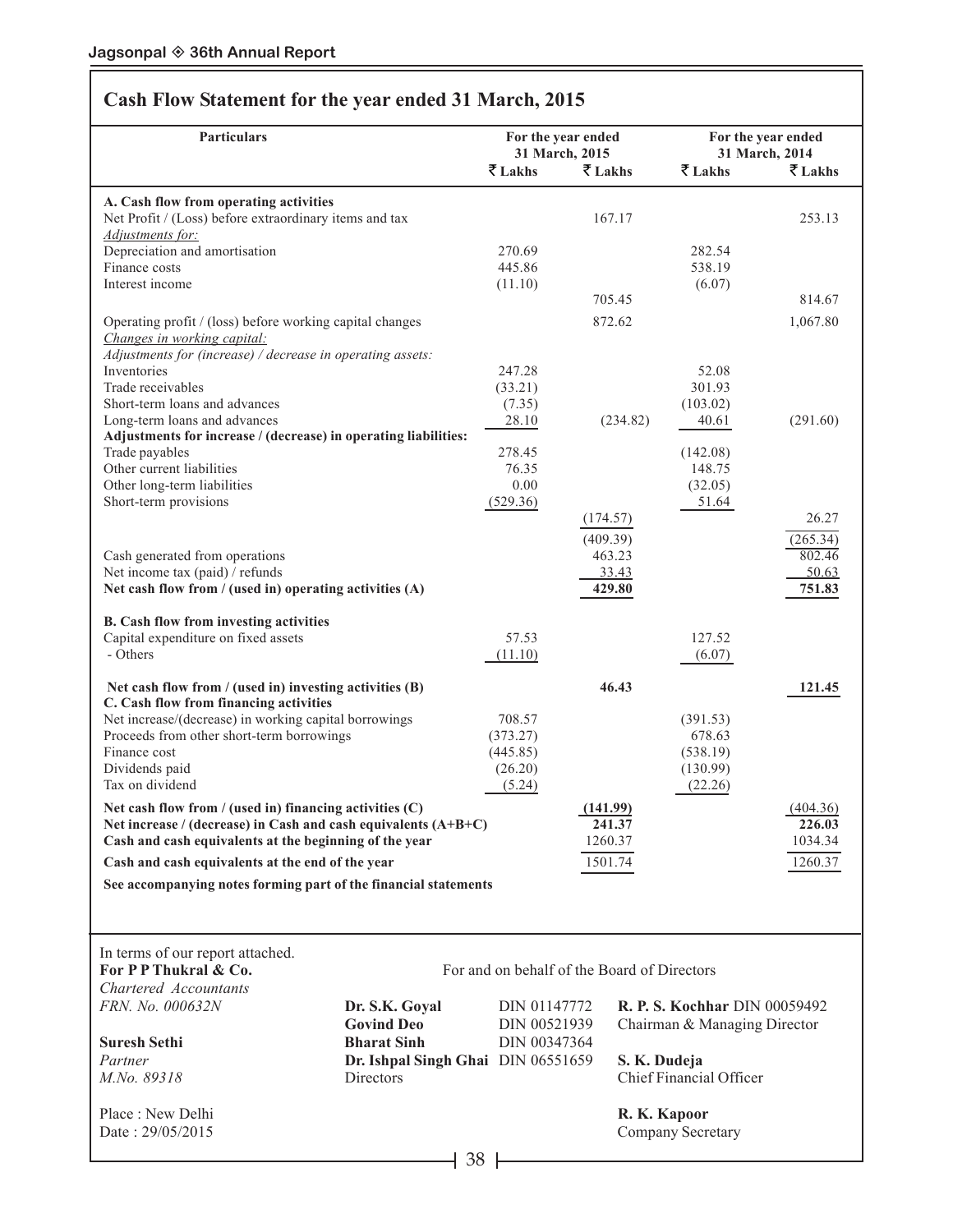## Cash Flow Statement for the year ended 31 March, 2015

| Particulars | For the year ended 31 March, 2015 | | For the year ended 31 March, 2014 | |
|---|---|---|---|---|
| | ₹ Lakhs | ₹ Lakhs | ₹ Lakhs | ₹ Lakhs |
| **A. Cash flow from operating activities** | | | | |
| Net Profit / (Loss) before extraordinary items and tax | | 167.17 | | 253.13 |
| *Adjustments for:* | | | | |
| Depreciation and amortisation | 270.69 | | 282.54 | |
| Finance costs | 445.86 | | 538.19 | |
| Interest income | (11.10) | | (6.07) | |
| | | 705.45 | | 814.67 |
| Operating profit / (loss) before working capital changes | | 872.62 | | 1,067.80 |
| *Changes in working capital:* | | | | |
| *Adjustments for (increase) / decrease in operating assets:* | | | | |
| Inventories | 247.28 | | 52.08 | |
| Trade receivables | (33.21) | | 301.93 | |
| Short-term loans and advances | (7.35) | | (103.02) | |
| Long-term loans and advances | 28.10 | (234.82) | 40.61 | (291.60) |
| **Adjustments for increase / (decrease) in operating liabilities:** | | | | |
| Trade payables | 278.45 | | (142.08) | |
| Other current liabilities | 76.35 | | 148.75 | |
| Other long-term liabilities | 0.00 | | (32.05) | |
| Short-term provisions | (529.36) | | 51.64 | |
| | | (174.57) | | 26.27 |
| | | (409.39) | | (265.34) |
| Cash generated from operations | | 463.23 | | 802.46 |
| Net income tax (paid) / refunds | | 33.43 | | 50.63 |
| **Net cash flow from / (used in) operating activities (A)** | | **429.80** | | **751.83** |
| **B. Cash flow from investing activities** | | | | |
| Capital expenditure on fixed assets | 57.53 | | 127.52 | |
| - Others | (11.10) | | (6.07) | |
| **Net cash flow from / (used in) investing activities (B)** | | **46.43** | | **121.45** |
| **C. Cash flow from financing activities** | | | | |
| Net increase/(decrease) in working capital borrowings | 708.57 | | (391.53) | |
| Proceeds from other short-term borrowings | (373.27) | | 678.63 | |
| Finance cost | (445.85) | | (538.19) | |
| Dividends paid | (26.20) | | (130.99) | |
| Tax on dividend | (5.24) | | (22.26) | |
| **Net cash flow from / (used in) financing activities (C)** | | **(141.99)** | | (404.36) |
| **Net increase / (decrease) in Cash and cash equivalents (A+B+C)** | | **241.37** | | **226.03** |
| **Cash and cash equivalents at the beginning of the year** | | 1260.37 | | 1034.34 |
| **Cash and cash equivalents at the end of the year** | | 1501.74 | | 1260.37 |

**See accompanying notes forming part of the financial statements**

In terms of our report attached.
**For P P Thukral & Co.**
*Chartered Accountants*
*FRN. No. 000632N*

**Suresh Sethi**
*Partner*
*M.No. 89318*

Place : New Delhi
Date : 29/05/2015

For and on behalf of the Board of Directors

**Dr. S.K. Goyal** DIN 01147772
**Govind Deo** DIN 00521939
**Bharat Sinh** DIN 00347364
**Dr. Ishpal Singh Ghai** DIN 06551659
Directors

**R. P. S. Kochhar** DIN 00059492
Chairman & Managing Director

**S. K. Dudeja**
Chief Financial Officer

**R. K. Kapoor**
Company Secretary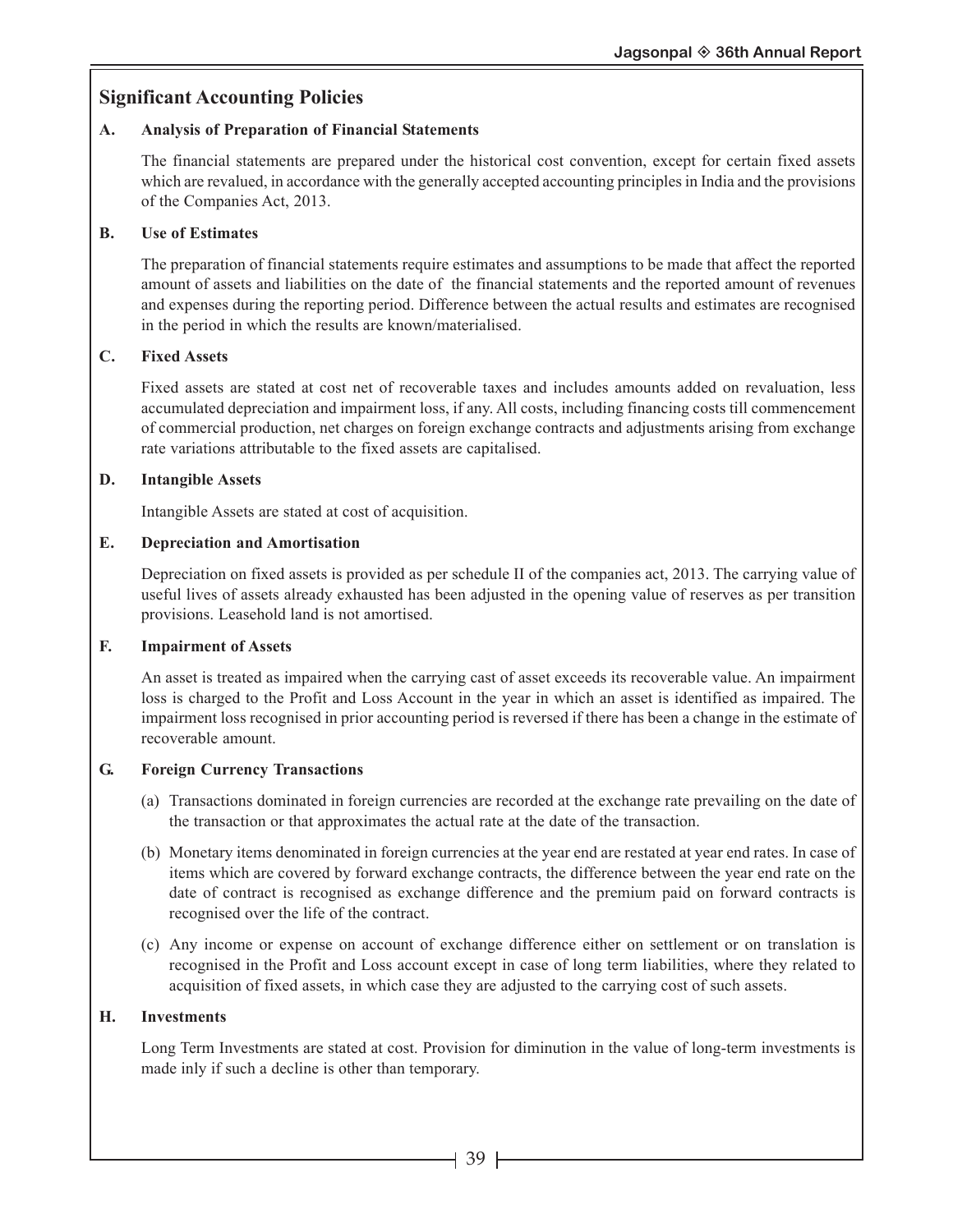# Significant Accounting Policies

### A. Analysis of Preparation of Financial Statements

The financial statements are prepared under the historical cost convention, except for certain fixed assets which are revalued, in accordance with the generally accepted accounting principles in India and the provisions of the Companies Act, 2013.

### B. Use of Estimates

The preparation of financial statements require estimates and assumptions to be made that affect the reported amount of assets and liabilities on the date of the financial statements and the reported amount of revenues and expenses during the reporting period. Difference between the actual results and estimates are recognised in the period in which the results are known/materialised.

### C. Fixed Assets

Fixed assets are stated at cost net of recoverable taxes and includes amounts added on revaluation, less accumulated depreciation and impairment loss, if any. All costs, including financing costs till commencement of commercial production, net charges on foreign exchange contracts and adjustments arising from exchange rate variations attributable to the fixed assets are capitalised.

### D. Intangible Assets

Intangible Assets are stated at cost of acquisition.

### E. Depreciation and Amortisation

Depreciation on fixed assets is provided as per schedule II of the companies act, 2013. The carrying value of useful lives of assets already exhausted has been adjusted in the opening value of reserves as per transition provisions. Leasehold land is not amortised.

### F. Impairment of Assets

An asset is treated as impaired when the carrying cast of asset exceeds its recoverable value. An impairment loss is charged to the Profit and Loss Account in the year in which an asset is identified as impaired. The impairment loss recognised in prior accounting period is reversed if there has been a change in the estimate of recoverable amount.

### G. Foreign Currency Transactions

(a) Transactions dominated in foreign currencies are recorded at the exchange rate prevailing on the date of the transaction or that approximates the actual rate at the date of the transaction.

(b) Monetary items denominated in foreign currencies at the year end are restated at year end rates. In case of items which are covered by forward exchange contracts, the difference between the year end rate on the date of contract is recognised as exchange difference and the premium paid on forward contracts is recognised over the life of the contract.

(c) Any income or expense on account of exchange difference either on settlement or on translation is recognised in the Profit and Loss account except in case of long term liabilities, where they related to acquisition of fixed assets, in which case they are adjusted to the carrying cost of such assets.

### H. Investments

Long Term Investments are stated at cost. Provision for diminution in the value of long-term investments is made inly if such a decline is other than temporary.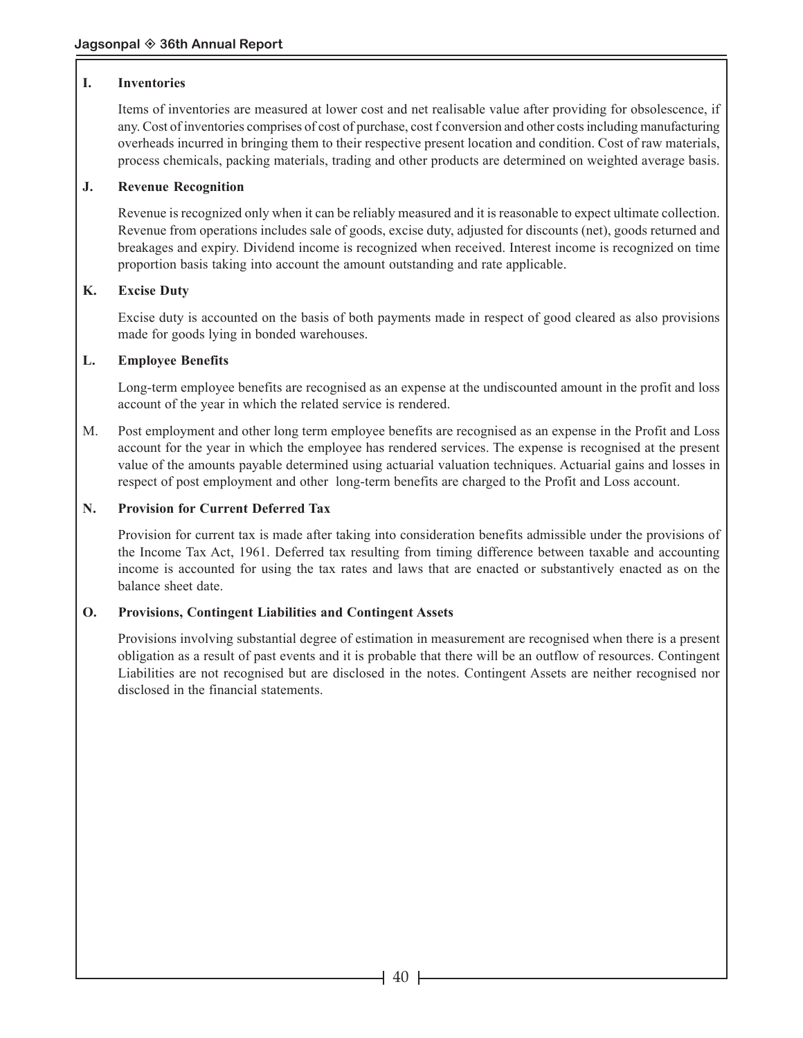**I. Inventories**

Items of inventories are measured at lower cost and net realisable value after providing for obsolescence, if any. Cost of inventories comprises of cost of purchase, cost f conversion and other costs including manufacturing overheads incurred in bringing them to their respective present location and condition. Cost of raw materials, process chemicals, packing materials, trading and other products are determined on weighted average basis.

**J. Revenue Recognition**

Revenue is recognized only when it can be reliably measured and it is reasonable to expect ultimate collection. Revenue from operations includes sale of goods, excise duty, adjusted for discounts (net), goods returned and breakages and expiry. Dividend income is recognized when received. Interest income is recognized on time proportion basis taking into account the amount outstanding and rate applicable.

**K. Excise Duty**

Excise duty is accounted on the basis of both payments made in respect of good cleared as also provisions made for goods lying in bonded warehouses.

**L. Employee Benefits**

Long-term employee benefits are recognised as an expense at the undiscounted amount in the profit and loss account of the year in which the related service is rendered.

M. Post employment and other long term employee benefits are recognised as an expense in the Profit and Loss account for the year in which the employee has rendered services. The expense is recognised at the present value of the amounts payable determined using actuarial valuation techniques. Actuarial gains and losses in respect of post employment and other long-term benefits are charged to the Profit and Loss account.

**N. Provision for Current Deferred Tax**

Provision for current tax is made after taking into consideration benefits admissible under the provisions of the Income Tax Act, 1961. Deferred tax resulting from timing difference between taxable and accounting income is accounted for using the tax rates and laws that are enacted or substantively enacted as on the balance sheet date.

**O. Provisions, Contingent Liabilities and Contingent Assets**

Provisions involving substantial degree of estimation in measurement are recognised when there is a present obligation as a result of past events and it is probable that there will be an outflow of resources. Contingent Liabilities are not recognised but are disclosed in the notes. Contingent Assets are neither recognised nor disclosed in the financial statements.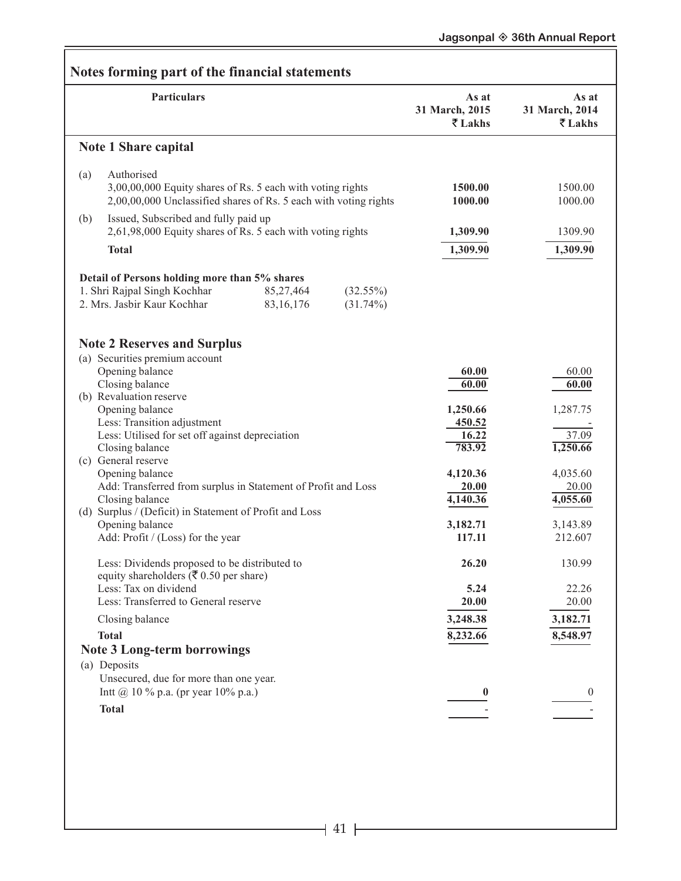## Notes forming part of the financial statements

| Particulars | As at 31 March, 2015 ₹ Lakhs | As at 31 March, 2014 ₹ Lakhs |
|---|---|---|
| **Note 1 Share capital** | | |
| (a) Authorised | | |
| 3,00,00,000 Equity shares of Rs. 5 each with voting rights | **1500.00** | 1500.00 |
| 2,00,00,000 Unclassified shares of Rs. 5 each with voting rights | **1000.00** | 1000.00 |
| (b) Issued, Subscribed and fully paid up | | |
| 2,61,98,000 Equity shares of Rs. 5 each with voting rights | **1,309.90** | 1309.90 |
| **Total** | **1,309.90** | **1,309.90** |

**Detail of Persons holding more than 5% shares**

| | | |
|---|---|---|
| 1. Shri Rajpal Singh Kochhar | 85,27,464 | (32.55%) |
| 2. Mrs. Jasbir Kaur Kochhar | 83,16,176 | (31.74%) |

| Particulars | As at 31 March, 2015 ₹ Lakhs | As at 31 March, 2014 ₹ Lakhs |
|---|---|---|
| **Note 2 Reserves and Surplus** | | |
| (a) Securities premium account | | |
| Opening balance | **60.00** | 60.00 |
| Closing balance | **60.00** | **60.00** |
| (b) Revaluation reserve | | |
| Opening balance | **1,250.66** | 1,287.75 |
| Less: Transition adjustment | **450.52** | - |
| Less: Utilised for set off against depreciation | **16.22** | 37.09 |
| Closing balance | **783.92** | **1,250.66** |
| (c) General reserve | | |
| Opening balance | **4,120.36** | 4,035.60 |
| Add: Transferred from surplus in Statement of Profit and Loss | **20.00** | 20.00 |
| Closing balance | **4,140.36** | **4,055.60** |
| (d) Surplus / (Deficit) in Statement of Profit and Loss | | |
| Opening balance | **3,182.71** | 3,143.89 |
| Add: Profit / (Loss) for the year | **117.11** | 212.607 |
| Less: Dividends proposed to be distributed to equity shareholders (₹ 0.50 per share) | **26.20** | 130.99 |
| Less: Tax on dividend | **5.24** | 22.26 |
| Less: Transferred to General reserve | **20.00** | 20.00 |
| Closing balance | **3,248.38** | **3,182.71** |
| **Total** | **8,232.66** | **8,548.97** |
| **Note 3 Long-term borrowings** | | |
| (a) Deposits | | |
| Unsecured, due for more than one year. | | |
| Intt @ 10 % p.a. (pr year 10% p.a.) | **0** | 0 |
| **Total** | - | - |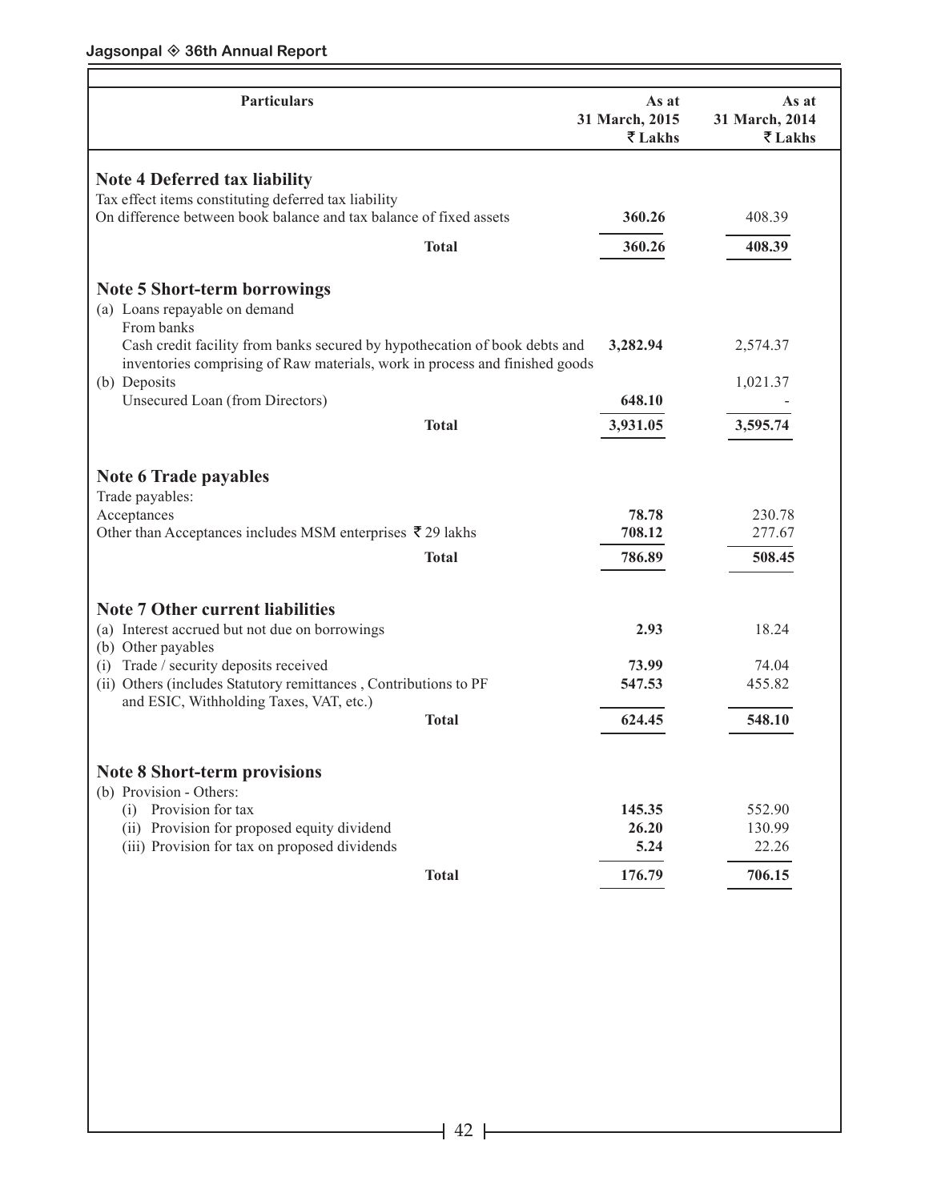| Particulars | As at 31 March, 2015 ₹ Lakhs | As at 31 March, 2014 ₹ Lakhs |
|---|---|---|
| **Note 4 Deferred tax liability** | | |
| Tax effect items constituting deferred tax liability | | |
| On difference between book balance and tax balance of fixed assets | **360.26** | 408.39 |
| **Total** | **360.26** | **408.39** |
| **Note 5 Short-term borrowings** | | |
| (a) Loans repayable on demand | | |
| From banks | | |
| Cash credit facility from banks secured by hypothecation of book debts and inventories comprising of Raw materials, work in process and finished goods | **3,282.94** | 2,574.37 |
| (b) Deposits | | 1,021.37 |
| Unsecured Loan (from Directors) | **648.10** | - |
| **Total** | **3,931.05** | **3,595.74** |
| **Note 6 Trade payables** | | |
| Trade payables: | | |
| Acceptances | **78.78** | 230.78 |
| Other than Acceptances includes MSM enterprises ₹ 29 lakhs | **708.12** | 277.67 |
| **Total** | **786.89** | **508.45** |
| **Note 7 Other current liabilities** | | |
| (a) Interest accrued but not due on borrowings | **2.93** | 18.24 |
| (b) Other payables | | |
| (i) Trade / security deposits received | **73.99** | 74.04 |
| (ii) Others (includes Statutory remittances , Contributions to PF and ESIC, Withholding Taxes, VAT, etc.) | **547.53** | 455.82 |
| **Total** | **624.45** | **548.10** |
| **Note 8 Short-term provisions** | | |
| (b) Provision - Others: | | |
| (i) Provision for tax | **145.35** | 552.90 |
| (ii) Provision for proposed equity dividend | **26.20** | 130.99 |
| (iii) Provision for tax on proposed dividends | **5.24** | 22.26 |
| **Total** | **176.79** | **706.15** |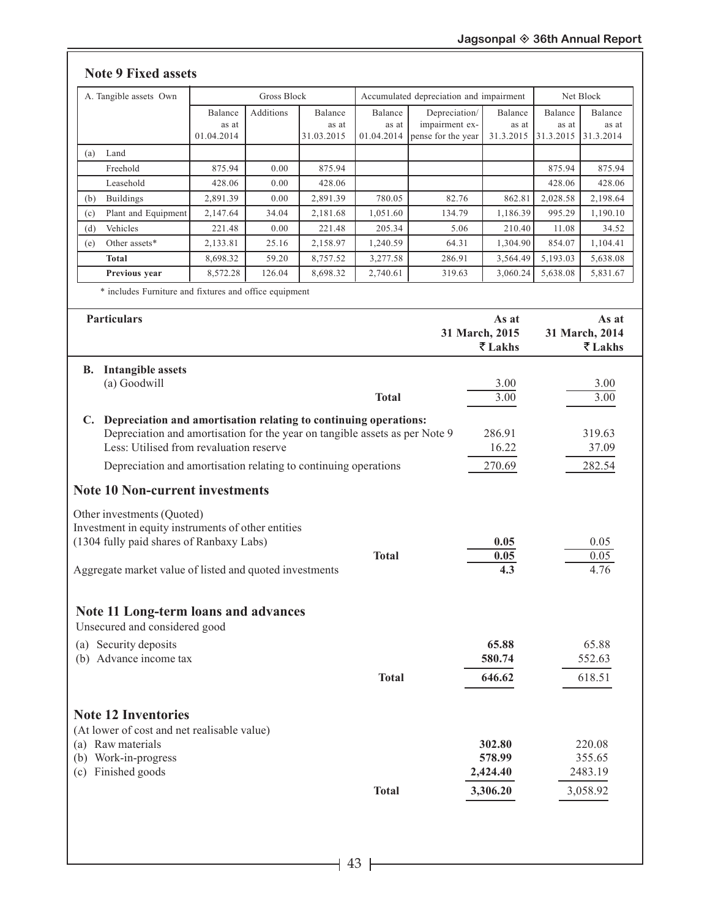## Note 9 Fixed assets

| A. Tangible assets Own | Gross Block | | | Accumulated depreciation and impairment | | | Net Block | |
|---|---|---|---|---|---|---|---|---|
| | Balance as at 01.04.2014 | Additions | Balance as at 31.03.2015 | Balance as at 01.04.2014 | Depreciation/ impairment expense for the year | Balance as at 31.3.2015 | Balance as at 31.3.2015 | Balance as at 31.3.2014 |
| (a) Land | | | | | | | | |
| Freehold | 875.94 | 0.00 | 875.94 | | | | 875.94 | 875.94 |
| Leasehold | 428.06 | 0.00 | 428.06 | | | | 428.06 | 428.06 |
| (b) Buildings | 2,891.39 | 0.00 | 2,891.39 | 780.05 | 82.76 | 862.81 | 2,028.58 | 2,198.64 |
| (c) Plant and Equipment | 2,147.64 | 34.04 | 2,181.68 | 1,051.60 | 134.79 | 1,186.39 | 995.29 | 1,190.10 |
| (d) Vehicles | 221.48 | 0.00 | 221.48 | 205.34 | 5.06 | 210.40 | 11.08 | 34.52 |
| (e) Other assets* | 2,133.81 | 25.16 | 2,158.97 | 1,240.59 | 64.31 | 1,304.90 | 854.07 | 1,104.41 |
| **Total** | 8,698.32 | 59.20 | 8,757.52 | 3,277.58 | 286.91 | 3,564.49 | 5,193.03 | 5,638.08 |
| **Previous year** | 8,572.28 | 126.04 | 8,698.32 | 2,740.61 | 319.63 | 3,060.24 | 5,638.08 | 5,831.67 |

\* includes Furniture and fixtures and office equipment

| Particulars | | As at 31 March, 2015 ₹ Lakhs | As at 31 March, 2014 ₹ Lakhs |
|---|---|---|---|
| **B. Intangible assets** | | | |
| (a) Goodwill | | 3.00 | 3.00 |
| | **Total** | 3.00 | 3.00 |
| **C. Depreciation and amortisation relating to continuing operations:** | | | |
| Depreciation and amortisation for the year on tangible assets as per Note 9 | | 286.91 | 319.63 |
| Less: Utilised from revaluation reserve | | 16.22 | 37.09 |
| Depreciation and amortisation relating to continuing operations | | 270.69 | 282.54 |

## Note 10 Non-current investments

| | | As at 31 March, 2015 | As at 31 March, 2014 |
|---|---|---|---|
| Other investments (Quoted) | | | |
| Investment in equity instruments of other entities | | | |
| (1304 fully paid shares of Ranbaxy Labs) | | **0.05** | 0.05 |
| | **Total** | **0.05** | 0.05 |
| Aggregate market value of listed and quoted investments | | **4.3** | 4.76 |

## Note 11 Long-term loans and advances

Unsecured and considered good

| | | As at 31 March, 2015 | As at 31 March, 2014 |
|---|---|---|---|
| (a) Security deposits | | **65.88** | 65.88 |
| (b) Advance income tax | | **580.74** | 552.63 |
| | **Total** | **646.62** | 618.51 |

## Note 12 Inventories

(At lower of cost and net realisable value)

| | | As at 31 March, 2015 | As at 31 March, 2014 |
|---|---|---|---|
| (a) Raw materials | | **302.80** | 220.08 |
| (b) Work-in-progress | | **578.99** | 355.65 |
| (c) Finished goods | | **2,424.40** | 2483.19 |
| | **Total** | **3,306.20** | 3,058.92 |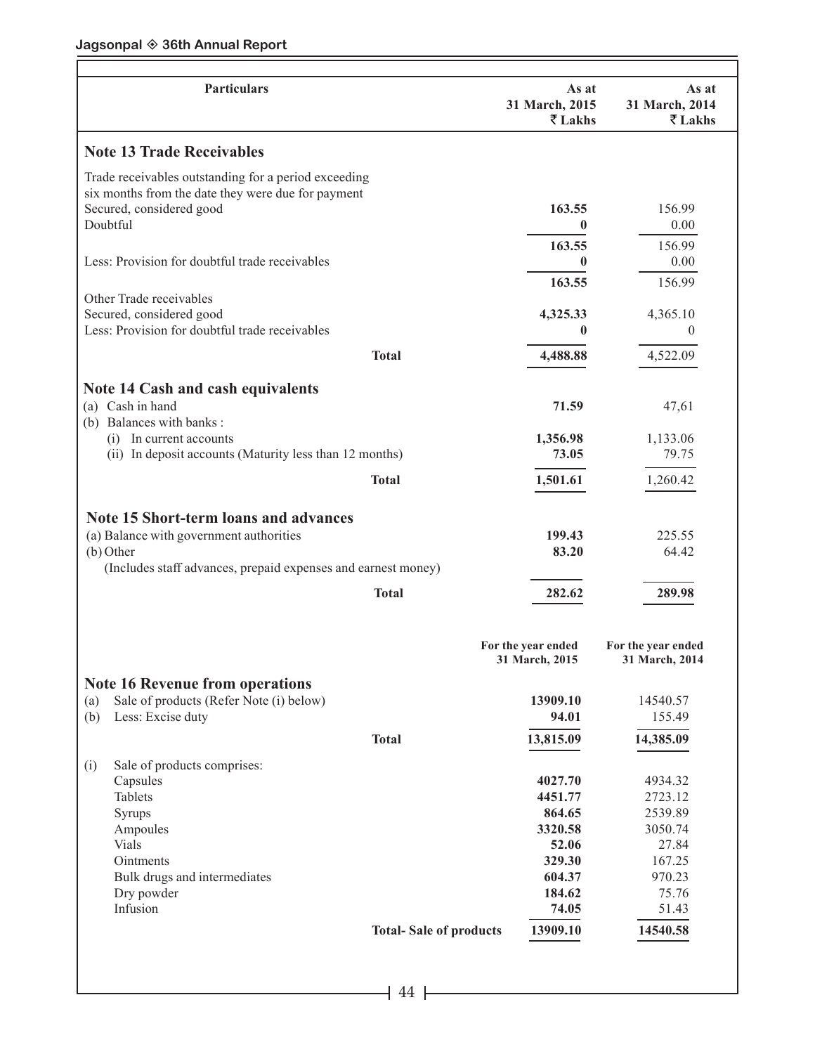| Particulars | As at 31 March, 2015 ₹ Lakhs | As at 31 March, 2014 ₹ Lakhs |
|---|---|---|
| **Note 13 Trade Receivables** | | |
| Trade receivables outstanding for a period exceeding six months from the date they were due for payment | | |
| Secured, considered good | **163.55** | 156.99 |
| Doubtful | **0** | 0.00 |
| | **163.55** | 156.99 |
| Less: Provision for doubtful trade receivables | **0** | 0.00 |
| | **163.55** | 156.99 |
| Other Trade receivables | | |
| Secured, considered good | **4,325.33** | 4,365.10 |
| Less: Provision for doubtful trade receivables | **0** | 0 |
| **Total** | **4,488.88** | 4,522.09 |
| **Note 14 Cash and cash equivalents** | | |
| (a) Cash in hand | **71.59** | 47,61 |
| (b) Balances with banks : | | |
| (i) In current accounts | **1,356.98** | 1,133.06 |
| (ii) In deposit accounts (Maturity less than 12 months) | **73.05** | 79.75 |
| **Total** | **1,501.61** | 1,260.42 |
| **Note 15 Short-term loans and advances** | | |
| (a) Balance with government authorities | **199.43** | 225.55 |
| (b) Other (Includes staff advances, prepaid expenses and earnest money) | **83.20** | 64.42 |
| **Total** | **282.62** | **289.98** |

| | For the year ended 31 March, 2015 | For the year ended 31 March, 2014 |
|---|---|---|
| **Note 16 Revenue from operations** | | |
| (a) Sale of products (Refer Note (i) below) | **13909.10** | 14540.57 |
| (b) Less: Excise duty | **94.01** | 155.49 |
| **Total** | **13,815.09** | **14,385.09** |
| (i) Sale of products comprises: | | |
| Capsules | **4027.70** | 4934.32 |
| Tablets | **4451.77** | 2723.12 |
| Syrups | **864.65** | 2539.89 |
| Ampoules | **3320.58** | 3050.74 |
| Vials | **52.06** | 27.84 |
| Ointments | **329.30** | 167.25 |
| Bulk drugs and intermediates | **604.37** | 970.23 |
| Dry powder | **184.62** | 75.76 |
| Infusion | **74.05** | 51.43 |
| **Total- Sale of products** | **13909.10** | **14540.58** |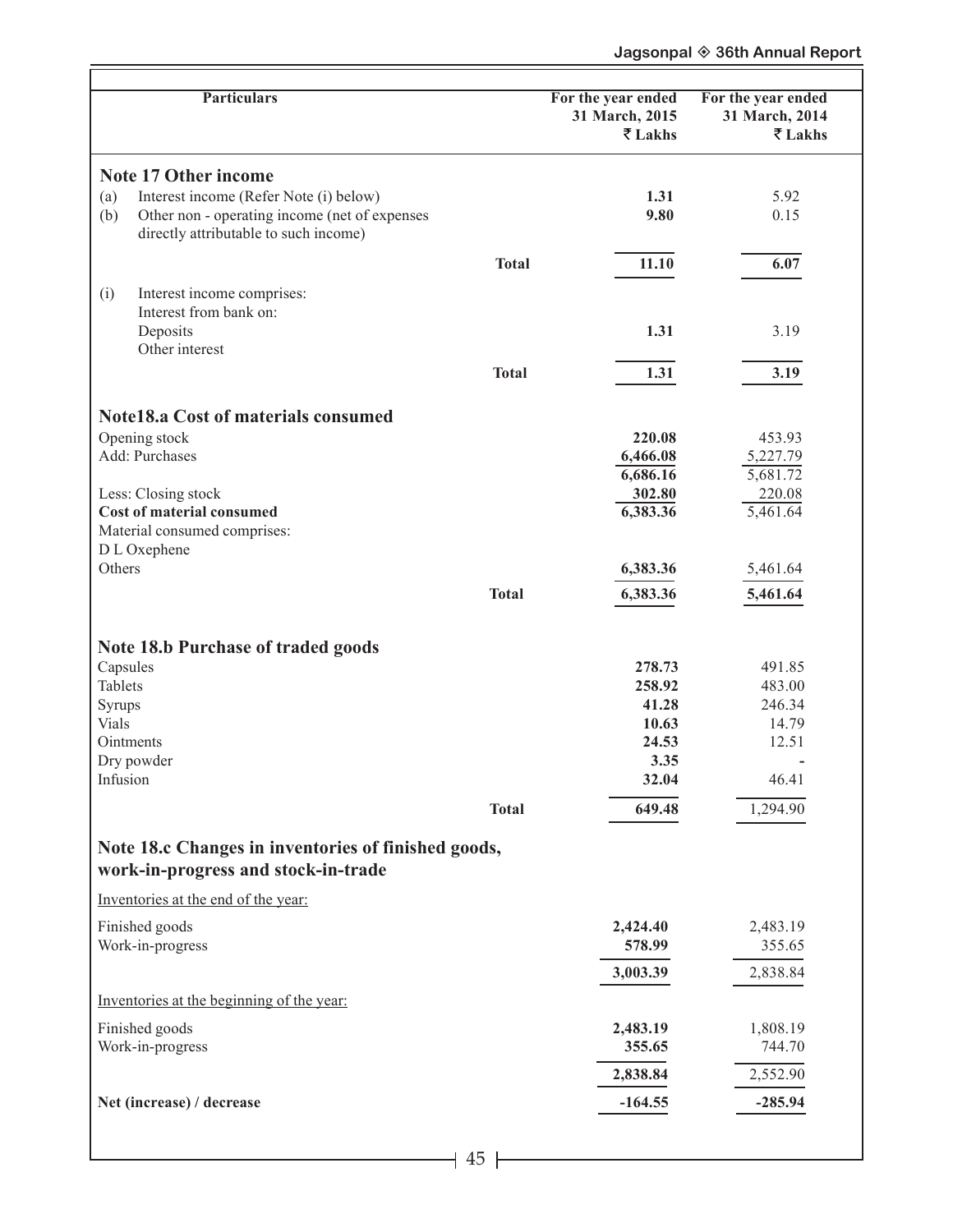| Particulars | | For the year ended 31 March, 2015 ₹ Lakhs | For the year ended 31 March, 2014 ₹ Lakhs |
|---|---|---|---|
| **Note 17 Other income** | | | |
| (a) Interest income (Refer Note (i) below) | | **1.31** | 5.92 |
| (b) Other non - operating income (net of expenses directly attributable to such income) | | **9.80** | 0.15 |
| | **Total** | **11.10** | **6.07** |
| (i) Interest income comprises: | | | |
| Interest from bank on: | | | |
| Deposits | | **1.31** | 3.19 |
| Other interest | | | |
| | **Total** | **1.31** | **3.19** |
| **Note18.a Cost of materials consumed** | | | |
| Opening stock | | **220.08** | 453.93 |
| Add: Purchases | | **6,466.08** | 5,227.79 |
| | | **6,686.16** | 5,681.72 |
| Less: Closing stock | | **302.80** | 220.08 |
| **Cost of material consumed** | | **6,383.36** | 5,461.64 |
| Material consumed comprises: | | | |
| D L Oxephene | | | |
| Others | | **6,383.36** | 5,461.64 |
| | **Total** | **6,383.36** | **5,461.64** |
| **Note 18.b Purchase of traded goods** | | | |
| Capsules | | **278.73** | 491.85 |
| Tablets | | **258.92** | 483.00 |
| Syrups | | **41.28** | 246.34 |
| Vials | | **10.63** | 14.79 |
| Ointments | | **24.53** | 12.51 |
| Dry powder | | **3.35** | - |
| Infusion | | **32.04** | 46.41 |
| | **Total** | **649.48** | 1,294.90 |
| **Note 18.c Changes in inventories of finished goods, work-in-progress and stock-in-trade** | | | |
| Inventories at the end of the year: | | | |
| Finished goods | | **2,424.40** | 2,483.19 |
| Work-in-progress | | **578.99** | 355.65 |
| | | **3,003.39** | 2,838.84 |
| Inventories at the beginning of the year: | | | |
| Finished goods | | **2,483.19** | 1,808.19 |
| Work-in-progress | | **355.65** | 744.70 |
| | | **2,838.84** | 2,552.90 |
| **Net (increase) / decrease** | | **-164.55** | **-285.94** |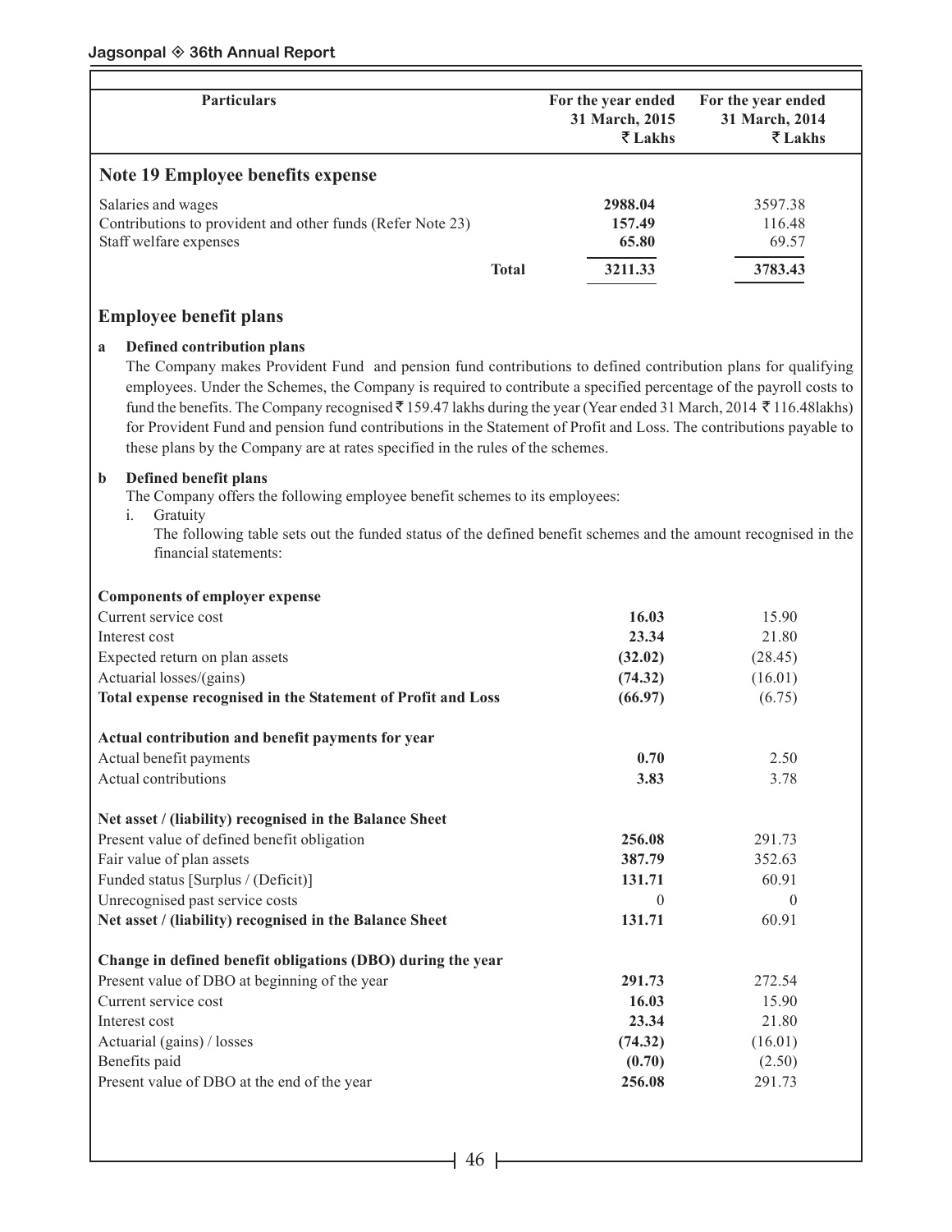| Particulars | For the year ended 31 March, 2015 ₹ Lakhs | For the year ended 31 March, 2014 ₹ Lakhs |
|---|---|---|

## Note 19 Employee benefits expense

| Particulars | For the year ended 31 March, 2015 ₹ Lakhs | For the year ended 31 March, 2014 ₹ Lakhs |
|---|---|---|
| Salaries and wages | **2988.04** | 3597.38 |
| Contributions to provident and other funds (Refer Note 23) | **157.49** | 116.48 |
| Staff welfare expenses | **65.80** | 69.57 |
| **Total** | **3211.33** | **3783.43** |

## Employee benefit plans

**a Defined contribution plans**

The Company makes Provident Fund and pension fund contributions to defined contribution plans for qualifying employees. Under the Schemes, the Company is required to contribute a specified percentage of the payroll costs to fund the benefits. The Company recognised ₹ 159.47 lakhs during the year (Year ended 31 March, 2014 ₹ 116.48lakhs) for Provident Fund and pension fund contributions in the Statement of Profit and Loss. The contributions payable to these plans by the Company are at rates specified in the rules of the schemes.

**b Defined benefit plans**

The Company offers the following employee benefit schemes to its employees:

i. Gratuity

The following table sets out the funded status of the defined benefit schemes and the amount recognised in the financial statements:

| Particulars | For the year ended 31 March, 2015 ₹ Lakhs | For the year ended 31 March, 2014 ₹ Lakhs |
|---|---|---|
| **Components of employer expense** | | |
| Current service cost | **16.03** | 15.90 |
| Interest cost | **23.34** | 21.80 |
| Expected return on plan assets | **(32.02)** | (28.45) |
| Actuarial losses/(gains) | **(74.32)** | (16.01) |
| **Total expense recognised in the Statement of Profit and Loss** | **(66.97)** | (6.75) |
| **Actual contribution and benefit payments for year** | | |
| Actual benefit payments | **0.70** | 2.50 |
| Actual contributions | **3.83** | 3.78 |
| **Net asset / (liability) recognised in the Balance Sheet** | | |
| Present value of defined benefit obligation | **256.08** | 291.73 |
| Fair value of plan assets | **387.79** | 352.63 |
| Funded status [Surplus / (Deficit)] | **131.71** | 60.91 |
| Unrecognised past service costs | 0 | 0 |
| **Net asset / (liability) recognised in the Balance Sheet** | **131.71** | 60.91 |
| **Change in defined benefit obligations (DBO) during the year** | | |
| Present value of DBO at beginning of the year | **291.73** | 272.54 |
| Current service cost | **16.03** | 15.90 |
| Interest cost | **23.34** | 21.80 |
| Actuarial (gains) / losses | **(74.32)** | (16.01) |
| Benefits paid | **(0.70)** | (2.50) |
| Present value of DBO at the end of the year | **256.08** | 291.73 |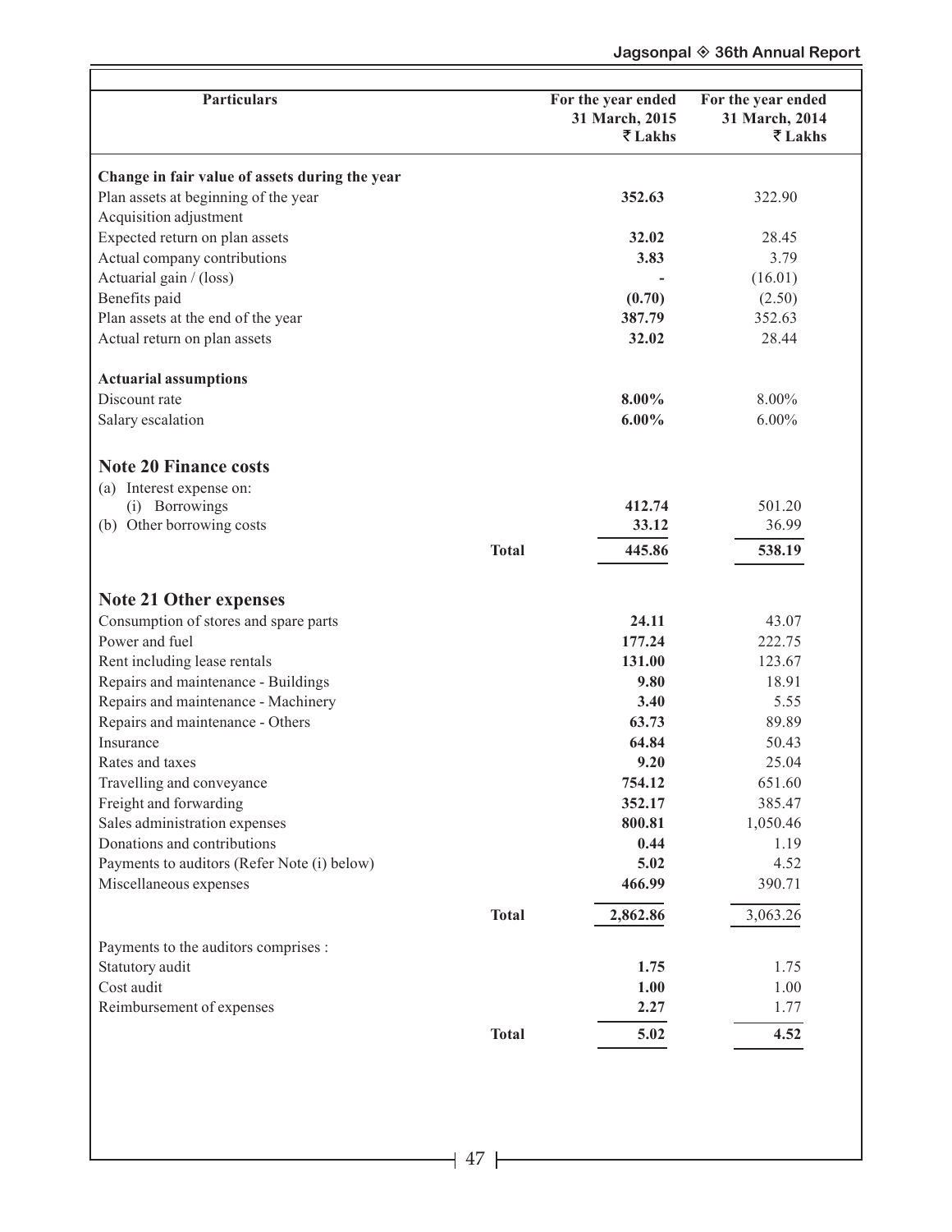| Particulars | | For the year ended 31 March, 2015 ₹ Lakhs | For the year ended 31 March, 2014 ₹ Lakhs |
|---|---|---|---|
| **Change in fair value of assets during the year** | | | |
| Plan assets at beginning of the year | | **352.63** | 322.90 |
| Acquisition adjustment | | | |
| Expected return on plan assets | | **32.02** | 28.45 |
| Actual company contributions | | **3.83** | 3.79 |
| Actuarial gain / (loss) | | **-** | (16.01) |
| Benefits paid | | **(0.70)** | (2.50) |
| Plan assets at the end of the year | | **387.79** | 352.63 |
| Actual return on plan assets | | **32.02** | 28.44 |
| **Actuarial assumptions** | | | |
| Discount rate | | **8.00%** | 8.00% |
| Salary escalation | | **6.00%** | 6.00% |

## Note 20 Finance costs

| Particulars | | For the year ended 31 March, 2015 ₹ Lakhs | For the year ended 31 March, 2014 ₹ Lakhs |
|---|---|---|---|
| (a) Interest expense on: | | | |
| (i) Borrowings | | **412.74** | 501.20 |
| (b) Other borrowing costs | | **33.12** | 36.99 |
| | **Total** | **445.86** | **538.19** |

## Note 21 Other expenses

| Particulars | | For the year ended 31 March, 2015 ₹ Lakhs | For the year ended 31 March, 2014 ₹ Lakhs |
|---|---|---|---|
| Consumption of stores and spare parts | | **24.11** | 43.07 |
| Power and fuel | | **177.24** | 222.75 |
| Rent including lease rentals | | **131.00** | 123.67 |
| Repairs and maintenance - Buildings | | **9.80** | 18.91 |
| Repairs and maintenance - Machinery | | **3.40** | 5.55 |
| Repairs and maintenance - Others | | **63.73** | 89.89 |
| Insurance | | **64.84** | 50.43 |
| Rates and taxes | | **9.20** | 25.04 |
| Travelling and conveyance | | **754.12** | 651.60 |
| Freight and forwarding | | **352.17** | 385.47 |
| Sales administration expenses | | **800.81** | 1,050.46 |
| Donations and contributions | | **0.44** | 1.19 |
| Payments to auditors (Refer Note (i) below) | | **5.02** | 4.52 |
| Miscellaneous expenses | | **466.99** | 390.71 |
| | **Total** | **2,862.86** | 3,063.26 |
| Payments to the auditors comprises : | | | |
| Statutory audit | | **1.75** | 1.75 |
| Cost audit | | **1.00** | 1.00 |
| Reimbursement of expenses | | **2.27** | 1.77 |
| | **Total** | **5.02** | **4.52** |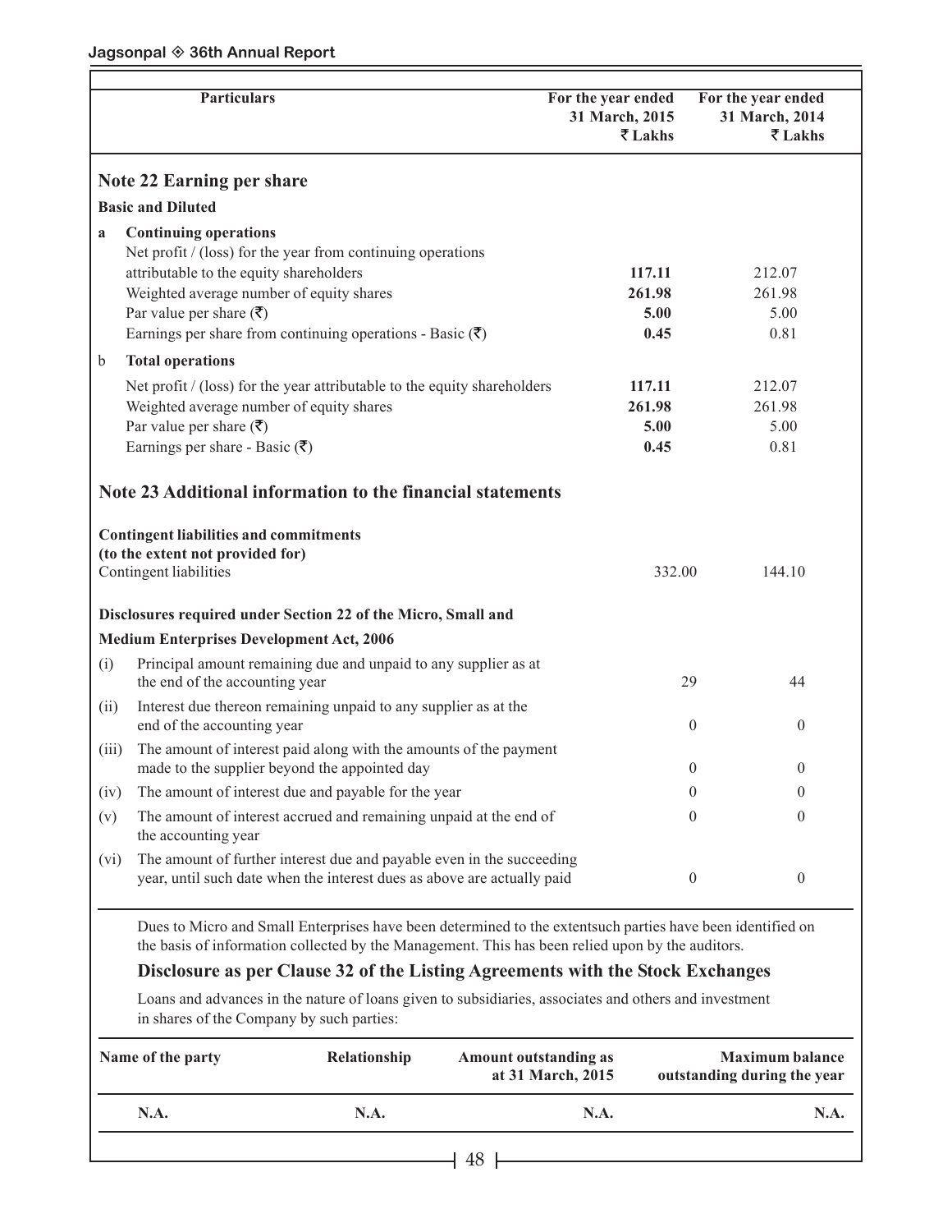| Particulars | For the year ended 31 March, 2015 ₹ Lakhs | For the year ended 31 March, 2014 ₹ Lakhs |
|---|---|---|
| **Note 22 Earning per share** | | |
| **Basic and Diluted** | | |
| **a Continuing operations** | | |
| Net profit / (loss) for the year from continuing operations attributable to the equity shareholders | **117.11** | 212.07 |
| Weighted average number of equity shares | **261.98** | 261.98 |
| Par value per share (₹) | **5.00** | 5.00 |
| Earnings per share from continuing operations - Basic (₹) | **0.45** | 0.81 |
| **b Total operations** | | |
| Net profit / (loss) for the year attributable to the equity shareholders | **117.11** | 212.07 |
| Weighted average number of equity shares | **261.98** | 261.98 |
| Par value per share (₹) | **5.00** | 5.00 |
| Earnings per share - Basic (₹) | **0.45** | 0.81 |
| **Note 23 Additional information to the financial statements** | | |
| **Contingent liabilities and commitments (to the extent not provided for)** | | |
| Contingent liabilities | 332.00 | 144.10 |
| **Disclosures required under Section 22 of the Micro, Small and Medium Enterprises Development Act, 2006** | | |
| (i) Principal amount remaining due and unpaid to any supplier as at the end of the accounting year | 29 | 44 |
| (ii) Interest due thereon remaining unpaid to any supplier as at the end of the accounting year | 0 | 0 |
| (iii) The amount of interest paid along with the amounts of the payment made to the supplier beyond the appointed day | 0 | 0 |
| (iv) The amount of interest due and payable for the year | 0 | 0 |
| (v) The amount of interest accrued and remaining unpaid at the end of the accounting year | 0 | 0 |
| (vi) The amount of further interest due and payable even in the succeeding year, until such date when the interest dues as above are actually paid | 0 | 0 |

Dues to Micro and Small Enterprises have been determined to the extentsuch parties have been identified on the basis of information collected by the Management. This has been relied upon by the auditors.

### Disclosure as per Clause 32 of the Listing Agreements with the Stock Exchanges

Loans and advances in the nature of loans given to subsidiaries, associates and others and investment in shares of the Company by such parties:

| Name of the party | Relationship | Amount outstanding as at 31 March, 2015 | Maximum balance outstanding during the year |
|---|---|---|---|
| **N.A.** | **N.A.** | **N.A.** | **N.A.** |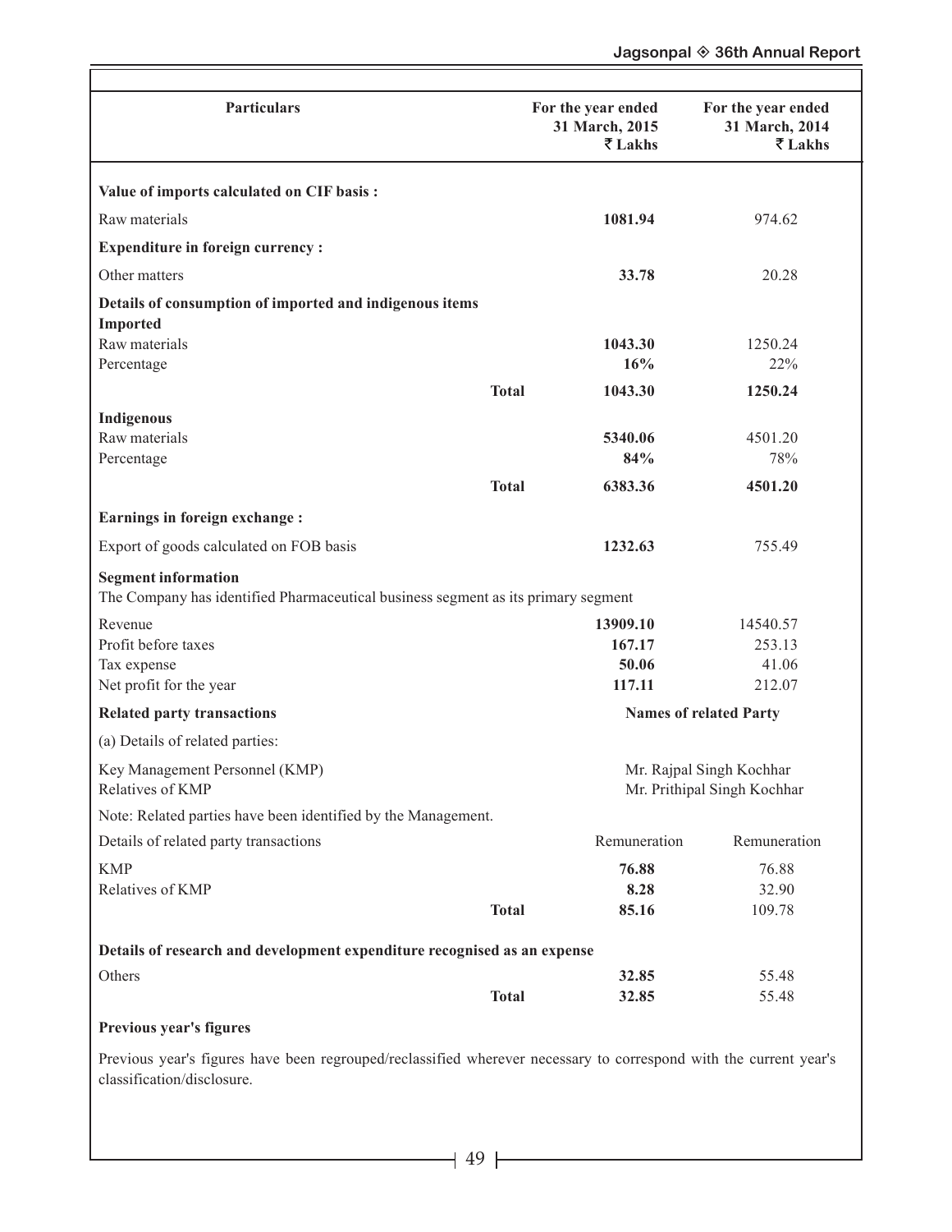| Particulars | | For the year ended 31 March, 2015 ₹ Lakhs | For the year ended 31 March, 2014 ₹ Lakhs |
|---|---|---|---|
| **Value of imports calculated on CIF basis :** | | | |
| Raw materials | | **1081.94** | 974.62 |
| **Expenditure in foreign currency :** | | | |
| Other matters | | **33.78** | 20.28 |
| **Details of consumption of imported and indigenous items** | | | |
| **Imported** | | | |
| Raw materials | | **1043.30** | 1250.24 |
| Percentage | | **16%** | 22% |
| | **Total** | **1043.30** | **1250.24** |
| **Indigenous** | | | |
| Raw materials | | **5340.06** | 4501.20 |
| Percentage | | **84%** | 78% |
| | **Total** | **6383.36** | **4501.20** |
| **Earnings in foreign exchange :** | | | |
| Export of goods calculated on FOB basis | | **1232.63** | 755.49 |
| **Segment information** | | | |
| The Company has identified Pharmaceutical business segment as its primary segment | | | |
| Revenue | | **13909.10** | 14540.57 |
| Profit before taxes | | **167.17** | 253.13 |
| Tax expense | | **50.06** | 41.06 |
| Net profit for the year | | **117.11** | 212.07 |
| **Related party transactions** | | **Names of related Party** | |
| (a) Details of related parties: | | | |
| Key Management Personnel (KMP) | | Mr. Rajpal Singh Kochhar | |
| Relatives of KMP | | Mr. Prithipal Singh Kochhar | |
| Note: Related parties have been identified by the Management. | | | |
| Details of related party transactions | | Remuneration | Remuneration |
| KMP | | **76.88** | 76.88 |
| Relatives of KMP | | **8.28** | 32.90 |
| | **Total** | **85.16** | 109.78 |
| **Details of research and development expenditure recognised as an expense** | | | |
| Others | | **32.85** | 55.48 |
| | **Total** | **32.85** | 55.48 |

**Previous year's figures**

Previous year's figures have been regrouped/reclassified wherever necessary to correspond with the current year's classification/disclosure.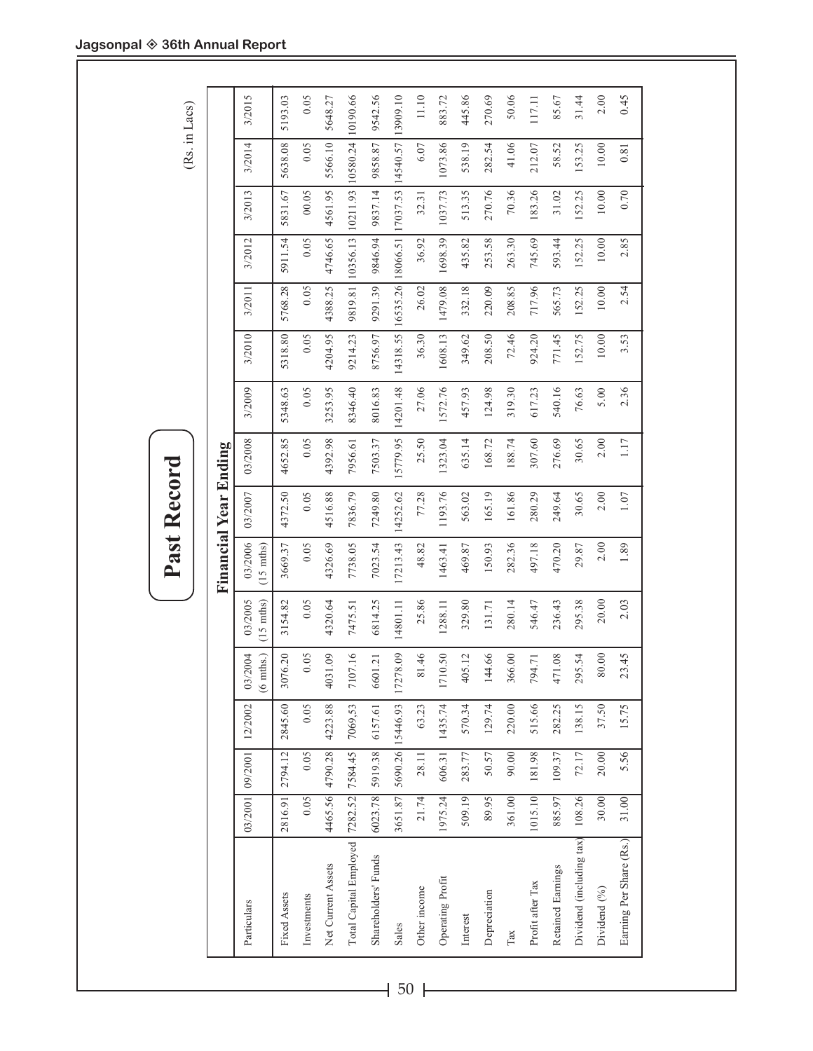# Past Record

(Rs. in Lacs)

| Particulars | Financial Year Ending | | | | | | | | | | | | | | |
|---|---|---|---|---|---|---|---|---|---|---|---|---|---|---|---|
| | 03/2001 | 09/2001 | 12/2002 | 03/2004 (6 mths.) | 03/2005 (15 mths) | 03/2006 (15 mths) | 03/2007 | 03/2008 | 3/2009 | 3/2010 | 3/2011 | 3/2012 | 3/2013 | 3/2014 | 3/2015 |
| Fixed Assets | 2816.91 | 2794.12 | 2845.60 | 3076.20 | 3154.82 | 3669.37 | 4372.50 | 4652.85 | 5348.63 | 5318.80 | 5768.28 | 5911.54 | 5831.67 | 5638.08 | 5193.03 |
| Investments | 0.05 | 0.05 | 0.05 | 0.05 | 0.05 | 0.05 | 0.05 | 0.05 | 0.05 | 0.05 | 0.05 | 0.05 | 00.05 | 0.05 | 0.05 |
| Net Current Assets | 4465.56 | 4790.28 | 4223.88 | 4031.09 | 4320.64 | 4326.69 | 4516.88 | 4392.98 | 3253.95 | 4204.95 | 4388.25 | 4746.65 | 4561.95 | 5566.10 | 5648.27 |
| Total Capital Employed | 7282.52 | 7584.45 | 7069.53 | 7107.16 | 7475.51 | 7738.05 | 7836.79 | 7956.61 | 8346.40 | 9214.23 | 9819.81 | 10356.13 | 10211.93 | 10580.24 | 10190.66 |
| Shareholders' Funds | 6023.78 | 5919.38 | 6157.61 | 6601.21 | 6814.25 | 7023.54 | 7249.80 | 7503.37 | 8016.83 | 8756.97 | 9291.39 | 9846.94 | 9837.14 | 9858.87 | 9542.56 |
| Sales | 3651.87 | 5690.26 | 15446.93 | 17278.09 | 14801.11 | 17213.43 | 14252.62 | 15779.95 | 14201.48 | 14318.55 | 16535.26 | 18066.51 | 17037.53 | 14540.57 | 13909.10 |
| Other income | 21.74 | 28.11 | 63.23 | 81.46 | 25.86 | 48.82 | 77.28 | 25.50 | 27.06 | 36.30 | 26.02 | 36.92 | 32.31 | 6.07 | 11.10 |
| Operating Profit | 1975.24 | 606.31 | 1435.74 | 1710.50 | 1288.11 | 1463.41 | 1193.76 | 1323.04 | 1572.76 | 1608.13 | 1479.08 | 1698.39 | 1037.73 | 1073.86 | 883.72 |
| Interest | 509.19 | 283.77 | 570.34 | 405.12 | 329.80 | 469.87 | 563.02 | 635.14 | 457.93 | 349.62 | 332.18 | 435.82 | 513.35 | 538.19 | 445.86 |
| Depreciation | 89.95 | 50.57 | 129.74 | 144.66 | 131.71 | 150.93 | 165.19 | 168.72 | 124.98 | 208.50 | 220.09 | 253.58 | 270.76 | 282.54 | 270.69 |
| Tax | 361.00 | 90.00 | 220.00 | 366.00 | 280.14 | 282.36 | 161.86 | 188.74 | 319.30 | 72.46 | 208.85 | 263.30 | 70.36 | 41.06 | 50.06 |
| Profit after Tax | 1015.10 | 181.98 | 515.66 | 794.71 | 546.47 | 497.18 | 280.29 | 307.60 | 617.23 | 924.20 | 717.96 | 745.69 | 183.26 | 212.07 | 117.11 |
| Retained Earnings | 885.97 | 109.37 | 282.25 | 471.08 | 236.43 | 470.20 | 249.64 | 276.69 | 540.16 | 771.45 | 565.73 | 593.44 | 31.02 | 58.52 | 85.67 |
| Dividend (including tax) | 108.26 | 72.17 | 138.15 | 295.54 | 295.38 | 29.87 | 30.65 | 30.65 | 76.63 | 152.75 | 152.25 | 152.25 | 152.25 | 153.25 | 31.44 |
| Dividend (%) | 30.00 | 20.00 | 37.50 | 80.00 | 20.00 | 2.00 | 2.00 | 2.00 | 5.00 | 10.00 | 10.00 | 10.00 | 10.00 | 10.00 | 2.00 |
| Earning Per Share (Rs.) | 31.00 | 5.56 | 15.75 | 23.45 | 2.03 | 1.89 | 1.07 | 1.17 | 2.36 | 3.53 | 2.54 | 2.85 | 0.70 | 0.81 | 0.45 |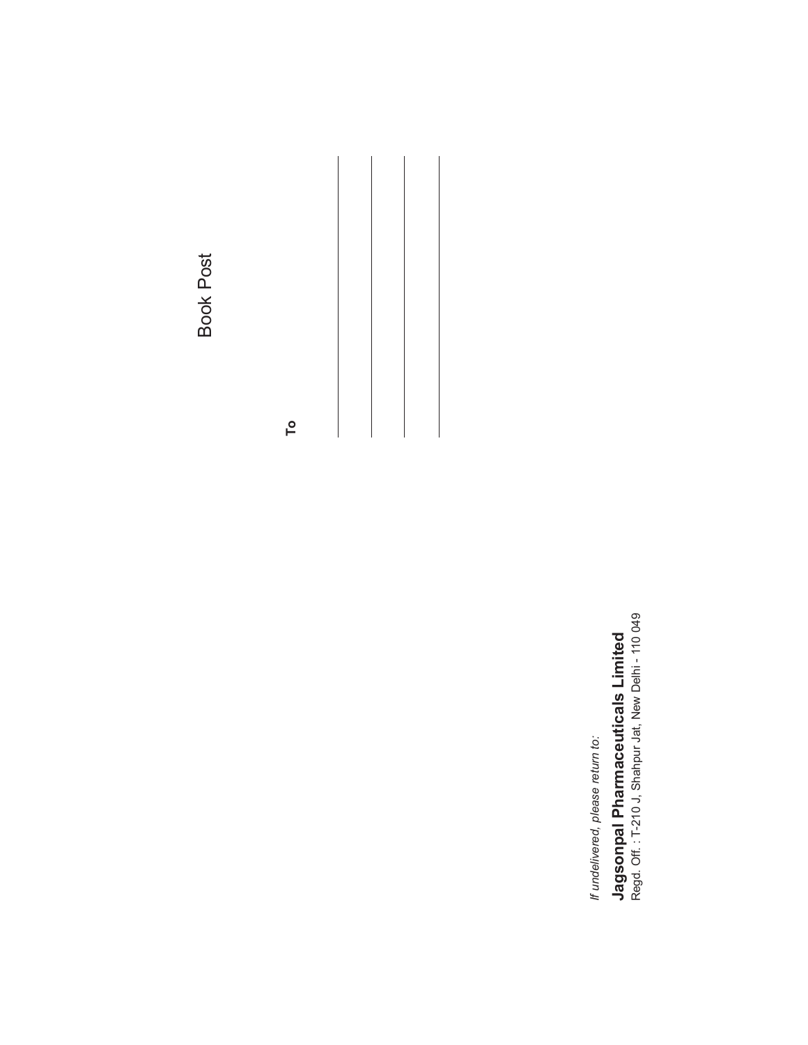Book Post

**To**

_______________

_______________

_______________

_______________

*If undelivered, please return to:*

**Jagsonpal Pharmaceuticals Limited**
Regd. Off. : T-210 J, Shahpur Jat, New Delhi - 110 049